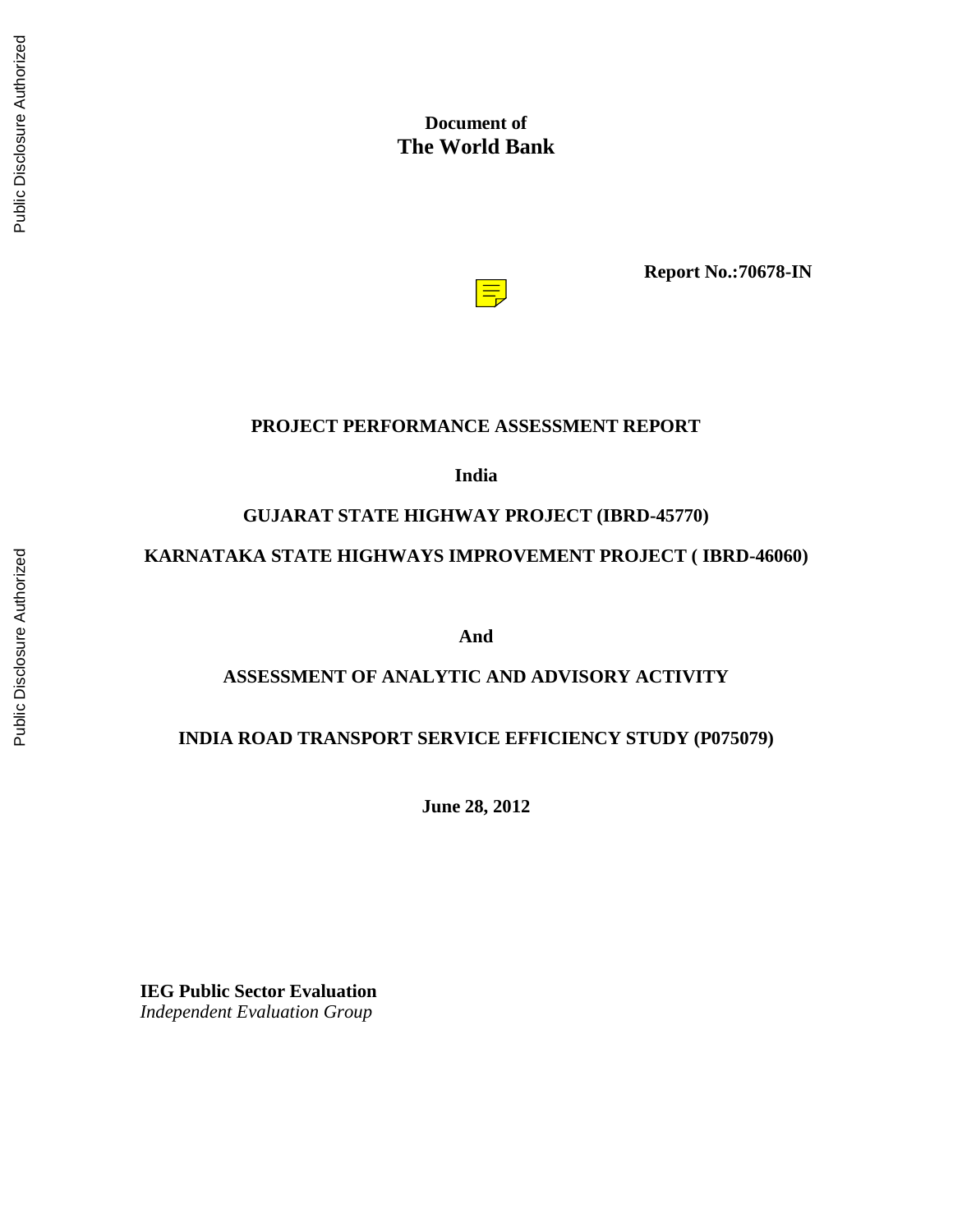**Document of**
**The World Bank**

**Report No.:70678-IN**

# PROJECT PERFORMANCE ASSESSMENT REPORT

**India**

**GUJARAT STATE HIGHWAY PROJECT (IBRD-45770)**

**KARNATAKA STATE HIGHWAYS IMPROVEMENT PROJECT ( IBRD-46060)**

**And**

**ASSESSMENT OF ANALYTIC AND ADVISORY ACTIVITY**

**INDIA ROAD TRANSPORT SERVICE EFFICIENCY STUDY (P075079)**

**June 28, 2012**

**IEG Public Sector Evaluation**
*Independent Evaluation Group*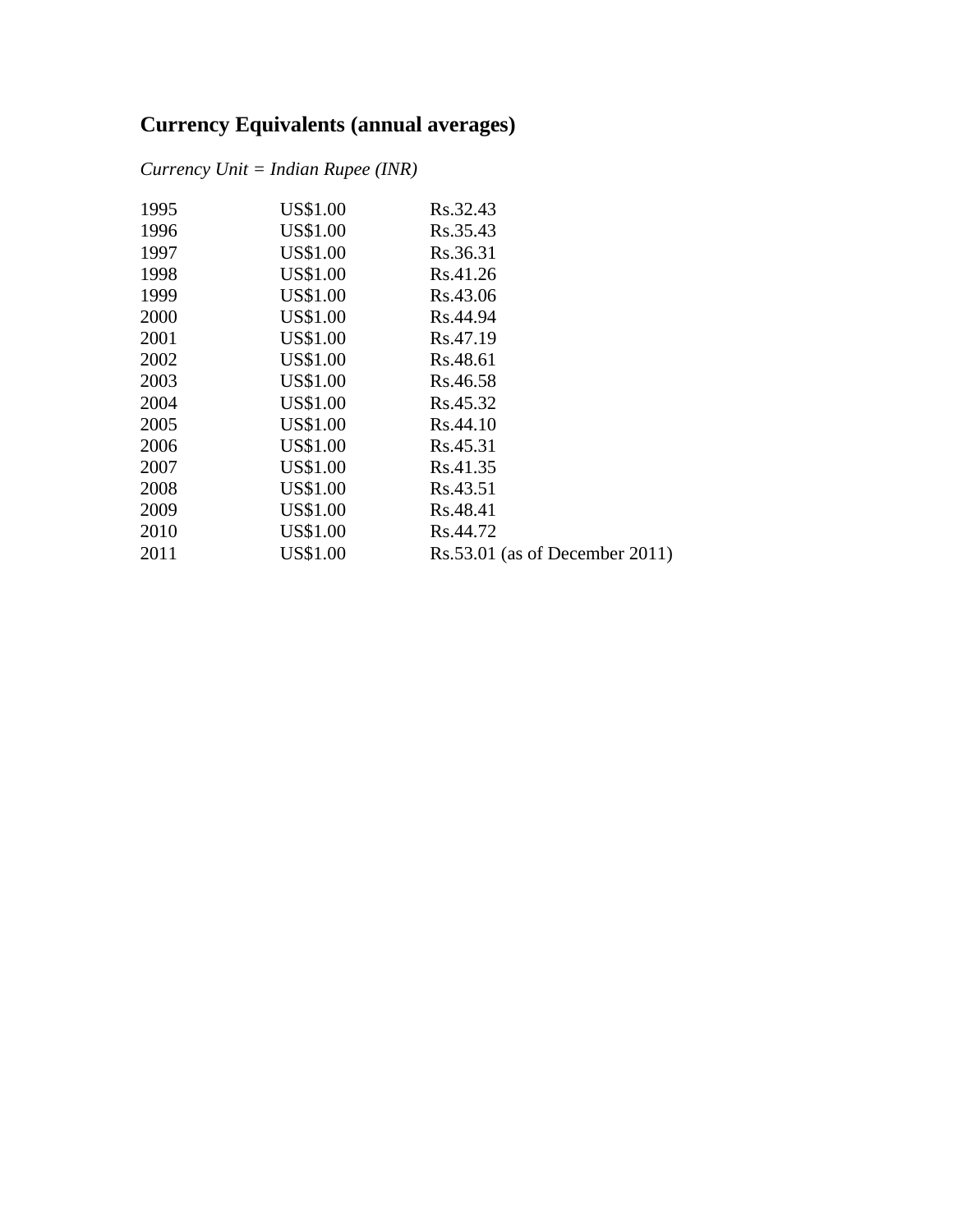## Currency Equivalents (annual averages)

*Currency Unit = Indian Rupee (INR)*

| | | |
|---|---|---|
| 1995 | US$1.00 | Rs.32.43 |
| 1996 | US$1.00 | Rs.35.43 |
| 1997 | US$1.00 | Rs.36.31 |
| 1998 | US$1.00 | Rs.41.26 |
| 1999 | US$1.00 | Rs.43.06 |
| 2000 | US$1.00 | Rs.44.94 |
| 2001 | US$1.00 | Rs.47.19 |
| 2002 | US$1.00 | Rs.48.61 |
| 2003 | US$1.00 | Rs.46.58 |
| 2004 | US$1.00 | Rs.45.32 |
| 2005 | US$1.00 | Rs.44.10 |
| 2006 | US$1.00 | Rs.45.31 |
| 2007 | US$1.00 | Rs.41.35 |
| 2008 | US$1.00 | Rs.43.51 |
| 2009 | US$1.00 | Rs.48.41 |
| 2010 | US$1.00 | Rs.44.72 |
| 2011 | US$1.00 | Rs.53.01 (as of December 2011) |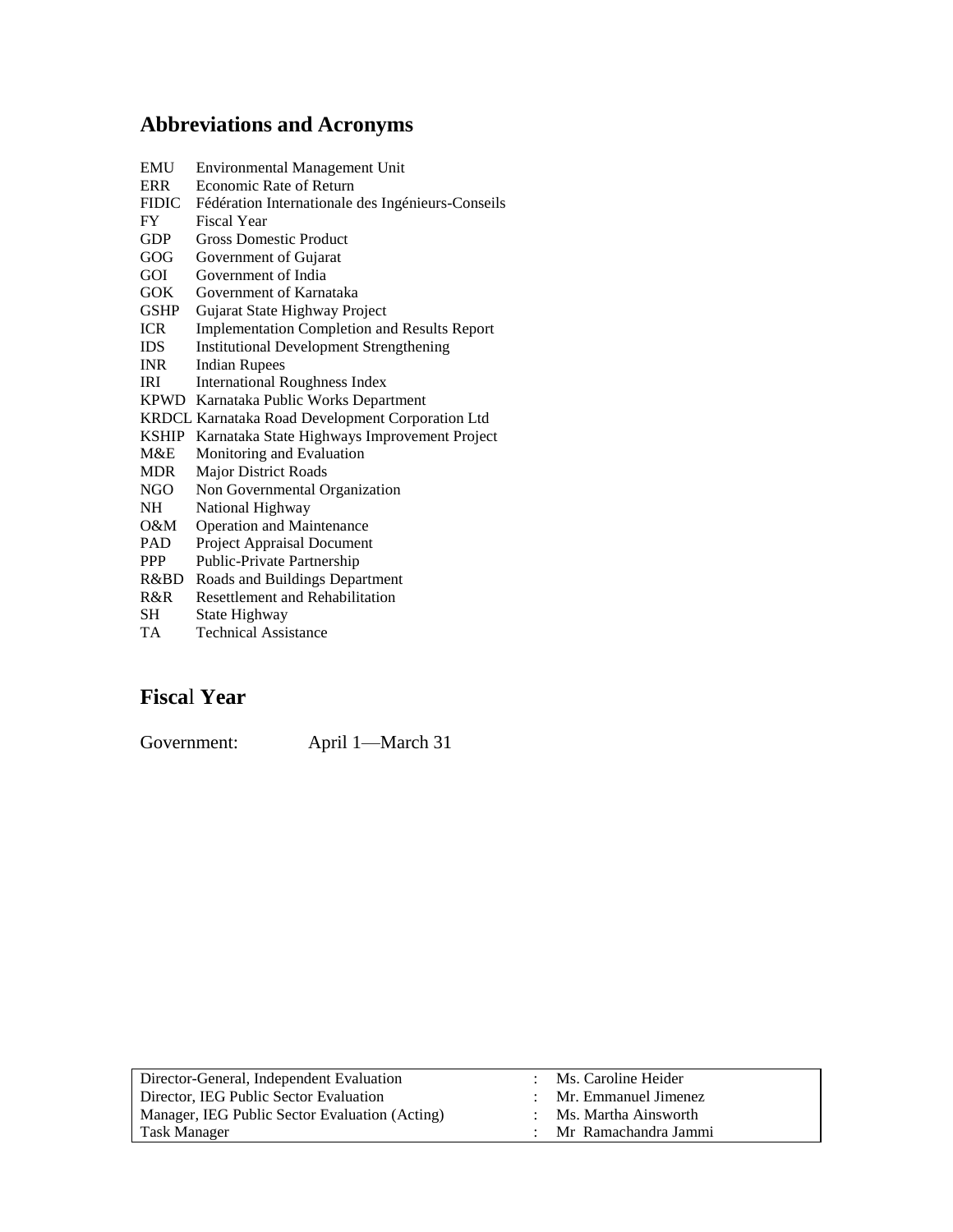## Abbreviations and Acronyms

| | |
|---|---|
| EMU | Environmental Management Unit |
| ERR | Economic Rate of Return |
| FIDIC | Fédération Internationale des Ingénieurs-Conseils |
| FY | Fiscal Year |
| GDP | Gross Domestic Product |
| GOG | Government of Gujarat |
| GOI | Government of India |
| GOK | Government of Karnataka |
| GSHP | Gujarat State Highway Project |
| ICR | Implementation Completion and Results Report |
| IDS | Institutional Development Strengthening |
| INR | Indian Rupees |
| IRI | International Roughness Index |
| KPWD | Karnataka Public Works Department |
| KRDCL | Karnataka Road Development Corporation Ltd |
| KSHIP | Karnataka State Highways Improvement Project |
| M&E | Monitoring and Evaluation |
| MDR | Major District Roads |
| NGO | Non Governmental Organization |
| NH | National Highway |
| O&M | Operation and Maintenance |
| PAD | Project Appraisal Document |
| PPP | Public-Private Partnership |
| R&BD | Roads and Buildings Department |
| R&R | Resettlement and Rehabilitation |
| SH | State Highway |
| TA | Technical Assistance |

## Fiscal Year

Government: April 1—March 31

| | | |
|---|---|---|
| Director-General, Independent Evaluation | : | Ms. Caroline Heider |
| Director, IEG Public Sector Evaluation | : | Mr. Emmanuel Jimenez |
| Manager, IEG Public Sector Evaluation (Acting) | : | Ms. Martha Ainsworth |
| Task Manager | : | Mr Ramachandra Jammi |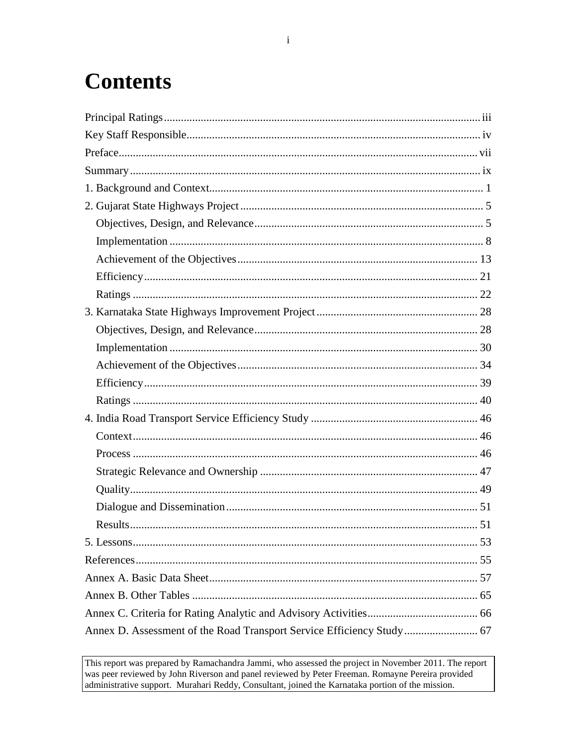# Contents

Principal Ratings ... iii

Key Staff Responsible ... iv

Preface ... vii

Summary ... ix

1. Background and Context ... 1

2. Gujarat State Highways Project ... 5
   - Objectives, Design, and Relevance ... 5
   - Implementation ... 8
   - Achievement of the Objectives ... 13
   - Efficiency ... 21
   - Ratings ... 22

3. Karnataka State Highways Improvement Project ... 28
   - Objectives, Design, and Relevance ... 28
   - Implementation ... 30
   - Achievement of the Objectives ... 34
   - Efficiency ... 39
   - Ratings ... 40

4. India Road Transport Service Efficiency Study ... 46
   - Context ... 46
   - Process ... 46
   - Strategic Relevance and Ownership ... 47
   - Quality ... 49
   - Dialogue and Dissemination ... 51
   - Results ... 51

5. Lessons ... 53

References ... 55

Annex A. Basic Data Sheet ... 57

Annex B. Other Tables ... 65

Annex C. Criteria for Rating Analytic and Advisory Activities ... 66

Annex D. Assessment of the Road Transport Service Efficiency Study ... 67

This report was prepared by Ramachandra Jammi, who assessed the project in November 2011. The report was peer reviewed by John Riverson and panel reviewed by Peter Freeman. Romayne Pereira provided administrative support. Murahari Reddy, Consultant, joined the Karnataka portion of the mission.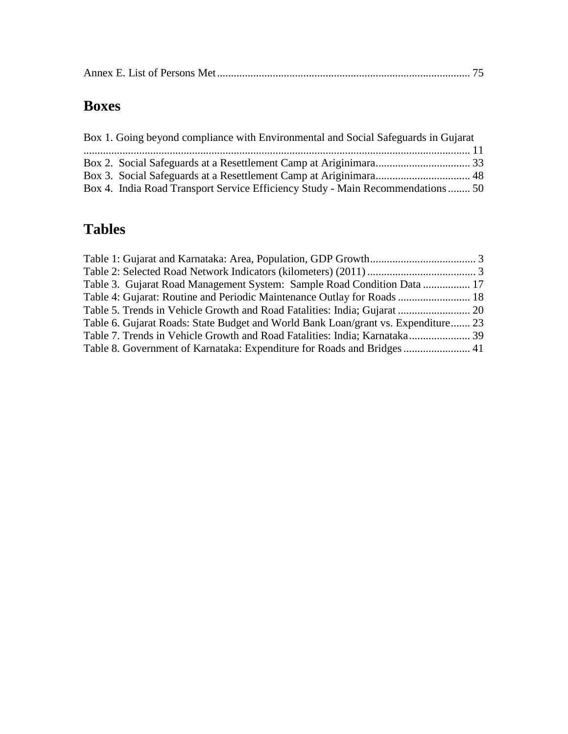Annex E. List of Persons Met .......................................................................................... 75

## Boxes

Box 1. Going beyond compliance with Environmental and Social Safeguards in Gujarat ......................................................................................................................... 11
Box 2. Social Safeguards at a Resettlement Camp at Ariginimara .................................. 33
Box 3. Social Safeguards at a Resettlement Camp at Ariginimara .................................. 48
Box 4. India Road Transport Service Efficiency Study - Main Recommendations ........ 50

## Tables

Table 1: Gujarat and Karnataka: Area, Population, GDP Growth ...................................... 3
Table 2: Selected Road Network Indicators (kilometers) (2011) ....................................... 3
Table 3. Gujarat Road Management System: Sample Road Condition Data ................. 17
Table 4: Gujarat: Routine and Periodic Maintenance Outlay for Roads .......................... 18
Table 5. Trends in Vehicle Growth and Road Fatalities: India; Gujarat .......................... 20
Table 6. Gujarat Roads: State Budget and World Bank Loan/grant vs. Expenditure ....... 23
Table 7. Trends in Vehicle Growth and Road Fatalities: India; Karnataka ...................... 39
Table 8. Government of Karnataka: Expenditure for Roads and Bridges ........................ 41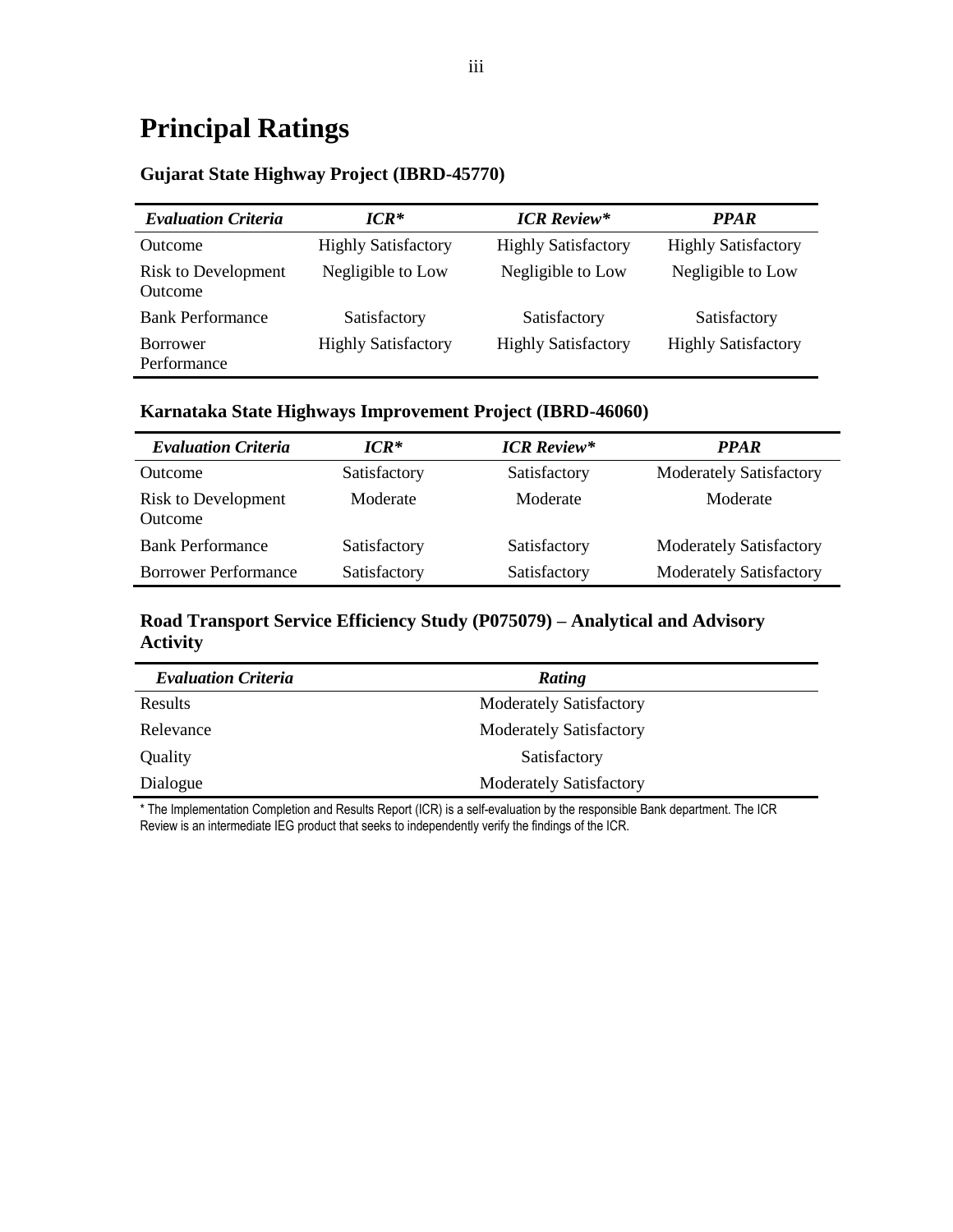# Principal Ratings

### Gujarat State Highway Project (IBRD-45770)

| *Evaluation Criteria* | *ICR** | *ICR Review** | *PPAR* |
|---|---|---|---|
| Outcome | Highly Satisfactory | Highly Satisfactory | Highly Satisfactory |
| Risk to Development Outcome | Negligible to Low | Negligible to Low | Negligible to Low |
| Bank Performance | Satisfactory | Satisfactory | Satisfactory |
| Borrower Performance | Highly Satisfactory | Highly Satisfactory | Highly Satisfactory |

### Karnataka State Highways Improvement Project (IBRD-46060)

| *Evaluation Criteria* | *ICR** | *ICR Review** | *PPAR* |
|---|---|---|---|
| Outcome | Satisfactory | Satisfactory | Moderately Satisfactory |
| Risk to Development Outcome | Moderate | Moderate | Moderate |
| Bank Performance | Satisfactory | Satisfactory | Moderately Satisfactory |
| Borrower Performance | Satisfactory | Satisfactory | Moderately Satisfactory |

### Road Transport Service Efficiency Study (P075079) – Analytical and Advisory Activity

| *Evaluation Criteria* | *Rating* |
|---|---|
| Results | Moderately Satisfactory |
| Relevance | Moderately Satisfactory |
| Quality | Satisfactory |
| Dialogue | Moderately Satisfactory |

* The Implementation Completion and Results Report (ICR) is a self-evaluation by the responsible Bank department. The ICR Review is an intermediate IEG product that seeks to independently verify the findings of the ICR.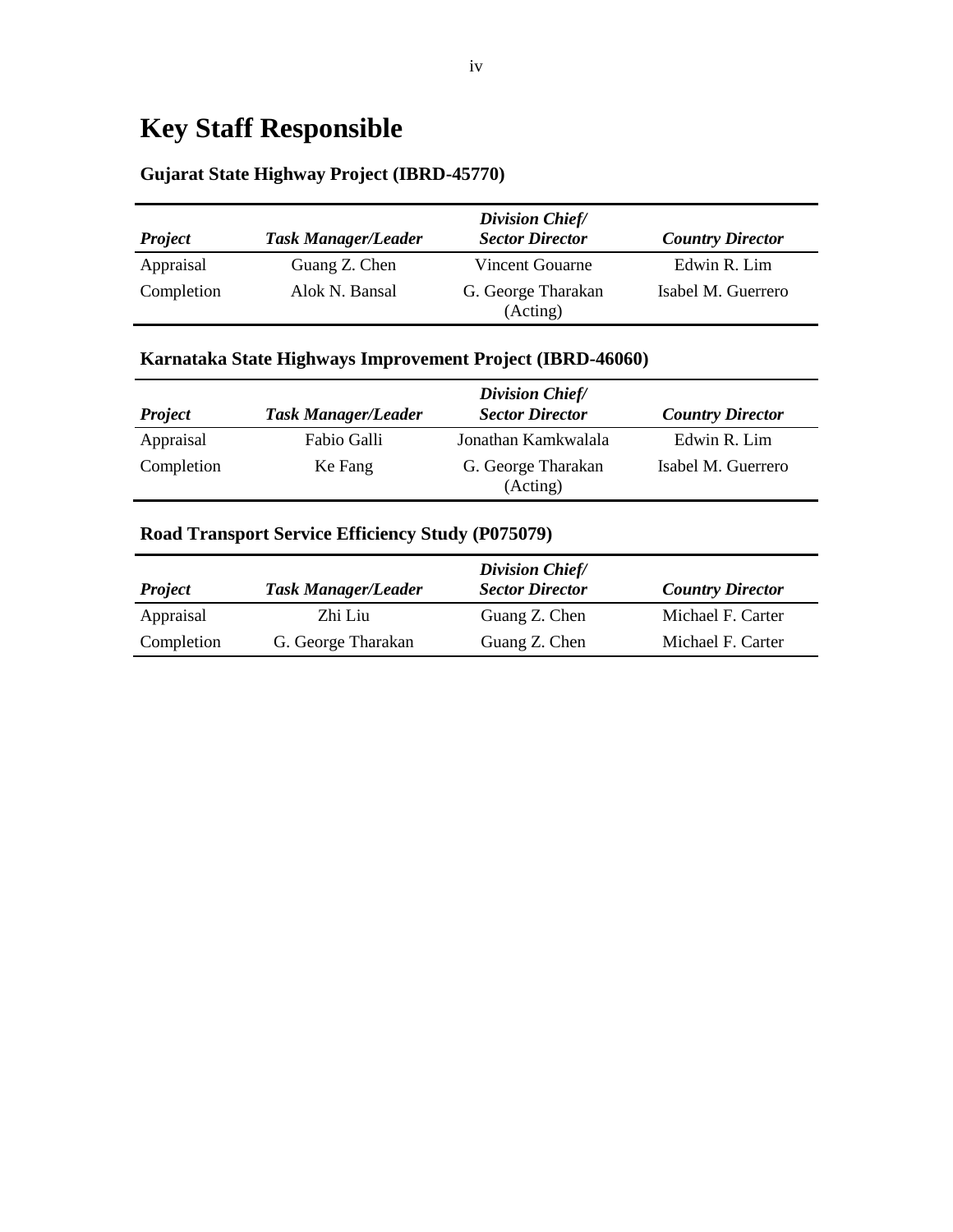# Key Staff Responsible

### Gujarat State Highway Project (IBRD-45770)

| *Project* | *Task Manager/Leader* | *Division Chief/ Sector Director* | *Country Director* |
|---|---|---|---|
| Appraisal | Guang Z. Chen | Vincent Gouarne | Edwin R. Lim |
| Completion | Alok N. Bansal | G. George Tharakan (Acting) | Isabel M. Guerrero |

### Karnataka State Highways Improvement Project (IBRD-46060)

| *Project* | *Task Manager/Leader* | *Division Chief/ Sector Director* | *Country Director* |
|---|---|---|---|
| Appraisal | Fabio Galli | Jonathan Kamkwalala | Edwin R. Lim |
| Completion | Ke Fang | G. George Tharakan (Acting) | Isabel M. Guerrero |

### Road Transport Service Efficiency Study (P075079)

| *Project* | *Task Manager/Leader* | *Division Chief/ Sector Director* | *Country Director* |
|---|---|---|---|
| Appraisal | Zhi Liu | Guang Z. Chen | Michael F. Carter |
| Completion | G. George Tharakan | Guang Z. Chen | Michael F. Carter |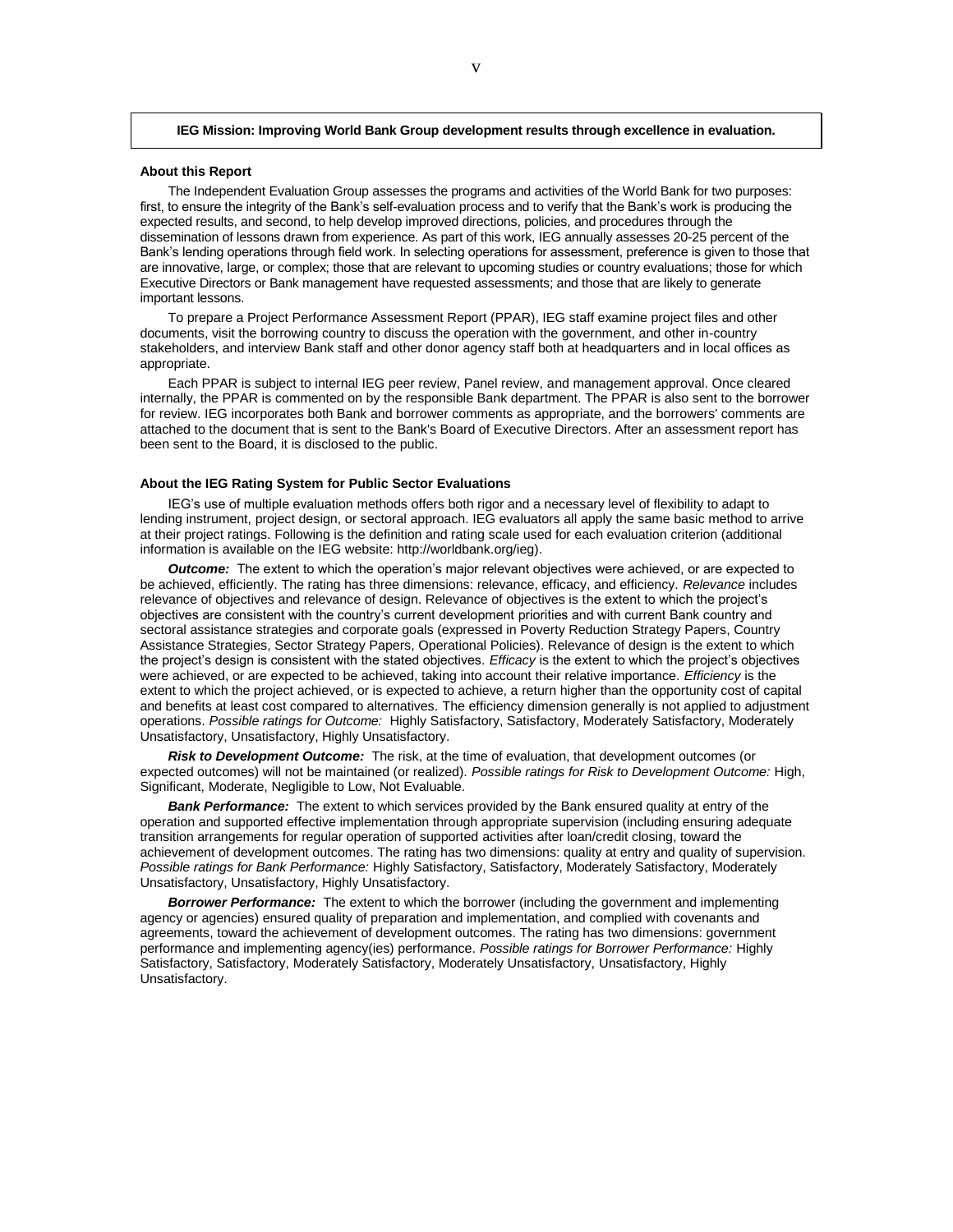**IEG Mission: Improving World Bank Group development results through excellence in evaluation.**

## About this Report

The Independent Evaluation Group assesses the programs and activities of the World Bank for two purposes: first, to ensure the integrity of the Bank's self-evaluation process and to verify that the Bank's work is producing the expected results, and second, to help develop improved directions, policies, and procedures through the dissemination of lessons drawn from experience. As part of this work, IEG annually assesses 20-25 percent of the Bank's lending operations through field work. In selecting operations for assessment, preference is given to those that are innovative, large, or complex; those that are relevant to upcoming studies or country evaluations; those for which Executive Directors or Bank management have requested assessments; and those that are likely to generate important lessons.

To prepare a Project Performance Assessment Report (PPAR), IEG staff examine project files and other documents, visit the borrowing country to discuss the operation with the government, and other in-country stakeholders, and interview Bank staff and other donor agency staff both at headquarters and in local offices as appropriate.

Each PPAR is subject to internal IEG peer review, Panel review, and management approval. Once cleared internally, the PPAR is commented on by the responsible Bank department. The PPAR is also sent to the borrower for review. IEG incorporates both Bank and borrower comments as appropriate, and the borrowers' comments are attached to the document that is sent to the Bank's Board of Executive Directors. After an assessment report has been sent to the Board, it is disclosed to the public.

## About the IEG Rating System for Public Sector Evaluations

IEG's use of multiple evaluation methods offers both rigor and a necessary level of flexibility to adapt to lending instrument, project design, or sectoral approach. IEG evaluators all apply the same basic method to arrive at their project ratings. Following is the definition and rating scale used for each evaluation criterion (additional information is available on the IEG website: http://worldbank.org/ieg).

***Outcome:*** The extent to which the operation's major relevant objectives were achieved, or are expected to be achieved, efficiently. The rating has three dimensions: relevance, efficacy, and efficiency. *Relevance* includes relevance of objectives and relevance of design. Relevance of objectives is the extent to which the project's objectives are consistent with the country's current development priorities and with current Bank country and sectoral assistance strategies and corporate goals (expressed in Poverty Reduction Strategy Papers, Country Assistance Strategies, Sector Strategy Papers, Operational Policies). Relevance of design is the extent to which the project's design is consistent with the stated objectives. *Efficacy* is the extent to which the project's objectives were achieved, or are expected to be achieved, taking into account their relative importance. *Efficiency* is the extent to which the project achieved, or is expected to achieve, a return higher than the opportunity cost of capital and benefits at least cost compared to alternatives. The efficiency dimension generally is not applied to adjustment operations. *Possible ratings for Outcome:* Highly Satisfactory, Satisfactory, Moderately Satisfactory, Moderately Unsatisfactory, Unsatisfactory, Highly Unsatisfactory.

***Risk to Development Outcome:*** The risk, at the time of evaluation, that development outcomes (or expected outcomes) will not be maintained (or realized). *Possible ratings for Risk to Development Outcome:* High, Significant, Moderate, Negligible to Low, Not Evaluable.

***Bank Performance:*** The extent to which services provided by the Bank ensured quality at entry of the operation and supported effective implementation through appropriate supervision (including ensuring adequate transition arrangements for regular operation of supported activities after loan/credit closing, toward the achievement of development outcomes. The rating has two dimensions: quality at entry and quality of supervision. *Possible ratings for Bank Performance:* Highly Satisfactory, Satisfactory, Moderately Satisfactory, Moderately Unsatisfactory, Unsatisfactory, Highly Unsatisfactory.

***Borrower Performance:*** The extent to which the borrower (including the government and implementing agency or agencies) ensured quality of preparation and implementation, and complied with covenants and agreements, toward the achievement of development outcomes. The rating has two dimensions: government performance and implementing agency(ies) performance. *Possible ratings for Borrower Performance:* Highly Satisfactory, Satisfactory, Moderately Satisfactory, Moderately Unsatisfactory, Unsatisfactory, Highly Unsatisfactory.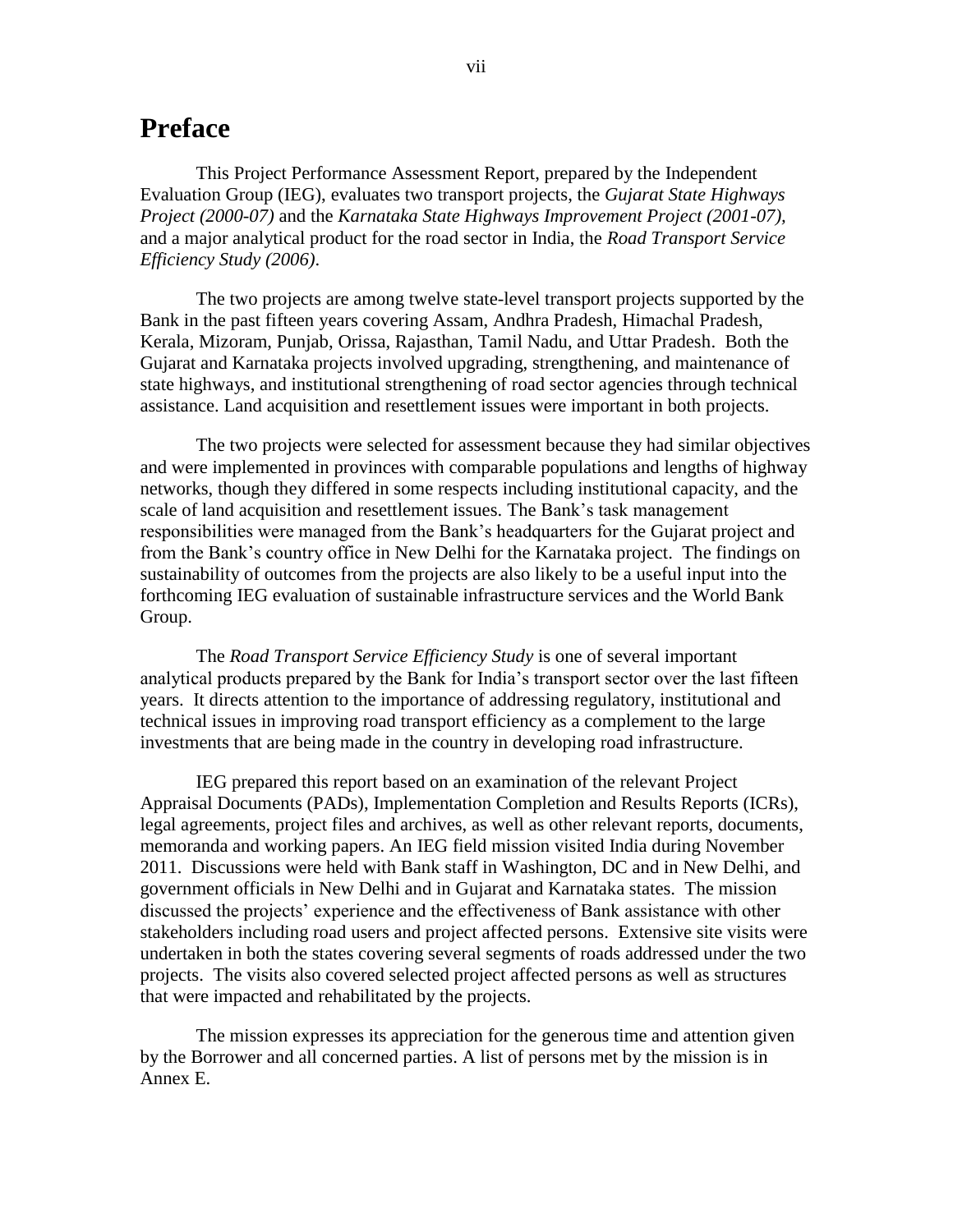# Preface

This Project Performance Assessment Report, prepared by the Independent Evaluation Group (IEG), evaluates two transport projects, the *Gujarat State Highways Project (2000-07)* and the *Karnataka State Highways Improvement Project (2001-07)*, and a major analytical product for the road sector in India, the *Road Transport Service Efficiency Study (2006)*.

The two projects are among twelve state-level transport projects supported by the Bank in the past fifteen years covering Assam, Andhra Pradesh, Himachal Pradesh, Kerala, Mizoram, Punjab, Orissa, Rajasthan, Tamil Nadu, and Uttar Pradesh. Both the Gujarat and Karnataka projects involved upgrading, strengthening, and maintenance of state highways, and institutional strengthening of road sector agencies through technical assistance. Land acquisition and resettlement issues were important in both projects.

The two projects were selected for assessment because they had similar objectives and were implemented in provinces with comparable populations and lengths of highway networks, though they differed in some respects including institutional capacity, and the scale of land acquisition and resettlement issues. The Bank's task management responsibilities were managed from the Bank's headquarters for the Gujarat project and from the Bank's country office in New Delhi for the Karnataka project. The findings on sustainability of outcomes from the projects are also likely to be a useful input into the forthcoming IEG evaluation of sustainable infrastructure services and the World Bank Group.

The *Road Transport Service Efficiency Study* is one of several important analytical products prepared by the Bank for India's transport sector over the last fifteen years. It directs attention to the importance of addressing regulatory, institutional and technical issues in improving road transport efficiency as a complement to the large investments that are being made in the country in developing road infrastructure.

IEG prepared this report based on an examination of the relevant Project Appraisal Documents (PADs), Implementation Completion and Results Reports (ICRs), legal agreements, project files and archives, as well as other relevant reports, documents, memoranda and working papers. An IEG field mission visited India during November 2011. Discussions were held with Bank staff in Washington, DC and in New Delhi, and government officials in New Delhi and in Gujarat and Karnataka states. The mission discussed the projects' experience and the effectiveness of Bank assistance with other stakeholders including road users and project affected persons. Extensive site visits were undertaken in both the states covering several segments of roads addressed under the two projects. The visits also covered selected project affected persons as well as structures that were impacted and rehabilitated by the projects.

The mission expresses its appreciation for the generous time and attention given by the Borrower and all concerned parties. A list of persons met by the mission is in Annex E.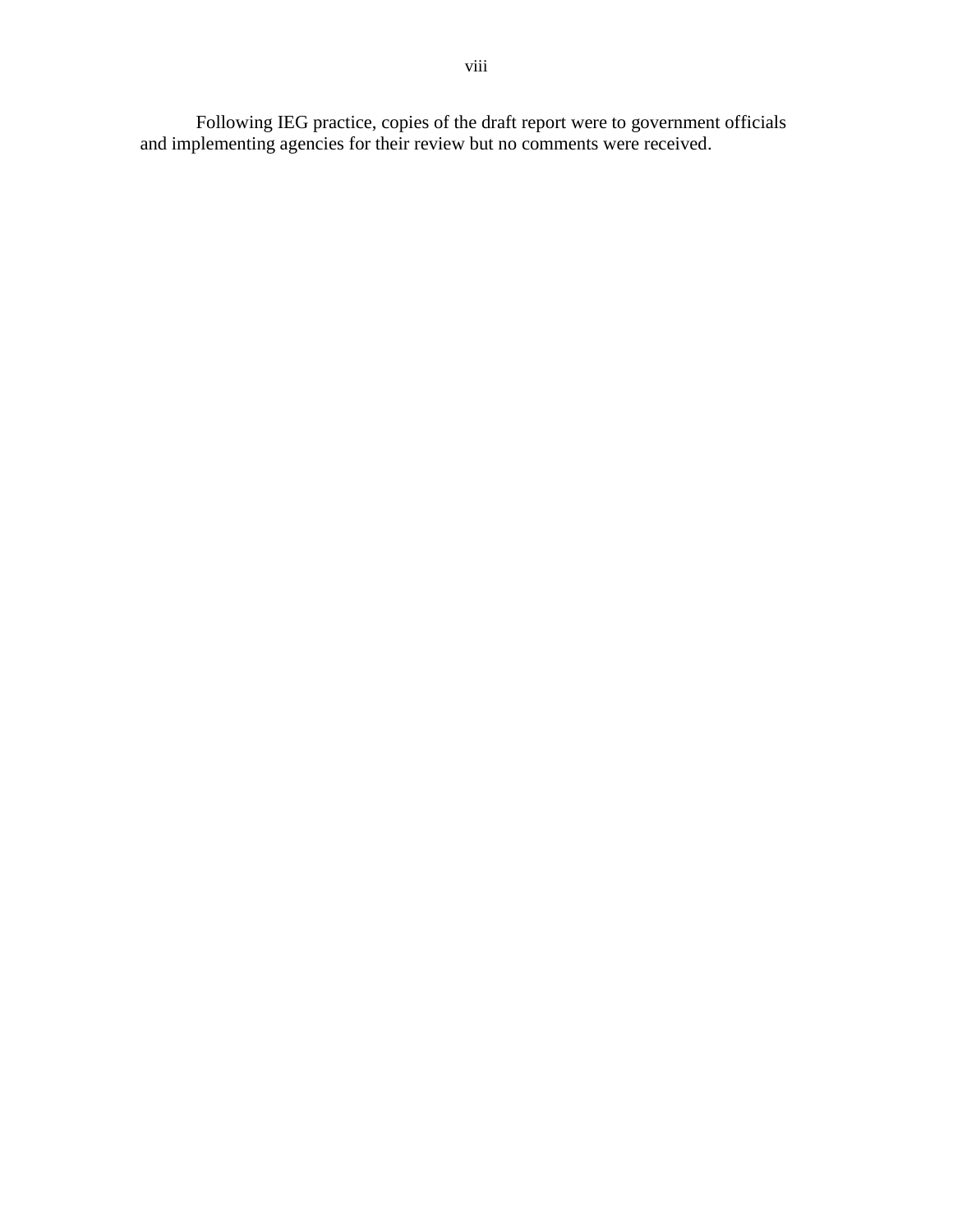Following IEG practice, copies of the draft report were to government officials and implementing agencies for their review but no comments were received.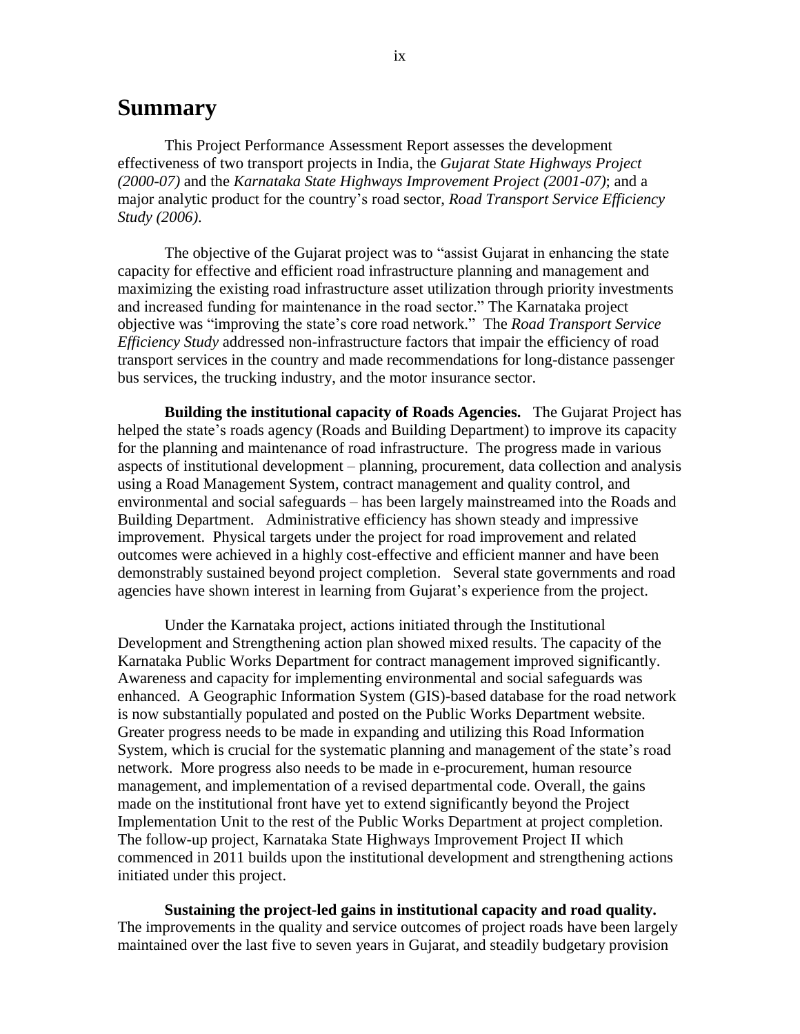# Summary

This Project Performance Assessment Report assesses the development effectiveness of two transport projects in India, the *Gujarat State Highways Project (2000-07)* and the *Karnataka State Highways Improvement Project (2001-07)*; and a major analytic product for the country's road sector, *Road Transport Service Efficiency Study (2006)*.

The objective of the Gujarat project was to "assist Gujarat in enhancing the state capacity for effective and efficient road infrastructure planning and management and maximizing the existing road infrastructure asset utilization through priority investments and increased funding for maintenance in the road sector." The Karnataka project objective was "improving the state's core road network." The *Road Transport Service Efficiency Study* addressed non-infrastructure factors that impair the efficiency of road transport services in the country and made recommendations for long-distance passenger bus services, the trucking industry, and the motor insurance sector.

**Building the institutional capacity of Roads Agencies.** The Gujarat Project has helped the state's roads agency (Roads and Building Department) to improve its capacity for the planning and maintenance of road infrastructure. The progress made in various aspects of institutional development – planning, procurement, data collection and analysis using a Road Management System, contract management and quality control, and environmental and social safeguards – has been largely mainstreamed into the Roads and Building Department. Administrative efficiency has shown steady and impressive improvement. Physical targets under the project for road improvement and related outcomes were achieved in a highly cost-effective and efficient manner and have been demonstrably sustained beyond project completion. Several state governments and road agencies have shown interest in learning from Gujarat's experience from the project.

Under the Karnataka project, actions initiated through the Institutional Development and Strengthening action plan showed mixed results. The capacity of the Karnataka Public Works Department for contract management improved significantly. Awareness and capacity for implementing environmental and social safeguards was enhanced. A Geographic Information System (GIS)-based database for the road network is now substantially populated and posted on the Public Works Department website. Greater progress needs to be made in expanding and utilizing this Road Information System, which is crucial for the systematic planning and management of the state's road network. More progress also needs to be made in e-procurement, human resource management, and implementation of a revised departmental code. Overall, the gains made on the institutional front have yet to extend significantly beyond the Project Implementation Unit to the rest of the Public Works Department at project completion. The follow-up project, Karnataka State Highways Improvement Project II which commenced in 2011 builds upon the institutional development and strengthening actions initiated under this project.

**Sustaining the project-led gains in institutional capacity and road quality.** The improvements in the quality and service outcomes of project roads have been largely maintained over the last five to seven years in Gujarat, and steadily budgetary provision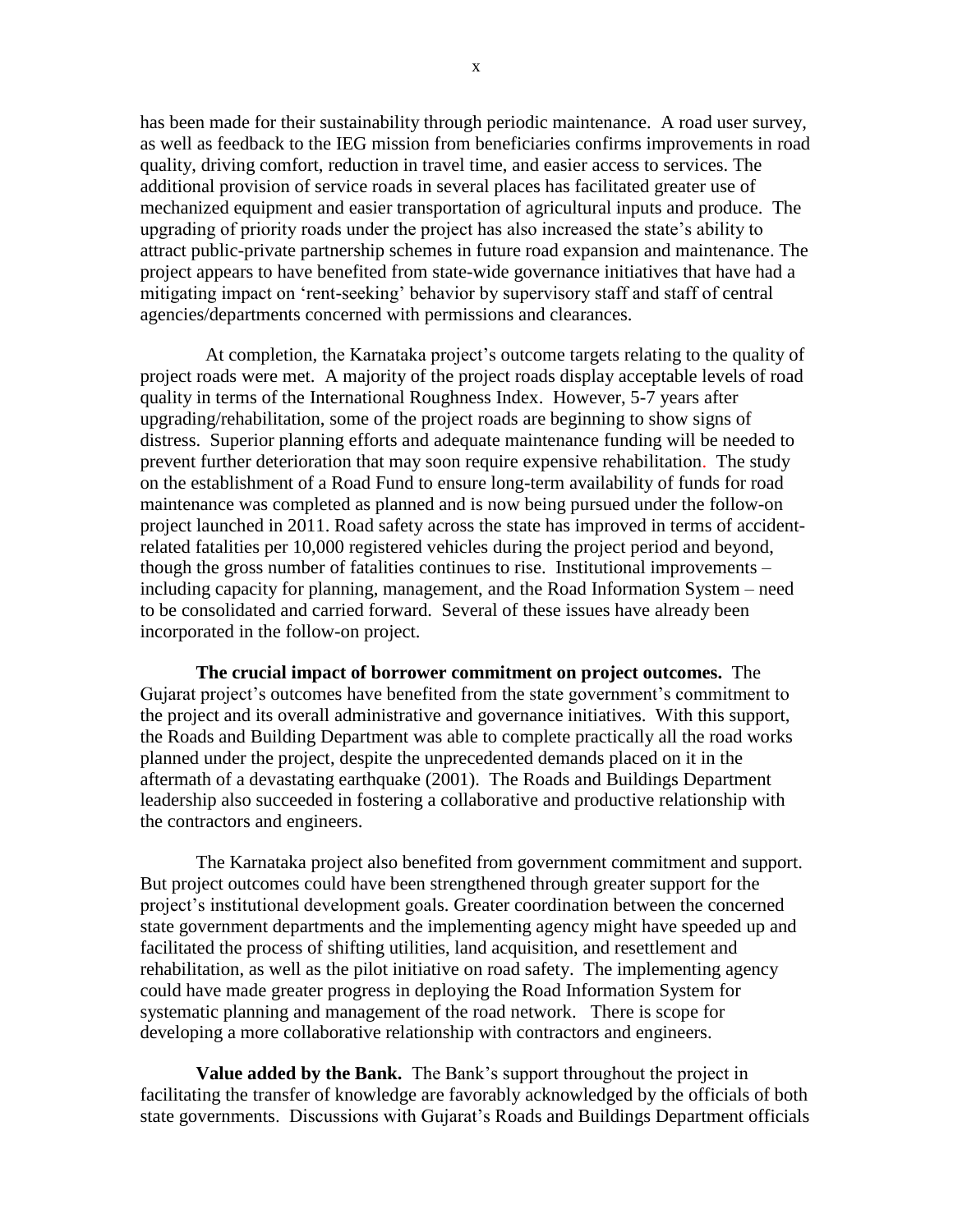has been made for their sustainability through periodic maintenance. A road user survey, as well as feedback to the IEG mission from beneficiaries confirms improvements in road quality, driving comfort, reduction in travel time, and easier access to services. The additional provision of service roads in several places has facilitated greater use of mechanized equipment and easier transportation of agricultural inputs and produce. The upgrading of priority roads under the project has also increased the state's ability to attract public-private partnership schemes in future road expansion and maintenance. The project appears to have benefited from state-wide governance initiatives that have had a mitigating impact on 'rent-seeking' behavior by supervisory staff and staff of central agencies/departments concerned with permissions and clearances.

At completion, the Karnataka project's outcome targets relating to the quality of project roads were met. A majority of the project roads display acceptable levels of road quality in terms of the International Roughness Index. However, 5-7 years after upgrading/rehabilitation, some of the project roads are beginning to show signs of distress. Superior planning efforts and adequate maintenance funding will be needed to prevent further deterioration that may soon require expensive rehabilitation. The study on the establishment of a Road Fund to ensure long-term availability of funds for road maintenance was completed as planned and is now being pursued under the follow-on project launched in 2011. Road safety across the state has improved in terms of accident-related fatalities per 10,000 registered vehicles during the project period and beyond, though the gross number of fatalities continues to rise. Institutional improvements – including capacity for planning, management, and the Road Information System – need to be consolidated and carried forward. Several of these issues have already been incorporated in the follow-on project.

**The crucial impact of borrower commitment on project outcomes.** The Gujarat project's outcomes have benefited from the state government's commitment to the project and its overall administrative and governance initiatives. With this support, the Roads and Building Department was able to complete practically all the road works planned under the project, despite the unprecedented demands placed on it in the aftermath of a devastating earthquake (2001). The Roads and Buildings Department leadership also succeeded in fostering a collaborative and productive relationship with the contractors and engineers.

The Karnataka project also benefited from government commitment and support. But project outcomes could have been strengthened through greater support for the project's institutional development goals. Greater coordination between the concerned state government departments and the implementing agency might have speeded up and facilitated the process of shifting utilities, land acquisition, and resettlement and rehabilitation, as well as the pilot initiative on road safety. The implementing agency could have made greater progress in deploying the Road Information System for systematic planning and management of the road network. There is scope for developing a more collaborative relationship with contractors and engineers.

**Value added by the Bank.** The Bank's support throughout the project in facilitating the transfer of knowledge are favorably acknowledged by the officials of both state governments. Discussions with Gujarat's Roads and Buildings Department officials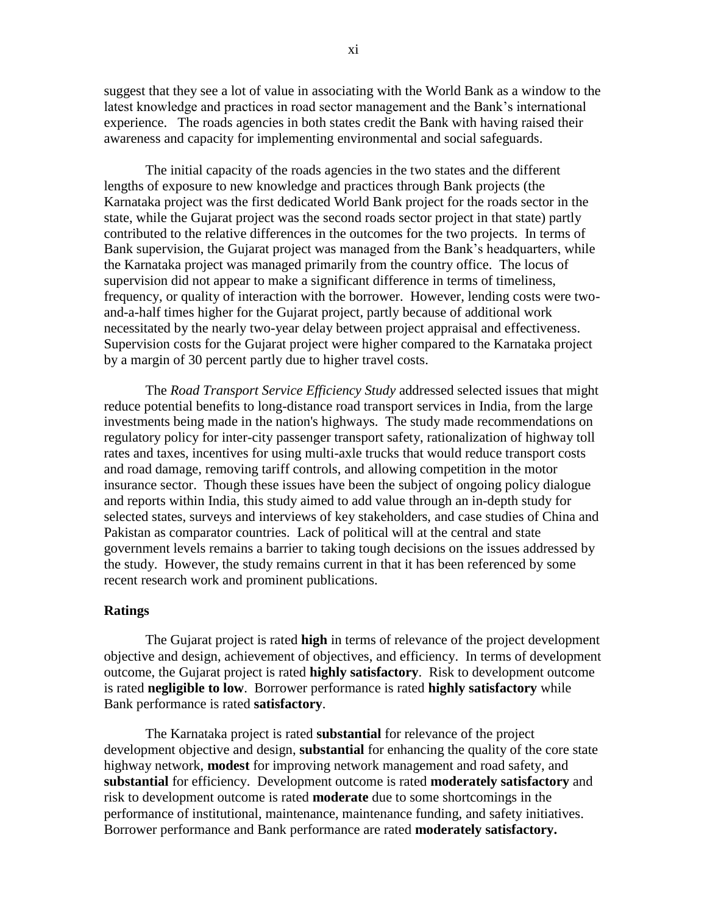suggest that they see a lot of value in associating with the World Bank as a window to the latest knowledge and practices in road sector management and the Bank's international experience. The roads agencies in both states credit the Bank with having raised their awareness and capacity for implementing environmental and social safeguards.

The initial capacity of the roads agencies in the two states and the different lengths of exposure to new knowledge and practices through Bank projects (the Karnataka project was the first dedicated World Bank project for the roads sector in the state, while the Gujarat project was the second roads sector project in that state) partly contributed to the relative differences in the outcomes for the two projects. In terms of Bank supervision, the Gujarat project was managed from the Bank's headquarters, while the Karnataka project was managed primarily from the country office. The locus of supervision did not appear to make a significant difference in terms of timeliness, frequency, or quality of interaction with the borrower. However, lending costs were two-and-a-half times higher for the Gujarat project, partly because of additional work necessitated by the nearly two-year delay between project appraisal and effectiveness. Supervision costs for the Gujarat project were higher compared to the Karnataka project by a margin of 30 percent partly due to higher travel costs.

The *Road Transport Service Efficiency Study* addressed selected issues that might reduce potential benefits to long-distance road transport services in India, from the large investments being made in the nation's highways. The study made recommendations on regulatory policy for inter-city passenger transport safety, rationalization of highway toll rates and taxes, incentives for using multi-axle trucks that would reduce transport costs and road damage, removing tariff controls, and allowing competition in the motor insurance sector. Though these issues have been the subject of ongoing policy dialogue and reports within India, this study aimed to add value through an in-depth study for selected states, surveys and interviews of key stakeholders, and case studies of China and Pakistan as comparator countries. Lack of political will at the central and state government levels remains a barrier to taking tough decisions on the issues addressed by the study. However, the study remains current in that it has been referenced by some recent research work and prominent publications.

## Ratings

The Gujarat project is rated **high** in terms of relevance of the project development objective and design, achievement of objectives, and efficiency. In terms of development outcome, the Gujarat project is rated **highly satisfactory**. Risk to development outcome is rated **negligible to low**. Borrower performance is rated **highly satisfactory** while Bank performance is rated **satisfactory**.

The Karnataka project is rated **substantial** for relevance of the project development objective and design, **substantial** for enhancing the quality of the core state highway network, **modest** for improving network management and road safety, and **substantial** for efficiency. Development outcome is rated **moderately satisfactory** and risk to development outcome is rated **moderate** due to some shortcomings in the performance of institutional, maintenance, maintenance funding, and safety initiatives. Borrower performance and Bank performance are rated **moderately satisfactory.**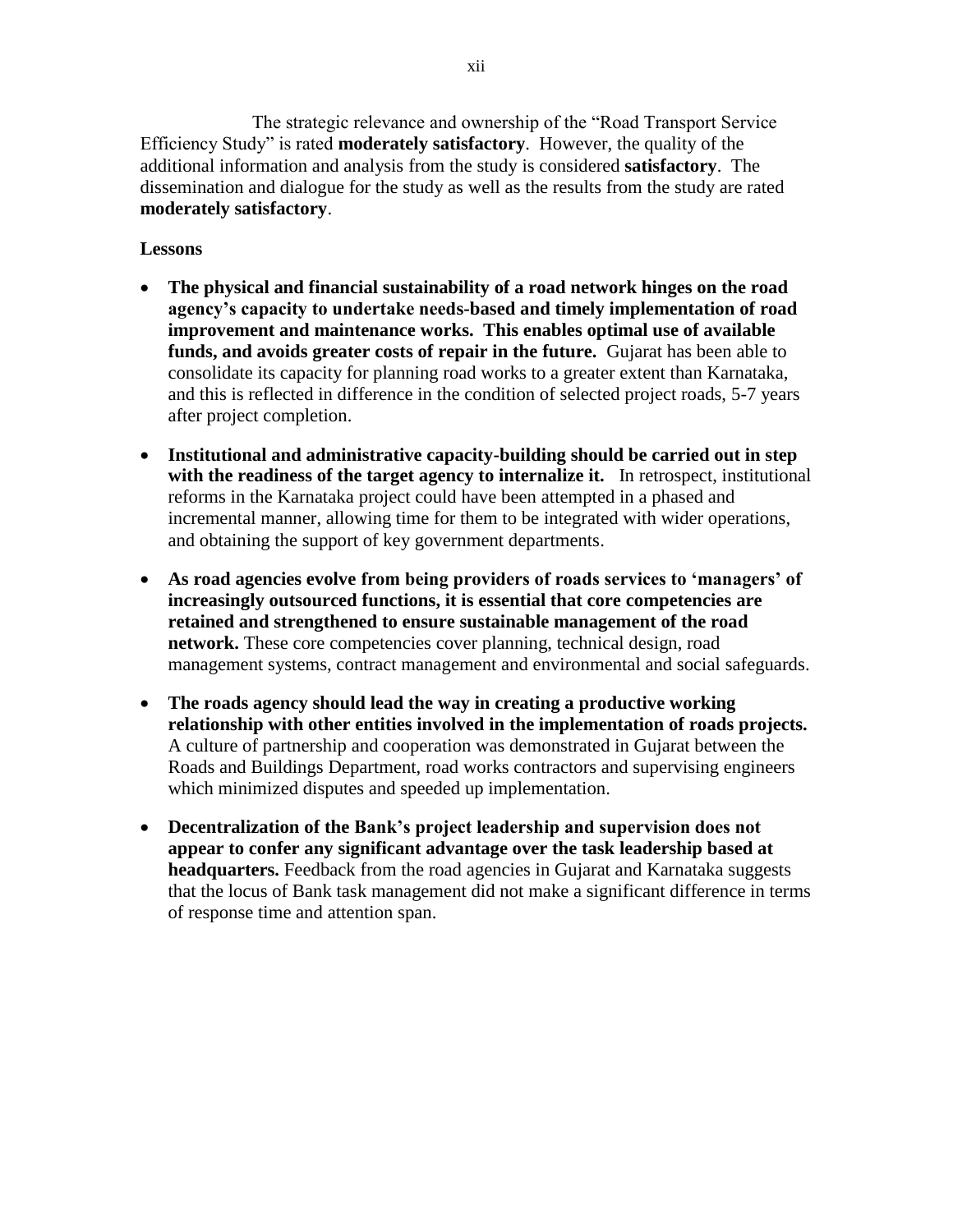The strategic relevance and ownership of the "Road Transport Service Efficiency Study" is rated **moderately satisfactory**. However, the quality of the additional information and analysis from the study is considered **satisfactory**. The dissemination and dialogue for the study as well as the results from the study are rated **moderately satisfactory**.

**Lessons**

- **The physical and financial sustainability of a road network hinges on the road agency's capacity to undertake needs-based and timely implementation of road improvement and maintenance works. This enables optimal use of available funds, and avoids greater costs of repair in the future.** Gujarat has been able to consolidate its capacity for planning road works to a greater extent than Karnataka, and this is reflected in difference in the condition of selected project roads, 5-7 years after project completion.
- **Institutional and administrative capacity-building should be carried out in step with the readiness of the target agency to internalize it.** In retrospect, institutional reforms in the Karnataka project could have been attempted in a phased and incremental manner, allowing time for them to be integrated with wider operations, and obtaining the support of key government departments.
- **As road agencies evolve from being providers of roads services to 'managers' of increasingly outsourced functions, it is essential that core competencies are retained and strengthened to ensure sustainable management of the road network.** These core competencies cover planning, technical design, road management systems, contract management and environmental and social safeguards.
- **The roads agency should lead the way in creating a productive working relationship with other entities involved in the implementation of roads projects.** A culture of partnership and cooperation was demonstrated in Gujarat between the Roads and Buildings Department, road works contractors and supervising engineers which minimized disputes and speeded up implementation.
- **Decentralization of the Bank's project leadership and supervision does not appear to confer any significant advantage over the task leadership based at headquarters.** Feedback from the road agencies in Gujarat and Karnataka suggests that the locus of Bank task management did not make a significant difference in terms of response time and attention span.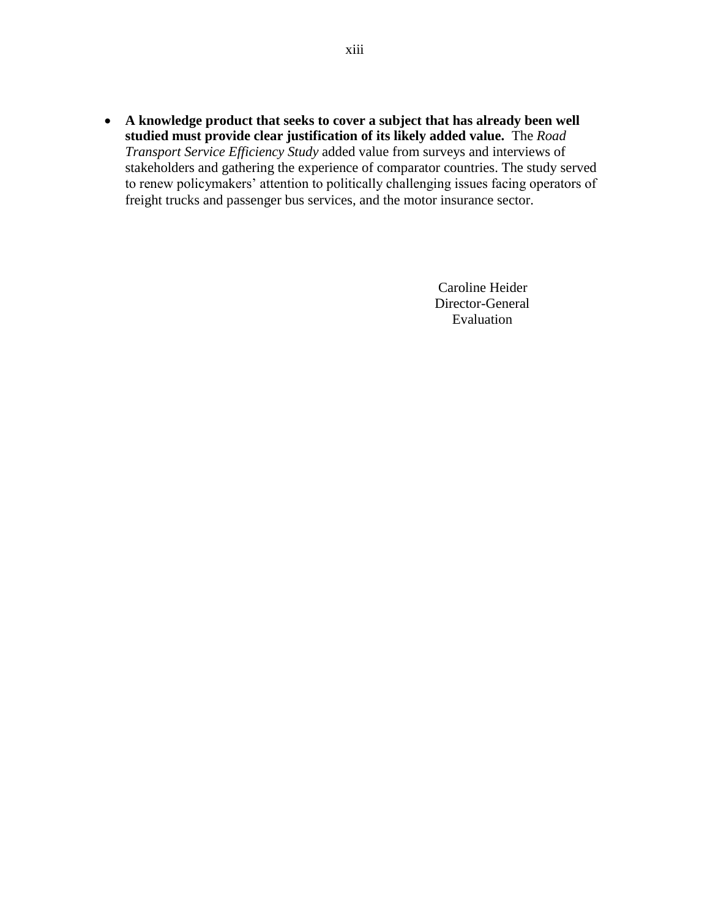- **A knowledge product that seeks to cover a subject that has already been well studied must provide clear justification of its likely added value.** The *Road Transport Service Efficiency Study* added value from surveys and interviews of stakeholders and gathering the experience of comparator countries. The study served to renew policymakers' attention to politically challenging issues facing operators of freight trucks and passenger bus services, and the motor insurance sector.

Caroline Heider
Director-General
Evaluation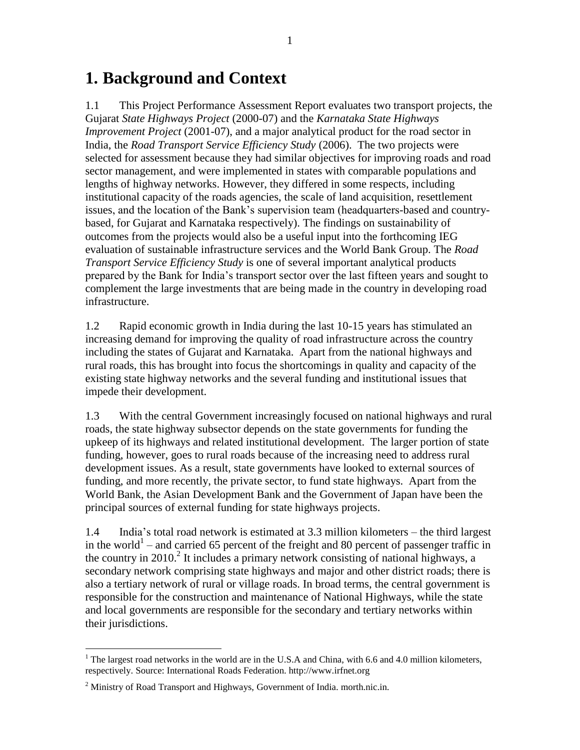# 1. Background and Context

1.1 This Project Performance Assessment Report evaluates two transport projects, the Gujarat *State Highways Project* (2000-07) and the *Karnataka State Highways Improvement Project* (2001-07), and a major analytical product for the road sector in India, the *Road Transport Service Efficiency Study* (2006). The two projects were selected for assessment because they had similar objectives for improving roads and road sector management, and were implemented in states with comparable populations and lengths of highway networks. However, they differed in some respects, including institutional capacity of the roads agencies, the scale of land acquisition, resettlement issues, and the location of the Bank's supervision team (headquarters-based and country-based, for Gujarat and Karnataka respectively). The findings on sustainability of outcomes from the projects would also be a useful input into the forthcoming IEG evaluation of sustainable infrastructure services and the World Bank Group. The *Road Transport Service Efficiency Study* is one of several important analytical products prepared by the Bank for India's transport sector over the last fifteen years and sought to complement the large investments that are being made in the country in developing road infrastructure.

1.2 Rapid economic growth in India during the last 10-15 years has stimulated an increasing demand for improving the quality of road infrastructure across the country including the states of Gujarat and Karnataka. Apart from the national highways and rural roads, this has brought into focus the shortcomings in quality and capacity of the existing state highway networks and the several funding and institutional issues that impede their development.

1.3 With the central Government increasingly focused on national highways and rural roads, the state highway subsector depends on the state governments for funding the upkeep of its highways and related institutional development. The larger portion of state funding, however, goes to rural roads because of the increasing need to address rural development issues. As a result, state governments have looked to external sources of funding, and more recently, the private sector, to fund state highways. Apart from the World Bank, the Asian Development Bank and the Government of Japan have been the principal sources of external funding for state highways projects.

1.4 India's total road network is estimated at 3.3 million kilometers – the third largest in the world[1] – and carried 65 percent of the freight and 80 percent of passenger traffic in the country in 2010.[2] It includes a primary network consisting of national highways, a secondary network comprising state highways and major and other district roads; there is also a tertiary network of rural or village roads. In broad terms, the central government is responsible for the construction and maintenance of National Highways, while the state and local governments are responsible for the secondary and tertiary networks within their jurisdictions.

[1] The largest road networks in the world are in the U.S.A and China, with 6.6 and 4.0 million kilometers, respectively. Source: International Roads Federation. http://www.irfnet.org

[2] Ministry of Road Transport and Highways, Government of India. morth.nic.in.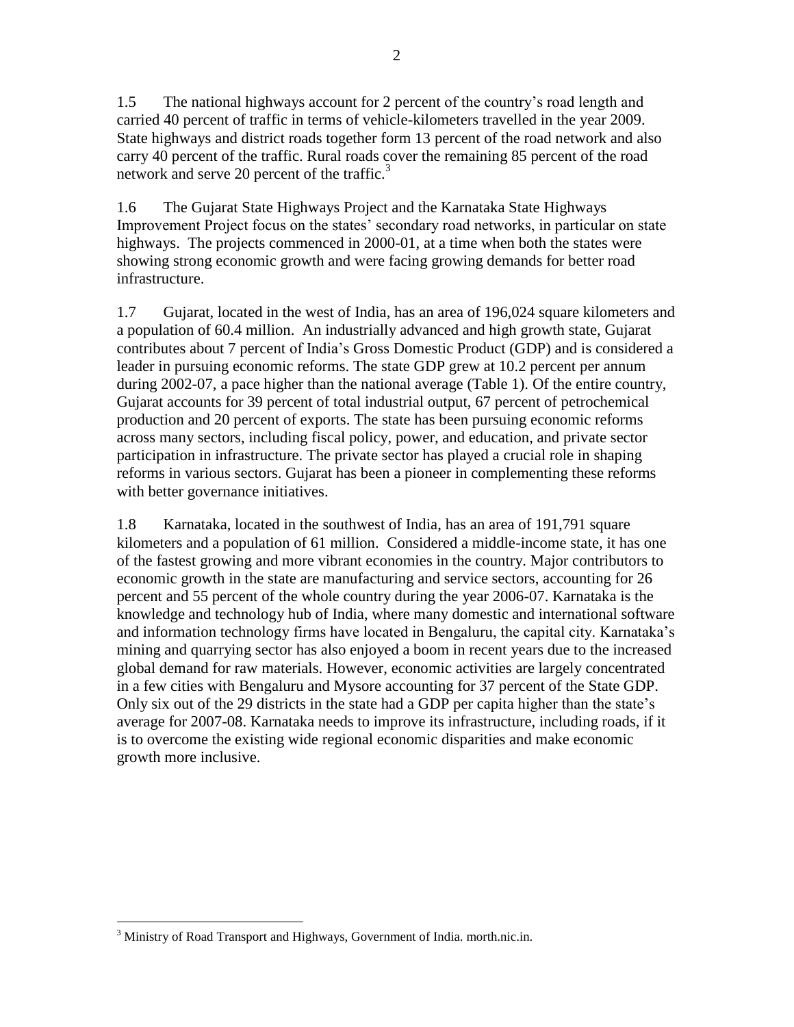1.5 The national highways account for 2 percent of the country's road length and carried 40 percent of traffic in terms of vehicle-kilometers travelled in the year 2009. State highways and district roads together form 13 percent of the road network and also carry 40 percent of the traffic. Rural roads cover the remaining 85 percent of the road network and serve 20 percent of the traffic.[3]

1.6 The Gujarat State Highways Project and the Karnataka State Highways Improvement Project focus on the states' secondary road networks, in particular on state highways. The projects commenced in 2000-01, at a time when both the states were showing strong economic growth and were facing growing demands for better road infrastructure.

1.7 Gujarat, located in the west of India, has an area of 196,024 square kilometers and a population of 60.4 million. An industrially advanced and high growth state, Gujarat contributes about 7 percent of India's Gross Domestic Product (GDP) and is considered a leader in pursuing economic reforms. The state GDP grew at 10.2 percent per annum during 2002-07, a pace higher than the national average (Table 1). Of the entire country, Gujarat accounts for 39 percent of total industrial output, 67 percent of petrochemical production and 20 percent of exports. The state has been pursuing economic reforms across many sectors, including fiscal policy, power, and education, and private sector participation in infrastructure. The private sector has played a crucial role in shaping reforms in various sectors. Gujarat has been a pioneer in complementing these reforms with better governance initiatives.

1.8 Karnataka, located in the southwest of India, has an area of 191,791 square kilometers and a population of 61 million. Considered a middle-income state, it has one of the fastest growing and more vibrant economies in the country. Major contributors to economic growth in the state are manufacturing and service sectors, accounting for 26 percent and 55 percent of the whole country during the year 2006-07. Karnataka is the knowledge and technology hub of India, where many domestic and international software and information technology firms have located in Bengaluru, the capital city. Karnataka's mining and quarrying sector has also enjoyed a boom in recent years due to the increased global demand for raw materials. However, economic activities are largely concentrated in a few cities with Bengaluru and Mysore accounting for 37 percent of the State GDP. Only six out of the 29 districts in the state had a GDP per capita higher than the state's average for 2007-08. Karnataka needs to improve its infrastructure, including roads, if it is to overcome the existing wide regional economic disparities and make economic growth more inclusive.

[3] Ministry of Road Transport and Highways, Government of India. morth.nic.in.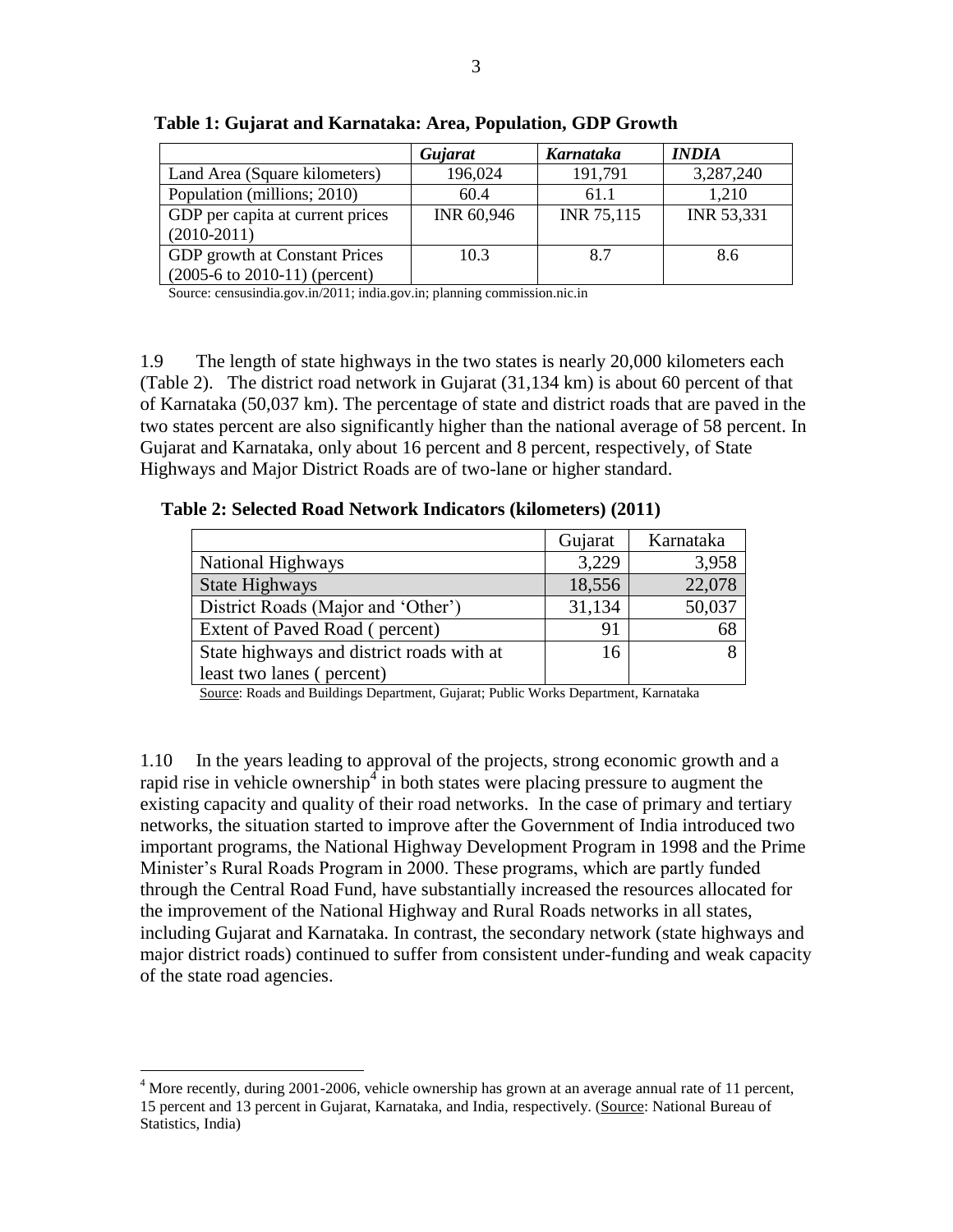**Table 1: Gujarat and Karnataka: Area, Population, GDP Growth**

| | *Gujarat* | *Karnataka* | *INDIA* |
|---|---|---|---|
| Land Area (Square kilometers) | 196,024 | 191,791 | 3,287,240 |
| Population (millions; 2010) | 60.4 | 61.1 | 1,210 |
| GDP per capita at current prices (2010-2011) | INR 60,946 | INR 75,115 | INR 53,331 |
| GDP growth at Constant Prices (2005-6 to 2010-11) (percent) | 10.3 | 8.7 | 8.6 |

Source: censusindia.gov.in/2011; india.gov.in; planning commission.nic.in

1.9 The length of state highways in the two states is nearly 20,000 kilometers each (Table 2). The district road network in Gujarat (31,134 km) is about 60 percent of that of Karnataka (50,037 km). The percentage of state and district roads that are paved in the two states percent are also significantly higher than the national average of 58 percent. In Gujarat and Karnataka, only about 16 percent and 8 percent, respectively, of State Highways and Major District Roads are of two-lane or higher standard.

**Table 2: Selected Road Network Indicators (kilometers) (2011)**

| | Gujarat | Karnataka |
|---|---|---|
| National Highways | 3,229 | 3,958 |
| State Highways | 18,556 | 22,078 |
| District Roads (Major and 'Other') | 31,134 | 50,037 |
| Extent of Paved Road ( percent) | 91 | 68 |
| State highways and district roads with at least two lanes ( percent) | 16 | 8 |

Source: Roads and Buildings Department, Gujarat; Public Works Department, Karnataka

1.10 In the years leading to approval of the projects, strong economic growth and a rapid rise in vehicle ownership[4] in both states were placing pressure to augment the existing capacity and quality of their road networks. In the case of primary and tertiary networks, the situation started to improve after the Government of India introduced two important programs, the National Highway Development Program in 1998 and the Prime Minister's Rural Roads Program in 2000. These programs, which are partly funded through the Central Road Fund, have substantially increased the resources allocated for the improvement of the National Highway and Rural Roads networks in all states, including Gujarat and Karnataka. In contrast, the secondary network (state highways and major district roads) continued to suffer from consistent under-funding and weak capacity of the state road agencies.

[4] More recently, during 2001-2006, vehicle ownership has grown at an average annual rate of 11 percent, 15 percent and 13 percent in Gujarat, Karnataka, and India, respectively. (Source: National Bureau of Statistics, India)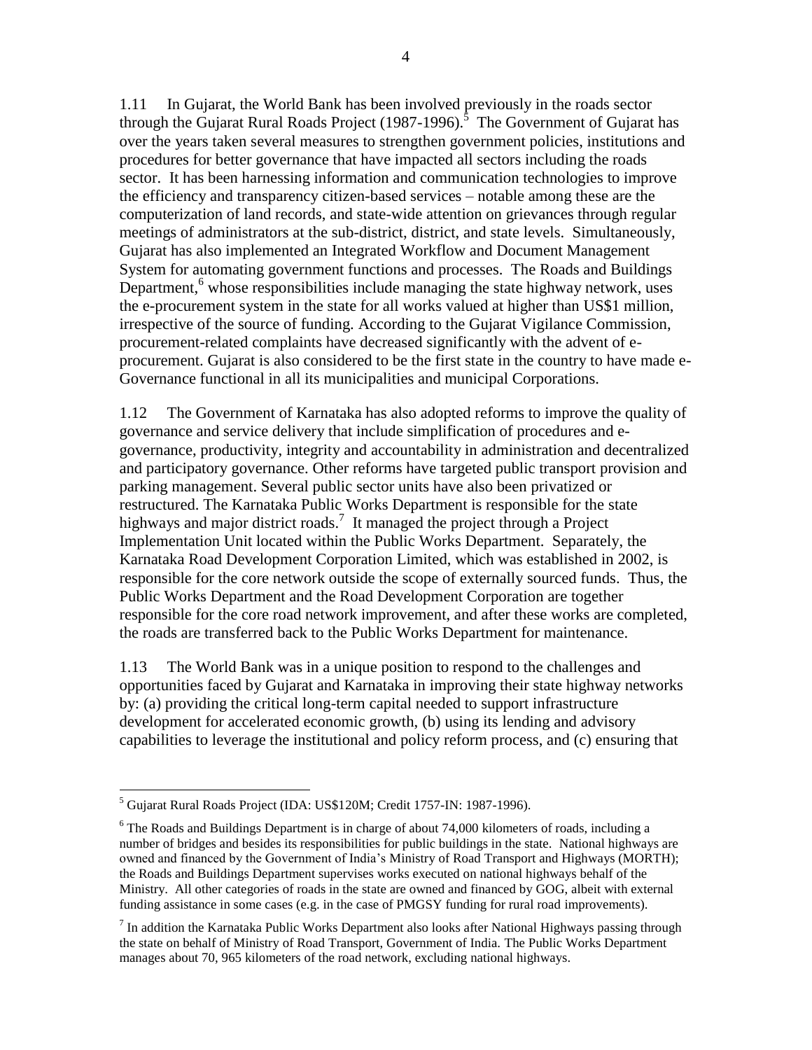1.11 In Gujarat, the World Bank has been involved previously in the roads sector through the Gujarat Rural Roads Project (1987-1996).[5] The Government of Gujarat has over the years taken several measures to strengthen government policies, institutions and procedures for better governance that have impacted all sectors including the roads sector. It has been harnessing information and communication technologies to improve the efficiency and transparency citizen-based services – notable among these are the computerization of land records, and state-wide attention on grievances through regular meetings of administrators at the sub-district, district, and state levels. Simultaneously, Gujarat has also implemented an Integrated Workflow and Document Management System for automating government functions and processes. The Roads and Buildings Department,[6] whose responsibilities include managing the state highway network, uses the e-procurement system in the state for all works valued at higher than US$1 million, irrespective of the source of funding. According to the Gujarat Vigilance Commission, procurement-related complaints have decreased significantly with the advent of e-procurement. Gujarat is also considered to be the first state in the country to have made e-Governance functional in all its municipalities and municipal Corporations.

1.12 The Government of Karnataka has also adopted reforms to improve the quality of governance and service delivery that include simplification of procedures and e-governance, productivity, integrity and accountability in administration and decentralized and participatory governance. Other reforms have targeted public transport provision and parking management. Several public sector units have also been privatized or restructured. The Karnataka Public Works Department is responsible for the state highways and major district roads.[7] It managed the project through a Project Implementation Unit located within the Public Works Department. Separately, the Karnataka Road Development Corporation Limited, which was established in 2002, is responsible for the core network outside the scope of externally sourced funds. Thus, the Public Works Department and the Road Development Corporation are together responsible for the core road network improvement, and after these works are completed, the roads are transferred back to the Public Works Department for maintenance.

1.13 The World Bank was in a unique position to respond to the challenges and opportunities faced by Gujarat and Karnataka in improving their state highway networks by: (a) providing the critical long-term capital needed to support infrastructure development for accelerated economic growth, (b) using its lending and advisory capabilities to leverage the institutional and policy reform process, and (c) ensuring that

---

[5] Gujarat Rural Roads Project (IDA: US$120M; Credit 1757-IN: 1987-1996).

[6] The Roads and Buildings Department is in charge of about 74,000 kilometers of roads, including a number of bridges and besides its responsibilities for public buildings in the state. National highways are owned and financed by the Government of India's Ministry of Road Transport and Highways (MORTH); the Roads and Buildings Department supervises works executed on national highways behalf of the Ministry. All other categories of roads in the state are owned and financed by GOG, albeit with external funding assistance in some cases (e.g. in the case of PMGSY funding for rural road improvements).

[7] In addition the Karnataka Public Works Department also looks after National Highways passing through the state on behalf of Ministry of Road Transport, Government of India. The Public Works Department manages about 70, 965 kilometers of the road network, excluding national highways.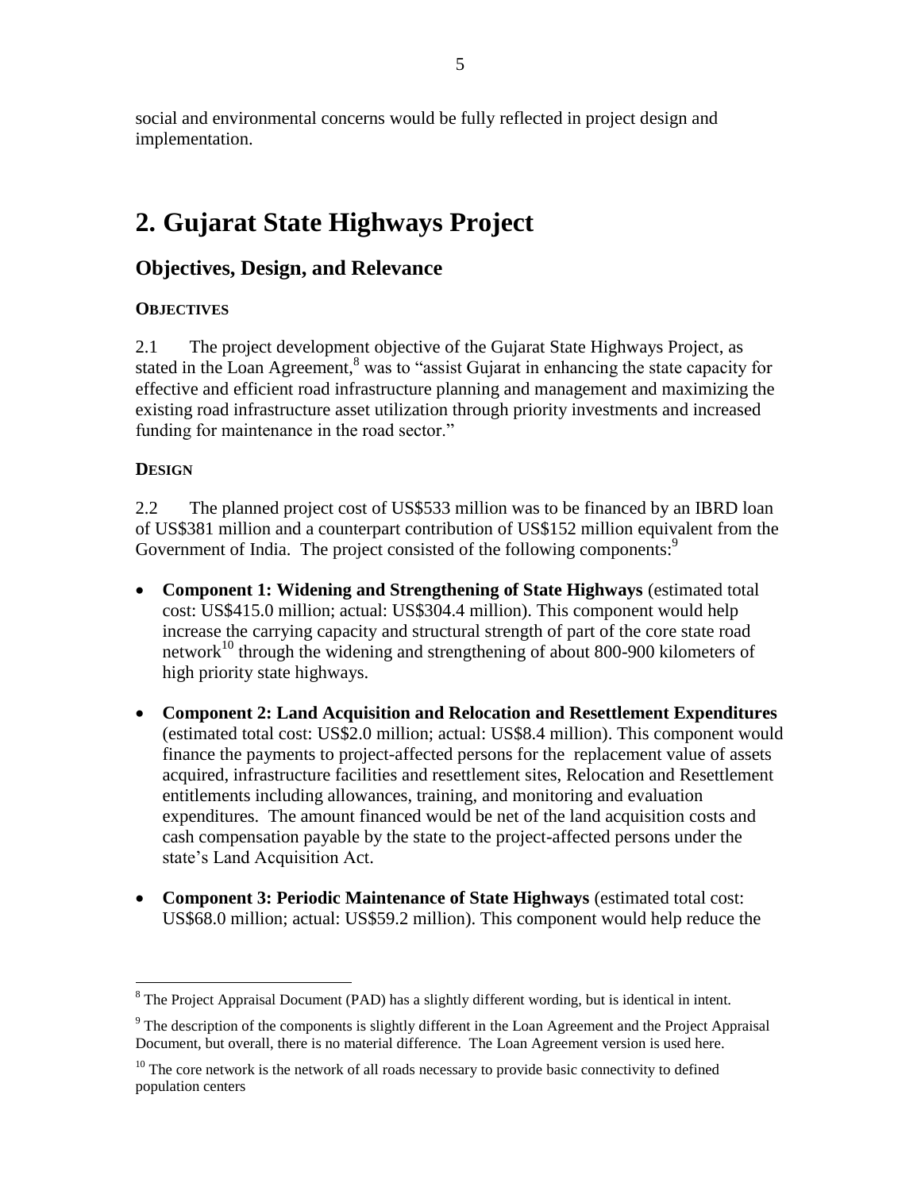social and environmental concerns would be fully reflected in project design and implementation.

# 2. Gujarat State Highways Project

## Objectives, Design, and Relevance

### Objectives

2.1 The project development objective of the Gujarat State Highways Project, as stated in the Loan Agreement,[8] was to "assist Gujarat in enhancing the state capacity for effective and efficient road infrastructure planning and management and maximizing the existing road infrastructure asset utilization through priority investments and increased funding for maintenance in the road sector."

### Design

2.2 The planned project cost of US$533 million was to be financed by an IBRD loan of US$381 million and a counterpart contribution of US$152 million equivalent from the Government of India. The project consisted of the following components:[9]

- **Component 1: Widening and Strengthening of State Highways** (estimated total cost: US$415.0 million; actual: US$304.4 million). This component would help increase the carrying capacity and structural strength of part of the core state road network[10] through the widening and strengthening of about 800-900 kilometers of high priority state highways.
- **Component 2: Land Acquisition and Relocation and Resettlement Expenditures** (estimated total cost: US$2.0 million; actual: US$8.4 million). This component would finance the payments to project-affected persons for the replacement value of assets acquired, infrastructure facilities and resettlement sites, Relocation and Resettlement entitlements including allowances, training, and monitoring and evaluation expenditures. The amount financed would be net of the land acquisition costs and cash compensation payable by the state to the project-affected persons under the state's Land Acquisition Act.
- **Component 3: Periodic Maintenance of State Highways** (estimated total cost: US$68.0 million; actual: US$59.2 million). This component would help reduce the

[8] The Project Appraisal Document (PAD) has a slightly different wording, but is identical in intent.

[9] The description of the components is slightly different in the Loan Agreement and the Project Appraisal Document, but overall, there is no material difference. The Loan Agreement version is used here.

[10] The core network is the network of all roads necessary to provide basic connectivity to defined population centers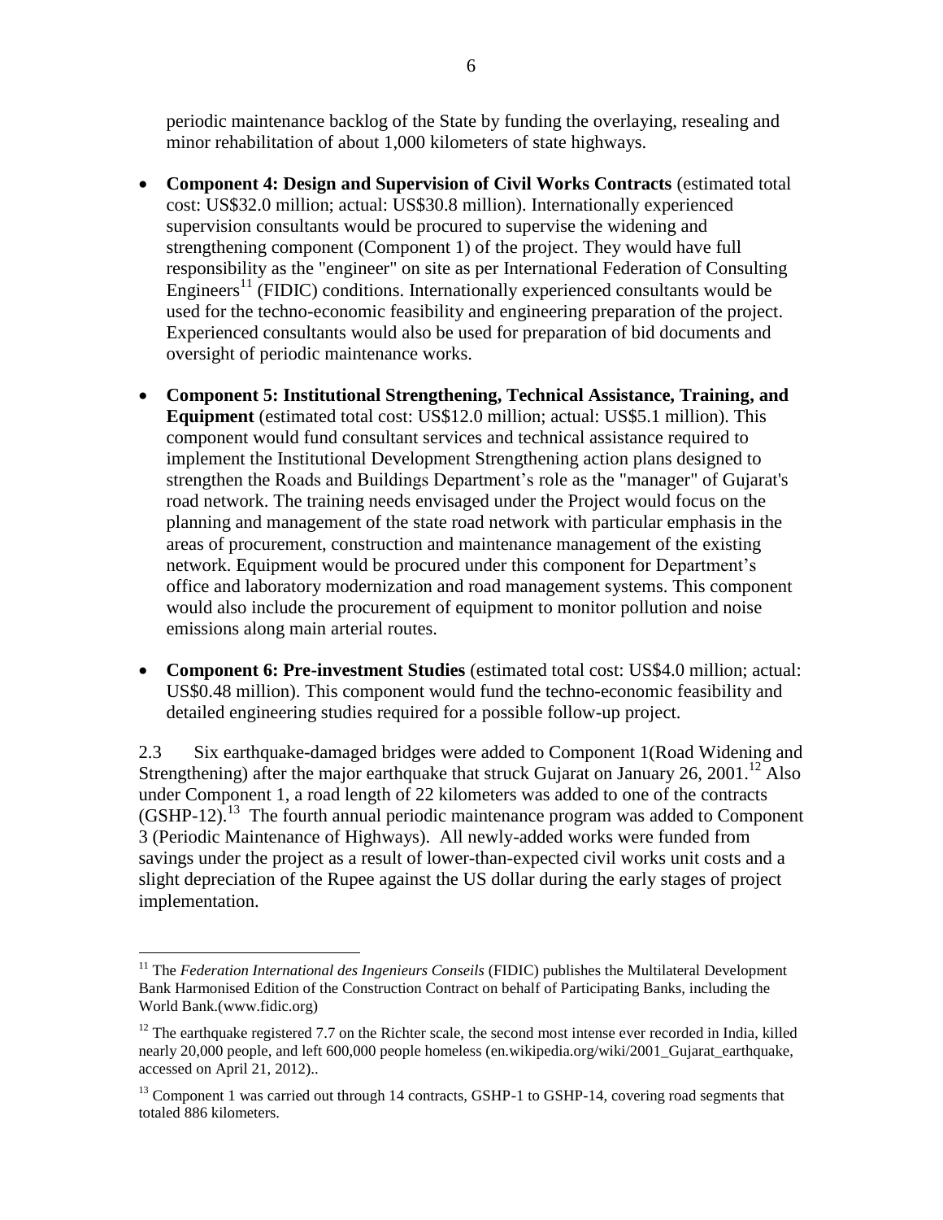periodic maintenance backlog of the State by funding the overlaying, resealing and minor rehabilitation of about 1,000 kilometers of state highways.

- **Component 4: Design and Supervision of Civil Works Contracts** (estimated total cost: US$32.0 million; actual: US$30.8 million). Internationally experienced supervision consultants would be procured to supervise the widening and strengthening component (Component 1) of the project. They would have full responsibility as the "engineer" on site as per International Federation of Consulting Engineers[11] (FIDIC) conditions. Internationally experienced consultants would be used for the techno-economic feasibility and engineering preparation of the project. Experienced consultants would also be used for preparation of bid documents and oversight of periodic maintenance works.

- **Component 5: Institutional Strengthening, Technical Assistance, Training, and Equipment** (estimated total cost: US$12.0 million; actual: US$5.1 million). This component would fund consultant services and technical assistance required to implement the Institutional Development Strengthening action plans designed to strengthen the Roads and Buildings Department's role as the "manager" of Gujarat's road network. The training needs envisaged under the Project would focus on the planning and management of the state road network with particular emphasis in the areas of procurement, construction and maintenance management of the existing network. Equipment would be procured under this component for Department's office and laboratory modernization and road management systems. This component would also include the procurement of equipment to monitor pollution and noise emissions along main arterial routes.

- **Component 6: Pre-investment Studies** (estimated total cost: US$4.0 million; actual: US$0.48 million). This component would fund the techno-economic feasibility and detailed engineering studies required for a possible follow-up project.

2.3 Six earthquake-damaged bridges were added to Component 1(Road Widening and Strengthening) after the major earthquake that struck Gujarat on January 26, 2001.[12] Also under Component 1, a road length of 22 kilometers was added to one of the contracts (GSHP-12).[13] The fourth annual periodic maintenance program was added to Component 3 (Periodic Maintenance of Highways). All newly-added works were funded from savings under the project as a result of lower-than-expected civil works unit costs and a slight depreciation of the Rupee against the US dollar during the early stages of project implementation.

---

[11] The *Federation International des Ingenieurs Conseils* (FIDIC) publishes the Multilateral Development Bank Harmonised Edition of the Construction Contract on behalf of Participating Banks, including the World Bank.(www.fidic.org)

[12] The earthquake registered 7.7 on the Richter scale, the second most intense ever recorded in India, killed nearly 20,000 people, and left 600,000 people homeless (en.wikipedia.org/wiki/2001_Gujarat_earthquake, accessed on April 21, 2012)..

[13] Component 1 was carried out through 14 contracts, GSHP-1 to GSHP-14, covering road segments that totaled 886 kilometers.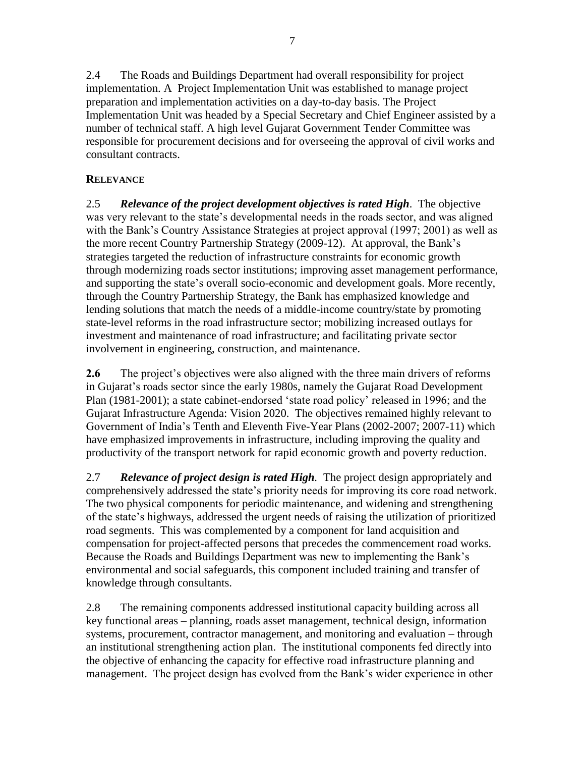2.4 The Roads and Buildings Department had overall responsibility for project implementation. A Project Implementation Unit was established to manage project preparation and implementation activities on a day-to-day basis. The Project Implementation Unit was headed by a Special Secretary and Chief Engineer assisted by a number of technical staff. A high level Gujarat Government Tender Committee was responsible for procurement decisions and for overseeing the approval of civil works and consultant contracts.

## RELEVANCE

2.5 ***Relevance of the project development objectives is rated High***. The objective was very relevant to the state's developmental needs in the roads sector, and was aligned with the Bank's Country Assistance Strategies at project approval (1997; 2001) as well as the more recent Country Partnership Strategy (2009-12). At approval, the Bank's strategies targeted the reduction of infrastructure constraints for economic growth through modernizing roads sector institutions; improving asset management performance, and supporting the state's overall socio-economic and development goals. More recently, through the Country Partnership Strategy, the Bank has emphasized knowledge and lending solutions that match the needs of a middle-income country/state by promoting state-level reforms in the road infrastructure sector; mobilizing increased outlays for investment and maintenance of road infrastructure; and facilitating private sector involvement in engineering, construction, and maintenance.

**2.6** The project's objectives were also aligned with the three main drivers of reforms in Gujarat's roads sector since the early 1980s, namely the Gujarat Road Development Plan (1981-2001); a state cabinet-endorsed 'state road policy' released in 1996; and the Gujarat Infrastructure Agenda: Vision 2020. The objectives remained highly relevant to Government of India's Tenth and Eleventh Five-Year Plans (2002-2007; 2007-11) which have emphasized improvements in infrastructure, including improving the quality and productivity of the transport network for rapid economic growth and poverty reduction.

2.7 ***Relevance of project design is rated High***. The project design appropriately and comprehensively addressed the state's priority needs for improving its core road network. The two physical components for periodic maintenance, and widening and strengthening of the state's highways, addressed the urgent needs of raising the utilization of prioritized road segments. This was complemented by a component for land acquisition and compensation for project-affected persons that precedes the commencement road works. Because the Roads and Buildings Department was new to implementing the Bank's environmental and social safeguards, this component included training and transfer of knowledge through consultants.

2.8 The remaining components addressed institutional capacity building across all key functional areas – planning, roads asset management, technical design, information systems, procurement, contractor management, and monitoring and evaluation – through an institutional strengthening action plan. The institutional components fed directly into the objective of enhancing the capacity for effective road infrastructure planning and management. The project design has evolved from the Bank's wider experience in other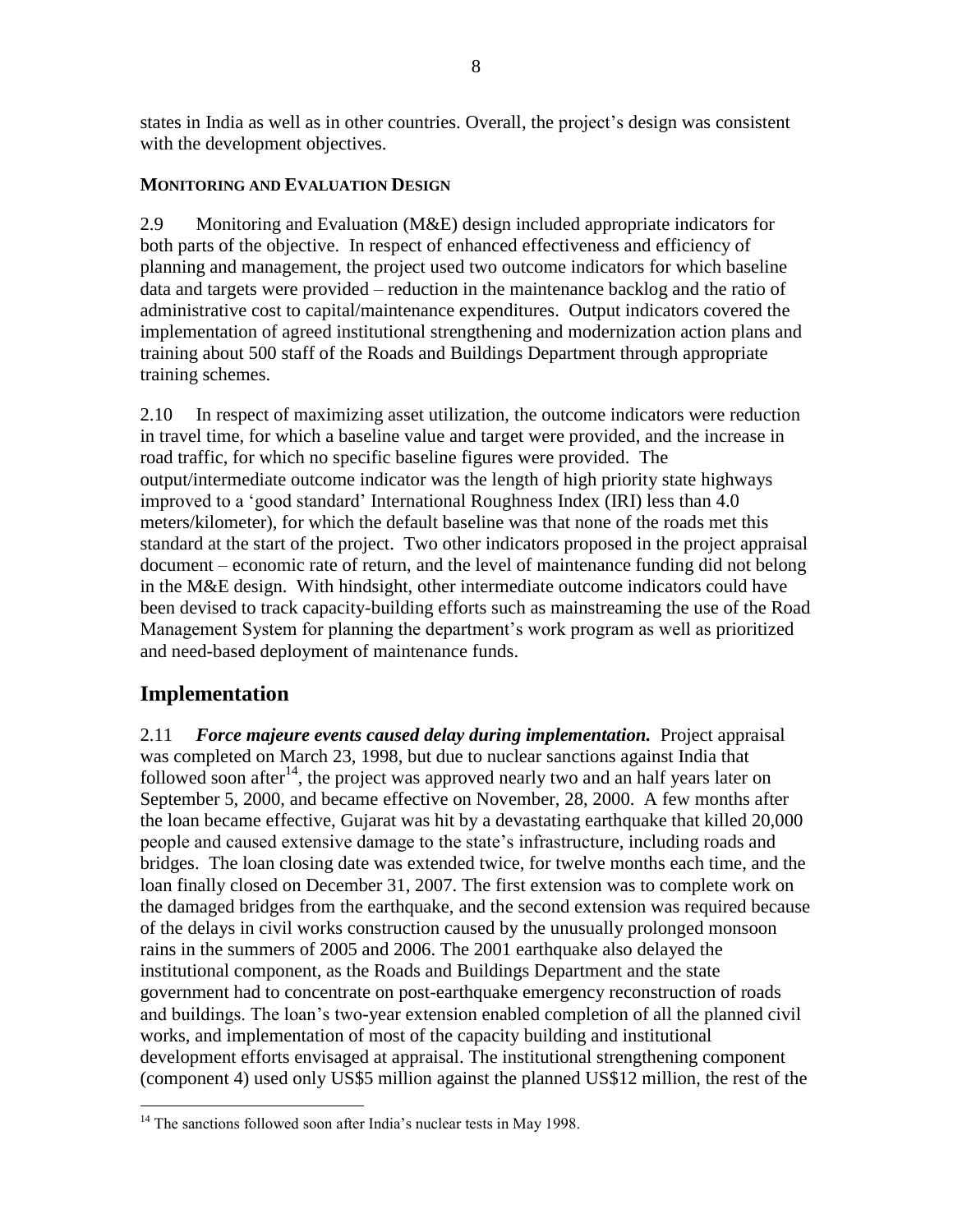states in India as well as in other countries. Overall, the project's design was consistent with the development objectives.

#### MONITORING AND EVALUATION DESIGN

2.9 Monitoring and Evaluation (M&E) design included appropriate indicators for both parts of the objective. In respect of enhanced effectiveness and efficiency of planning and management, the project used two outcome indicators for which baseline data and targets were provided – reduction in the maintenance backlog and the ratio of administrative cost to capital/maintenance expenditures. Output indicators covered the implementation of agreed institutional strengthening and modernization action plans and training about 500 staff of the Roads and Buildings Department through appropriate training schemes.

2.10 In respect of maximizing asset utilization, the outcome indicators were reduction in travel time, for which a baseline value and target were provided, and the increase in road traffic, for which no specific baseline figures were provided. The output/intermediate outcome indicator was the length of high priority state highways improved to a 'good standard' International Roughness Index (IRI) less than 4.0 meters/kilometer), for which the default baseline was that none of the roads met this standard at the start of the project. Two other indicators proposed in the project appraisal document – economic rate of return, and the level of maintenance funding did not belong in the M&E design. With hindsight, other intermediate outcome indicators could have been devised to track capacity-building efforts such as mainstreaming the use of the Road Management System for planning the department's work program as well as prioritized and need-based deployment of maintenance funds.

## Implementation

2.11 ***Force majeure events caused delay during implementation.*** Project appraisal was completed on March 23, 1998, but due to nuclear sanctions against India that followed soon after[14], the project was approved nearly two and an half years later on September 5, 2000, and became effective on November, 28, 2000. A few months after the loan became effective, Gujarat was hit by a devastating earthquake that killed 20,000 people and caused extensive damage to the state's infrastructure, including roads and bridges. The loan closing date was extended twice, for twelve months each time, and the loan finally closed on December 31, 2007. The first extension was to complete work on the damaged bridges from the earthquake, and the second extension was required because of the delays in civil works construction caused by the unusually prolonged monsoon rains in the summers of 2005 and 2006. The 2001 earthquake also delayed the institutional component, as the Roads and Buildings Department and the state government had to concentrate on post-earthquake emergency reconstruction of roads and buildings. The loan's two-year extension enabled completion of all the planned civil works, and implementation of most of the capacity building and institutional development efforts envisaged at appraisal. The institutional strengthening component (component 4) used only US$5 million against the planned US$12 million, the rest of the

[14] The sanctions followed soon after India's nuclear tests in May 1998.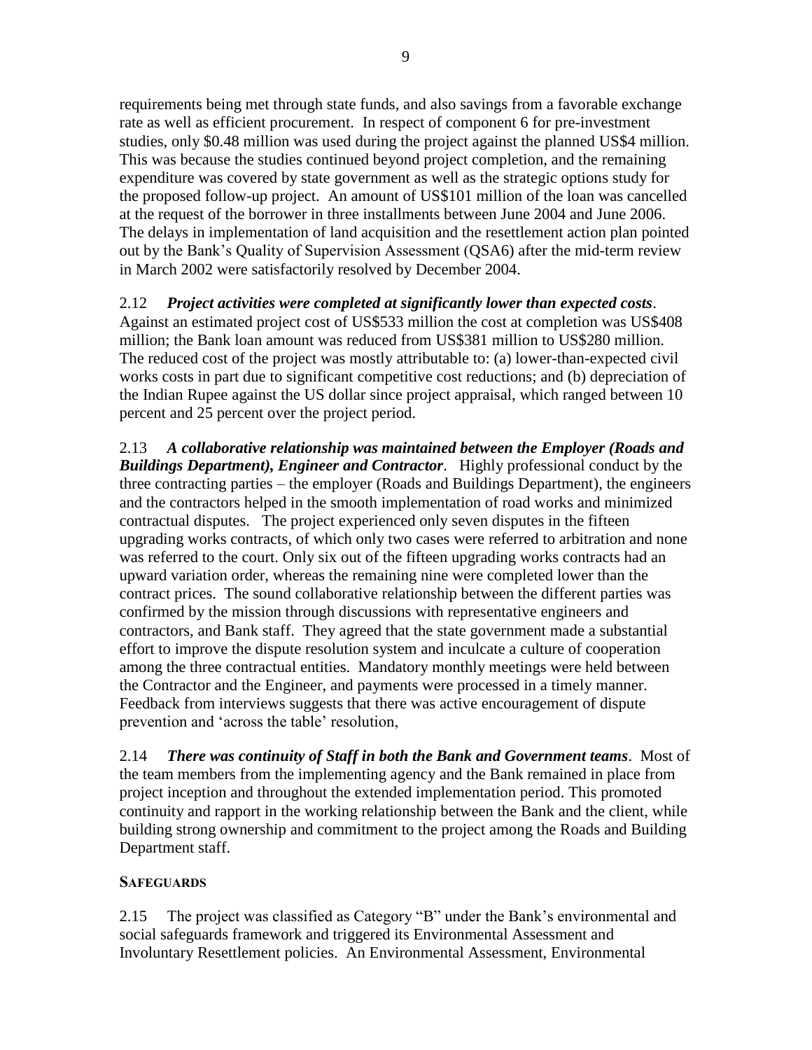requirements being met through state funds, and also savings from a favorable exchange rate as well as efficient procurement. In respect of component 6 for pre-investment studies, only $0.48 million was used during the project against the planned US$4 million. This was because the studies continued beyond project completion, and the remaining expenditure was covered by state government as well as the strategic options study for the proposed follow-up project. An amount of US$101 million of the loan was cancelled at the request of the borrower in three installments between June 2004 and June 2006. The delays in implementation of land acquisition and the resettlement action plan pointed out by the Bank's Quality of Supervision Assessment (QSA6) after the mid-term review in March 2002 were satisfactorily resolved by December 2004.

2.12 ***Project activities were completed at significantly lower than expected costs***. Against an estimated project cost of US$533 million the cost at completion was US$408 million; the Bank loan amount was reduced from US$381 million to US$280 million. The reduced cost of the project was mostly attributable to: (a) lower-than-expected civil works costs in part due to significant competitive cost reductions; and (b) depreciation of the Indian Rupee against the US dollar since project appraisal, which ranged between 10 percent and 25 percent over the project period.

2.13 ***A collaborative relationship was maintained between the Employer (Roads and Buildings Department), Engineer and Contractor***. Highly professional conduct by the three contracting parties – the employer (Roads and Buildings Department), the engineers and the contractors helped in the smooth implementation of road works and minimized contractual disputes. The project experienced only seven disputes in the fifteen upgrading works contracts, of which only two cases were referred to arbitration and none was referred to the court. Only six out of the fifteen upgrading works contracts had an upward variation order, whereas the remaining nine were completed lower than the contract prices. The sound collaborative relationship between the different parties was confirmed by the mission through discussions with representative engineers and contractors, and Bank staff. They agreed that the state government made a substantial effort to improve the dispute resolution system and inculcate a culture of cooperation among the three contractual entities. Mandatory monthly meetings were held between the Contractor and the Engineer, and payments were processed in a timely manner. Feedback from interviews suggests that there was active encouragement of dispute prevention and 'across the table' resolution,

2.14 ***There was continuity of Staff in both the Bank and Government teams***. Most of the team members from the implementing agency and the Bank remained in place from project inception and throughout the extended implementation period. This promoted continuity and rapport in the working relationship between the Bank and the client, while building strong ownership and commitment to the project among the Roads and Building Department staff.

### SAFEGUARDS

2.15 The project was classified as Category "B" under the Bank's environmental and social safeguards framework and triggered its Environmental Assessment and Involuntary Resettlement policies. An Environmental Assessment, Environmental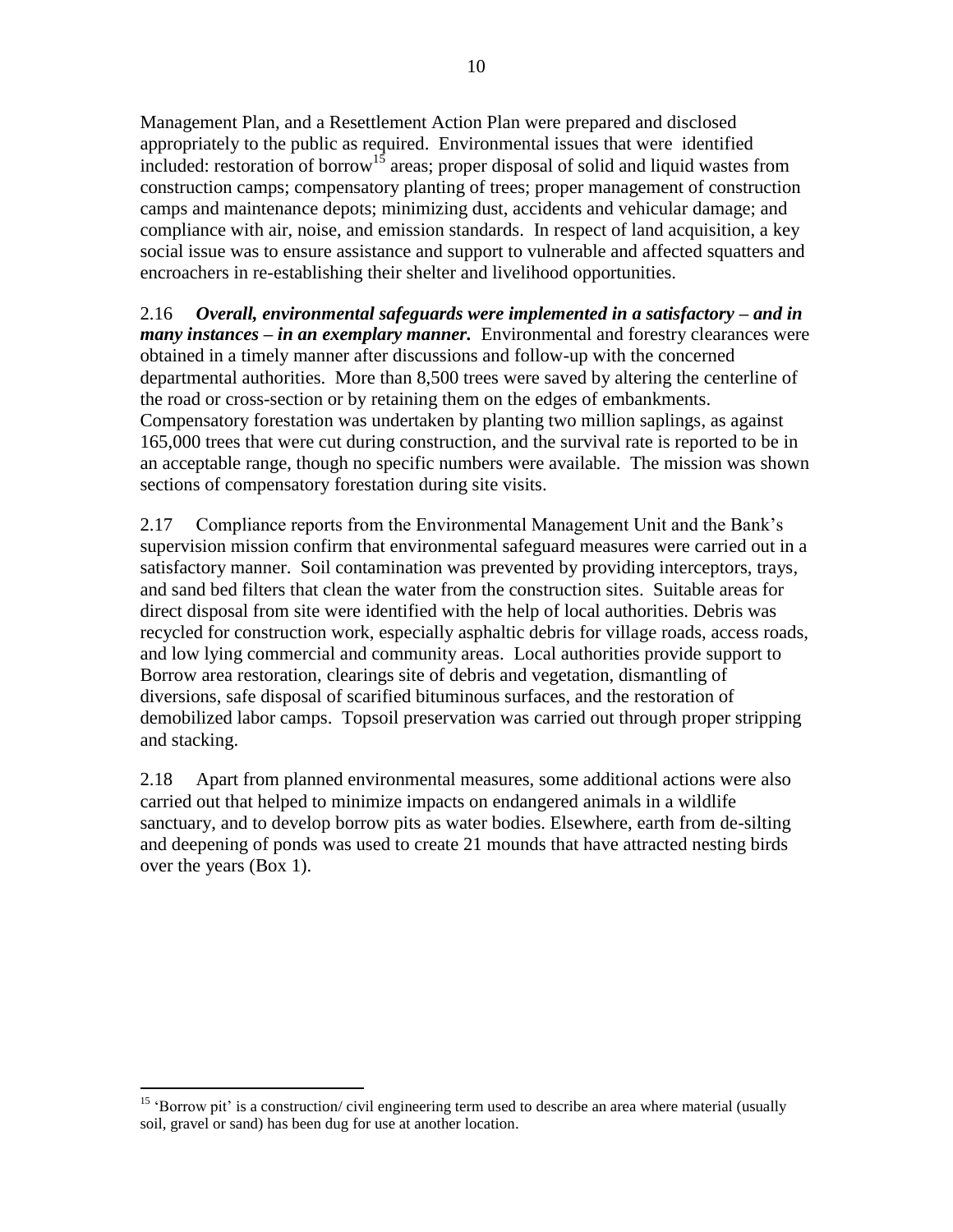Management Plan, and a Resettlement Action Plan were prepared and disclosed appropriately to the public as required. Environmental issues that were identified included: restoration of borrow[15] areas; proper disposal of solid and liquid wastes from construction camps; compensatory planting of trees; proper management of construction camps and maintenance depots; minimizing dust, accidents and vehicular damage; and compliance with air, noise, and emission standards. In respect of land acquisition, a key social issue was to ensure assistance and support to vulnerable and affected squatters and encroachers in re-establishing their shelter and livelihood opportunities.

2.16 ***Overall, environmental safeguards were implemented in a satisfactory – and in many instances – in an exemplary manner.*** Environmental and forestry clearances were obtained in a timely manner after discussions and follow-up with the concerned departmental authorities. More than 8,500 trees were saved by altering the centerline of the road or cross-section or by retaining them on the edges of embankments. Compensatory forestation was undertaken by planting two million saplings, as against 165,000 trees that were cut during construction, and the survival rate is reported to be in an acceptable range, though no specific numbers were available. The mission was shown sections of compensatory forestation during site visits.

2.17 Compliance reports from the Environmental Management Unit and the Bank's supervision mission confirm that environmental safeguard measures were carried out in a satisfactory manner. Soil contamination was prevented by providing interceptors, trays, and sand bed filters that clean the water from the construction sites. Suitable areas for direct disposal from site were identified with the help of local authorities. Debris was recycled for construction work, especially asphaltic debris for village roads, access roads, and low lying commercial and community areas. Local authorities provide support to Borrow area restoration, clearings site of debris and vegetation, dismantling of diversions, safe disposal of scarified bituminous surfaces, and the restoration of demobilized labor camps. Topsoil preservation was carried out through proper stripping and stacking.

2.18 Apart from planned environmental measures, some additional actions were also carried out that helped to minimize impacts on endangered animals in a wildlife sanctuary, and to develop borrow pits as water bodies. Elsewhere, earth from de-silting and deepening of ponds was used to create 21 mounds that have attracted nesting birds over the years (Box 1).

[15] 'Borrow pit' is a construction/ civil engineering term used to describe an area where material (usually soil, gravel or sand) has been dug for use at another location.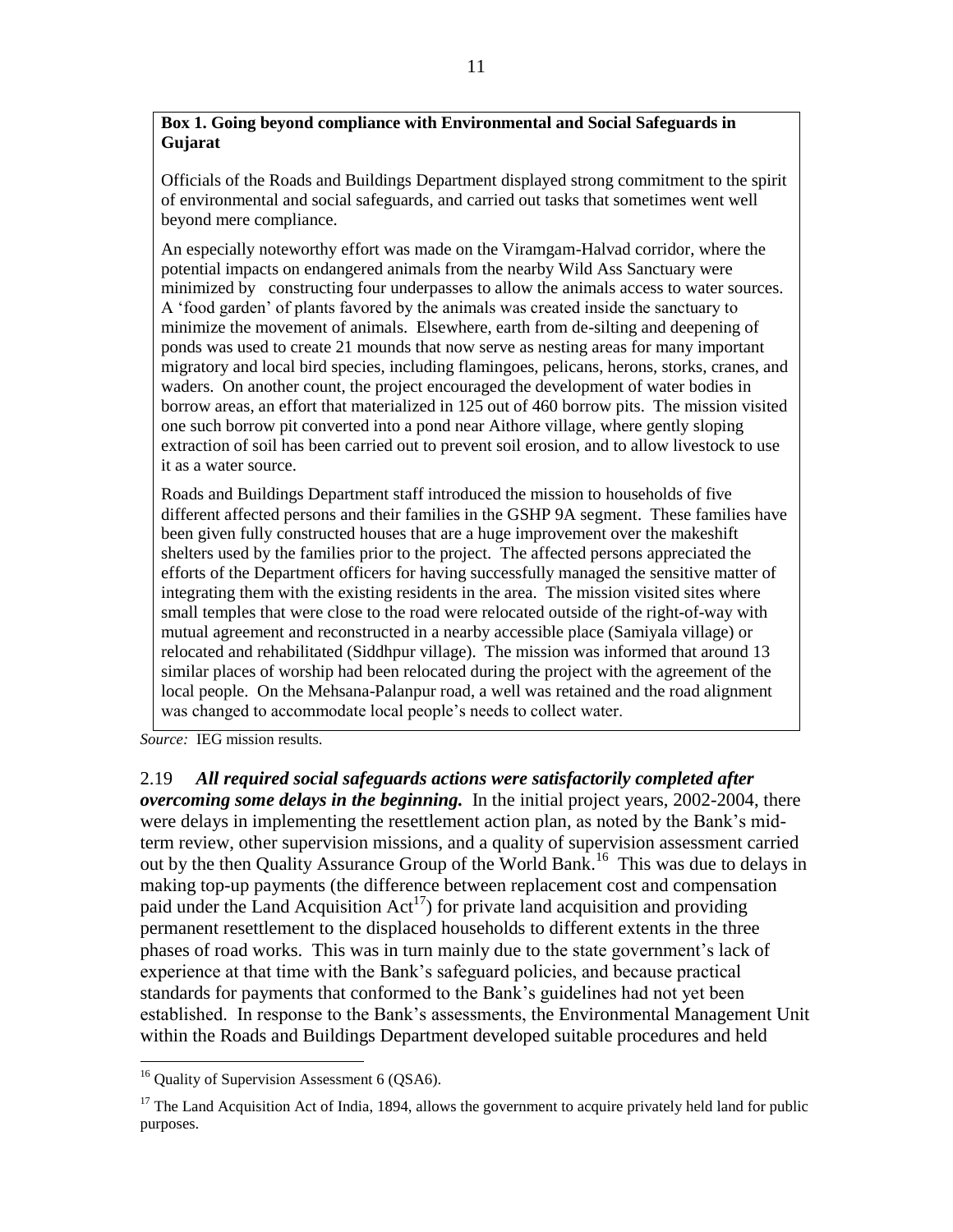**Box 1. Going beyond compliance with Environmental and Social Safeguards in Gujarat**

Officials of the Roads and Buildings Department displayed strong commitment to the spirit of environmental and social safeguards, and carried out tasks that sometimes went well beyond mere compliance.

An especially noteworthy effort was made on the Viramgam-Halvad corridor, where the potential impacts on endangered animals from the nearby Wild Ass Sanctuary were minimized by constructing four underpasses to allow the animals access to water sources. A 'food garden' of plants favored by the animals was created inside the sanctuary to minimize the movement of animals. Elsewhere, earth from de-silting and deepening of ponds was used to create 21 mounds that now serve as nesting areas for many important migratory and local bird species, including flamingoes, pelicans, herons, storks, cranes, and waders. On another count, the project encouraged the development of water bodies in borrow areas, an effort that materialized in 125 out of 460 borrow pits. The mission visited one such borrow pit converted into a pond near Aithore village, where gently sloping extraction of soil has been carried out to prevent soil erosion, and to allow livestock to use it as a water source.

Roads and Buildings Department staff introduced the mission to households of five different affected persons and their families in the GSHP 9A segment. These families have been given fully constructed houses that are a huge improvement over the makeshift shelters used by the families prior to the project. The affected persons appreciated the efforts of the Department officers for having successfully managed the sensitive matter of integrating them with the existing residents in the area. The mission visited sites where small temples that were close to the road were relocated outside of the right-of-way with mutual agreement and reconstructed in a nearby accessible place (Samiyala village) or relocated and rehabilitated (Siddhpur village). The mission was informed that around 13 similar places of worship had been relocated during the project with the agreement of the local people. On the Mehsana-Palanpur road, a well was retained and the road alignment was changed to accommodate local people's needs to collect water.

*Source:* IEG mission results.

2.19 ***All required social safeguards actions were satisfactorily completed after overcoming some delays in the beginning.*** In the initial project years, 2002-2004, there were delays in implementing the resettlement action plan, as noted by the Bank's mid-term review, other supervision missions, and a quality of supervision assessment carried out by the then Quality Assurance Group of the World Bank.[16] This was due to delays in making top-up payments (the difference between replacement cost and compensation paid under the Land Acquisition Act[17]) for private land acquisition and providing permanent resettlement to the displaced households to different extents in the three phases of road works. This was in turn mainly due to the state government's lack of experience at that time with the Bank's safeguard policies, and because practical standards for payments that conformed to the Bank's guidelines had not yet been established. In response to the Bank's assessments, the Environmental Management Unit within the Roads and Buildings Department developed suitable procedures and held

---

[16] Quality of Supervision Assessment 6 (QSA6).

[17] The Land Acquisition Act of India, 1894, allows the government to acquire privately held land for public purposes.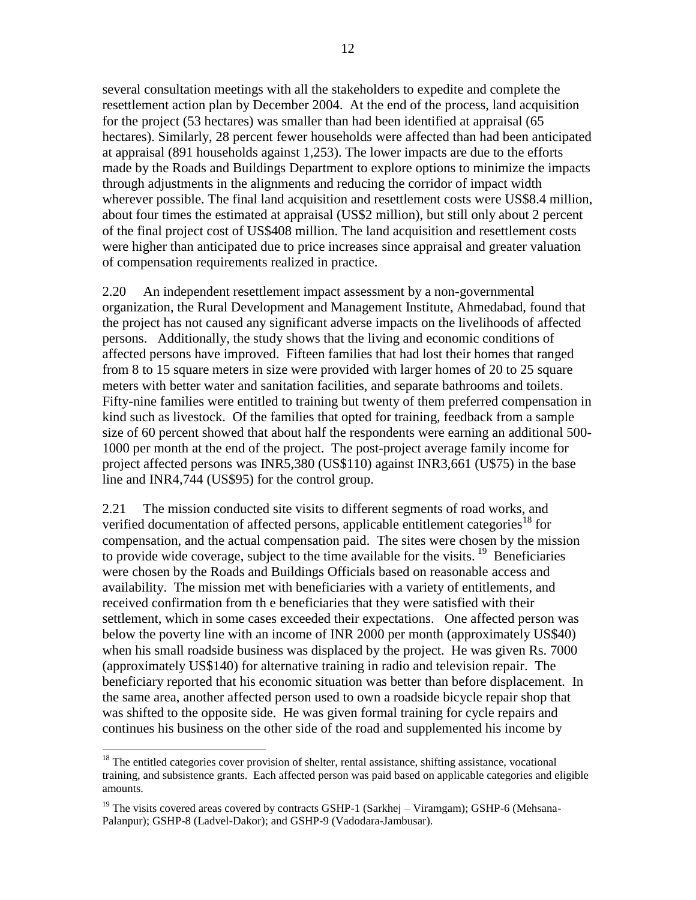several consultation meetings with all the stakeholders to expedite and complete the resettlement action plan by December 2004. At the end of the process, land acquisition for the project (53 hectares) was smaller than had been identified at appraisal (65 hectares). Similarly, 28 percent fewer households were affected than had been anticipated at appraisal (891 households against 1,253). The lower impacts are due to the efforts made by the Roads and Buildings Department to explore options to minimize the impacts through adjustments in the alignments and reducing the corridor of impact width wherever possible. The final land acquisition and resettlement costs were US$8.4 million, about four times the estimated at appraisal (US$2 million), but still only about 2 percent of the final project cost of US$408 million. The land acquisition and resettlement costs were higher than anticipated due to price increases since appraisal and greater valuation of compensation requirements realized in practice.

2.20 An independent resettlement impact assessment by a non-governmental organization, the Rural Development and Management Institute, Ahmedabad, found that the project has not caused any significant adverse impacts on the livelihoods of affected persons. Additionally, the study shows that the living and economic conditions of affected persons have improved. Fifteen families that had lost their homes that ranged from 8 to 15 square meters in size were provided with larger homes of 20 to 25 square meters with better water and sanitation facilities, and separate bathrooms and toilets. Fifty-nine families were entitled to training but twenty of them preferred compensation in kind such as livestock. Of the families that opted for training, feedback from a sample size of 60 percent showed that about half the respondents were earning an additional 500-1000 per month at the end of the project. The post-project average family income for project affected persons was INR5,380 (US$110) against INR3,661 (U$75) in the base line and INR4,744 (US$95) for the control group.

2.21 The mission conducted site visits to different segments of road works, and verified documentation of affected persons, applicable entitlement categories[18] for compensation, and the actual compensation paid. The sites were chosen by the mission to provide wide coverage, subject to the time available for the visits.[19] Beneficiaries were chosen by the Roads and Buildings Officials based on reasonable access and availability. The mission met with beneficiaries with a variety of entitlements, and received confirmation from th e beneficiaries that they were satisfied with their settlement, which in some cases exceeded their expectations. One affected person was below the poverty line with an income of INR 2000 per month (approximately US$40) when his small roadside business was displaced by the project. He was given Rs. 7000 (approximately US$140) for alternative training in radio and television repair. The beneficiary reported that his economic situation was better than before displacement. In the same area, another affected person used to own a roadside bicycle repair shop that was shifted to the opposite side. He was given formal training for cycle repairs and continues his business on the other side of the road and supplemented his income by

---

[18] The entitled categories cover provision of shelter, rental assistance, shifting assistance, vocational training, and subsistence grants. Each affected person was paid based on applicable categories and eligible amounts.

[19] The visits covered areas covered by contracts GSHP-1 (Sarkhej – Viramgam); GSHP-6 (Mehsana-Palanpur); GSHP-8 (Ladvel-Dakor); and GSHP-9 (Vadodara-Jambusar).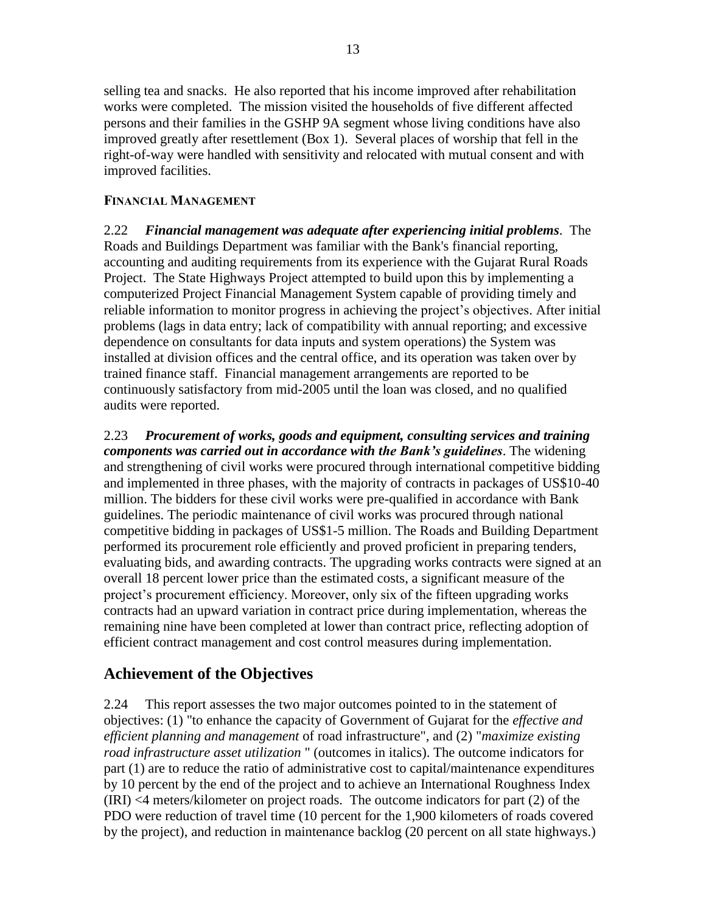selling tea and snacks. He also reported that his income improved after rehabilitation works were completed. The mission visited the households of five different affected persons and their families in the GSHP 9A segment whose living conditions have also improved greatly after resettlement (Box 1). Several places of worship that fell in the right-of-way were handled with sensitivity and relocated with mutual consent and with improved facilities.

#### FINANCIAL MANAGEMENT

2.22 ***Financial management was adequate after experiencing initial problems***. The Roads and Buildings Department was familiar with the Bank's financial reporting, accounting and auditing requirements from its experience with the Gujarat Rural Roads Project. The State Highways Project attempted to build upon this by implementing a computerized Project Financial Management System capable of providing timely and reliable information to monitor progress in achieving the project's objectives. After initial problems (lags in data entry; lack of compatibility with annual reporting; and excessive dependence on consultants for data inputs and system operations) the System was installed at division offices and the central office, and its operation was taken over by trained finance staff. Financial management arrangements are reported to be continuously satisfactory from mid-2005 until the loan was closed, and no qualified audits were reported.

2.23 ***Procurement of works, goods and equipment, consulting services and training components was carried out in accordance with the Bank's guidelines***. The widening and strengthening of civil works were procured through international competitive bidding and implemented in three phases, with the majority of contracts in packages of US$10-40 million. The bidders for these civil works were pre-qualified in accordance with Bank guidelines. The periodic maintenance of civil works was procured through national competitive bidding in packages of US$1-5 million. The Roads and Building Department performed its procurement role efficiently and proved proficient in preparing tenders, evaluating bids, and awarding contracts. The upgrading works contracts were signed at an overall 18 percent lower price than the estimated costs, a significant measure of the project's procurement efficiency. Moreover, only six of the fifteen upgrading works contracts had an upward variation in contract price during implementation, whereas the remaining nine have been completed at lower than contract price, reflecting adoption of efficient contract management and cost control measures during implementation.

## Achievement of the Objectives

2.24 This report assesses the two major outcomes pointed to in the statement of objectives: (1) "to enhance the capacity of Government of Gujarat for the *effective and efficient planning and management* of road infrastructure", and (2) "*maximize existing road infrastructure asset utilization* " (outcomes in italics). The outcome indicators for part (1) are to reduce the ratio of administrative cost to capital/maintenance expenditures by 10 percent by the end of the project and to achieve an International Roughness Index (IRI) <4 meters/kilometer on project roads. The outcome indicators for part (2) of the PDO were reduction of travel time (10 percent for the 1,900 kilometers of roads covered by the project), and reduction in maintenance backlog (20 percent on all state highways.)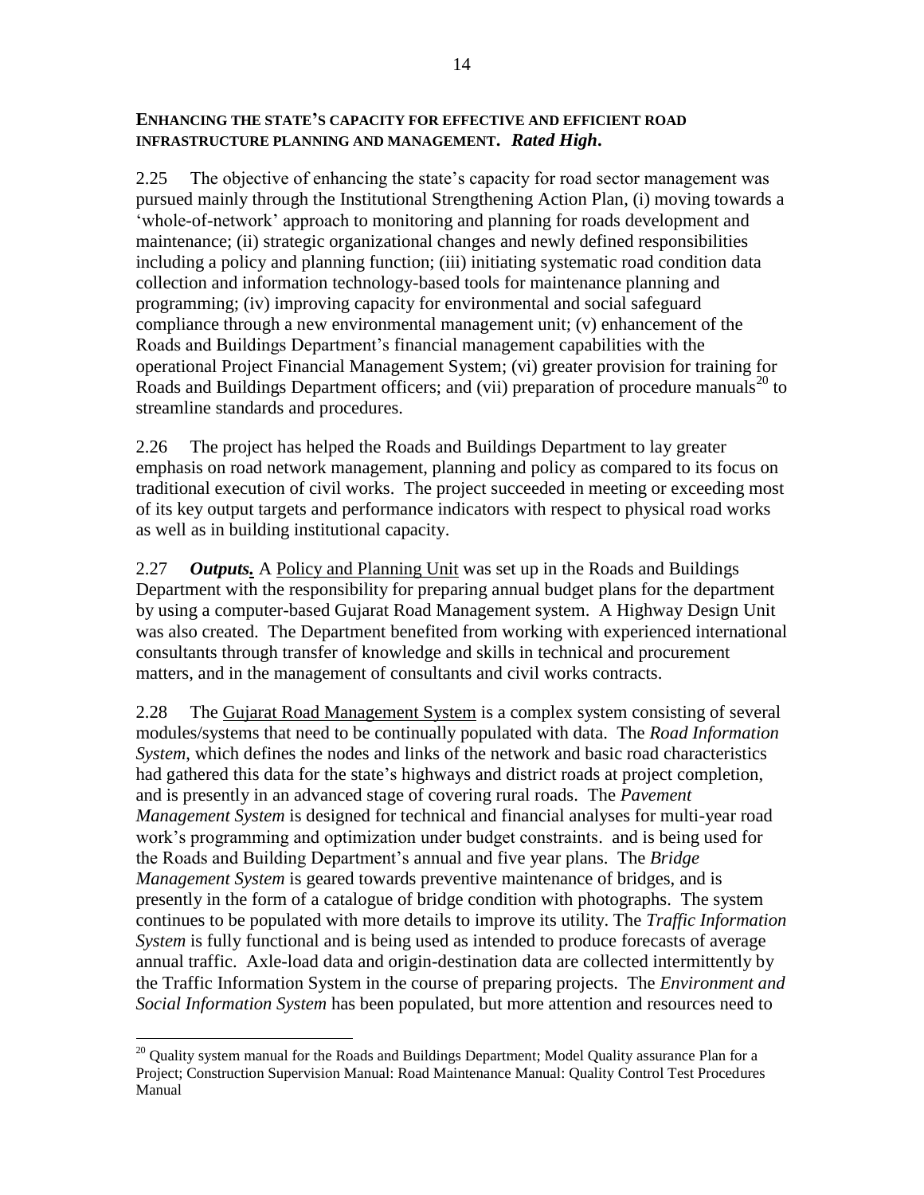**ENHANCING THE STATE'S CAPACITY FOR EFFECTIVE AND EFFICIENT ROAD INFRASTRUCTURE PLANNING AND MANAGEMENT.** ***Rated High.***

2.25 The objective of enhancing the state's capacity for road sector management was pursued mainly through the Institutional Strengthening Action Plan, (i) moving towards a 'whole-of-network' approach to monitoring and planning for roads development and maintenance; (ii) strategic organizational changes and newly defined responsibilities including a policy and planning function; (iii) initiating systematic road condition data collection and information technology-based tools for maintenance planning and programming; (iv) improving capacity for environmental and social safeguard compliance through a new environmental management unit; (v) enhancement of the Roads and Buildings Department's financial management capabilities with the operational Project Financial Management System; (vi) greater provision for training for Roads and Buildings Department officers; and (vii) preparation of procedure manuals[20] to streamline standards and procedures.

2.26 The project has helped the Roads and Buildings Department to lay greater emphasis on road network management, planning and policy as compared to its focus on traditional execution of civil works. The project succeeded in meeting or exceeding most of its key output targets and performance indicators with respect to physical road works as well as in building institutional capacity.

2.27 ***Outputs.*** A Policy and Planning Unit was set up in the Roads and Buildings Department with the responsibility for preparing annual budget plans for the department by using a computer-based Gujarat Road Management system. A Highway Design Unit was also created. The Department benefited from working with experienced international consultants through transfer of knowledge and skills in technical and procurement matters, and in the management of consultants and civil works contracts.

2.28 The Gujarat Road Management System is a complex system consisting of several modules/systems that need to be continually populated with data. The *Road Information System*, which defines the nodes and links of the network and basic road characteristics had gathered this data for the state's highways and district roads at project completion, and is presently in an advanced stage of covering rural roads. The *Pavement Management System* is designed for technical and financial analyses for multi-year road work's programming and optimization under budget constraints. and is being used for the Roads and Building Department's annual and five year plans. The *Bridge Management System* is geared towards preventive maintenance of bridges, and is presently in the form of a catalogue of bridge condition with photographs. The system continues to be populated with more details to improve its utility. The *Traffic Information System* is fully functional and is being used as intended to produce forecasts of average annual traffic. Axle-load data and origin-destination data are collected intermittently by the Traffic Information System in the course of preparing projects. The *Environment and Social Information System* has been populated, but more attention and resources need to

[20] Quality system manual for the Roads and Buildings Department; Model Quality assurance Plan for a Project; Construction Supervision Manual: Road Maintenance Manual: Quality Control Test Procedures Manual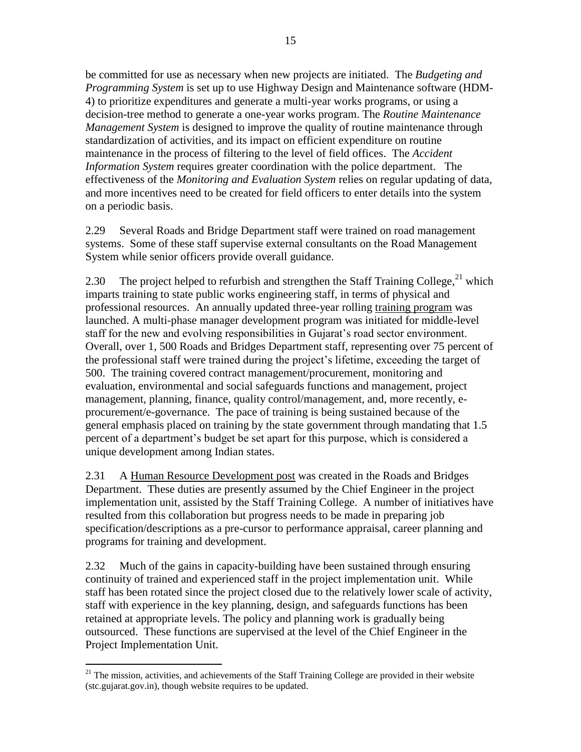be committed for use as necessary when new projects are initiated. The *Budgeting and Programming System* is set up to use Highway Design and Maintenance software (HDM-4) to prioritize expenditures and generate a multi-year works programs, or using a decision-tree method to generate a one-year works program. The *Routine Maintenance Management System* is designed to improve the quality of routine maintenance through standardization of activities, and its impact on efficient expenditure on routine maintenance in the process of filtering to the level of field offices. The *Accident Information System* requires greater coordination with the police department. The effectiveness of the *Monitoring and Evaluation System* relies on regular updating of data, and more incentives need to be created for field officers to enter details into the system on a periodic basis.

2.29 Several Roads and Bridge Department staff were trained on road management systems. Some of these staff supervise external consultants on the Road Management System while senior officers provide overall guidance.

2.30 The project helped to refurbish and strengthen the Staff Training College,[21] which imparts training to state public works engineering staff, in terms of physical and professional resources. An annually updated three-year rolling <u>training program</u> was launched. A multi-phase manager development program was initiated for middle-level staff for the new and evolving responsibilities in Gujarat's road sector environment. Overall, over 1, 500 Roads and Bridges Department staff, representing over 75 percent of the professional staff were trained during the project's lifetime, exceeding the target of 500. The training covered contract management/procurement, monitoring and evaluation, environmental and social safeguards functions and management, project management, planning, finance, quality control/management, and, more recently, e-procurement/e-governance. The pace of training is being sustained because of the general emphasis placed on training by the state government through mandating that 1.5 percent of a department's budget be set apart for this purpose, which is considered a unique development among Indian states.

2.31 A <u>Human Resource Development post</u> was created in the Roads and Bridges Department. These duties are presently assumed by the Chief Engineer in the project implementation unit, assisted by the Staff Training College. A number of initiatives have resulted from this collaboration but progress needs to be made in preparing job specification/descriptions as a pre-cursor to performance appraisal, career planning and programs for training and development.

2.32 Much of the gains in capacity-building have been sustained through ensuring continuity of trained and experienced staff in the project implementation unit. While staff has been rotated since the project closed due to the relatively lower scale of activity, staff with experience in the key planning, design, and safeguards functions has been retained at appropriate levels. The policy and planning work is gradually being outsourced. These functions are supervised at the level of the Chief Engineer in the Project Implementation Unit.

---

[21] The mission, activities, and achievements of the Staff Training College are provided in their website (stc.gujarat.gov.in), though website requires to be updated.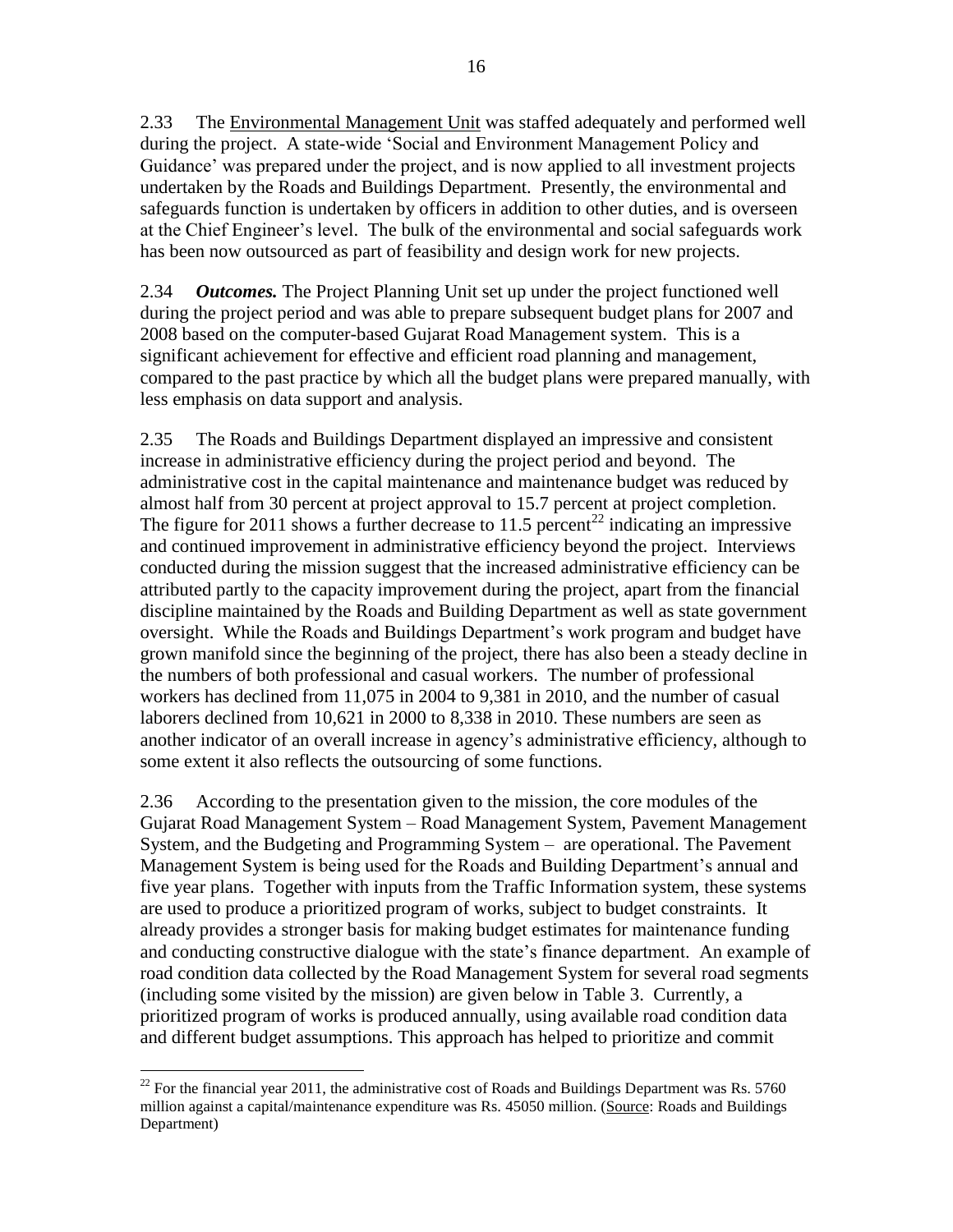2.33 The Environmental Management Unit was staffed adequately and performed well during the project. A state-wide 'Social and Environment Management Policy and Guidance' was prepared under the project, and is now applied to all investment projects undertaken by the Roads and Buildings Department. Presently, the environmental and safeguards function is undertaken by officers in addition to other duties, and is overseen at the Chief Engineer's level. The bulk of the environmental and social safeguards work has been now outsourced as part of feasibility and design work for new projects.

2.34 ***Outcomes.*** The Project Planning Unit set up under the project functioned well during the project period and was able to prepare subsequent budget plans for 2007 and 2008 based on the computer-based Gujarat Road Management system. This is a significant achievement for effective and efficient road planning and management, compared to the past practice by which all the budget plans were prepared manually, with less emphasis on data support and analysis.

2.35 The Roads and Buildings Department displayed an impressive and consistent increase in administrative efficiency during the project period and beyond. The administrative cost in the capital maintenance and maintenance budget was reduced by almost half from 30 percent at project approval to 15.7 percent at project completion. The figure for 2011 shows a further decrease to 11.5 percent[22] indicating an impressive and continued improvement in administrative efficiency beyond the project. Interviews conducted during the mission suggest that the increased administrative efficiency can be attributed partly to the capacity improvement during the project, apart from the financial discipline maintained by the Roads and Building Department as well as state government oversight. While the Roads and Buildings Department's work program and budget have grown manifold since the beginning of the project, there has also been a steady decline in the numbers of both professional and casual workers. The number of professional workers has declined from 11,075 in 2004 to 9,381 in 2010, and the number of casual laborers declined from 10,621 in 2000 to 8,338 in 2010. These numbers are seen as another indicator of an overall increase in agency's administrative efficiency, although to some extent it also reflects the outsourcing of some functions.

2.36 According to the presentation given to the mission, the core modules of the Gujarat Road Management System – Road Management System, Pavement Management System, and the Budgeting and Programming System – are operational. The Pavement Management System is being used for the Roads and Building Department's annual and five year plans. Together with inputs from the Traffic Information system, these systems are used to produce a prioritized program of works, subject to budget constraints. It already provides a stronger basis for making budget estimates for maintenance funding and conducting constructive dialogue with the state's finance department. An example of road condition data collected by the Road Management System for several road segments (including some visited by the mission) are given below in Table 3. Currently, a prioritized program of works is produced annually, using available road condition data and different budget assumptions. This approach has helped to prioritize and commit

[22] For the financial year 2011, the administrative cost of Roads and Buildings Department was Rs. 5760 million against a capital/maintenance expenditure was Rs. 45050 million. (Source: Roads and Buildings Department)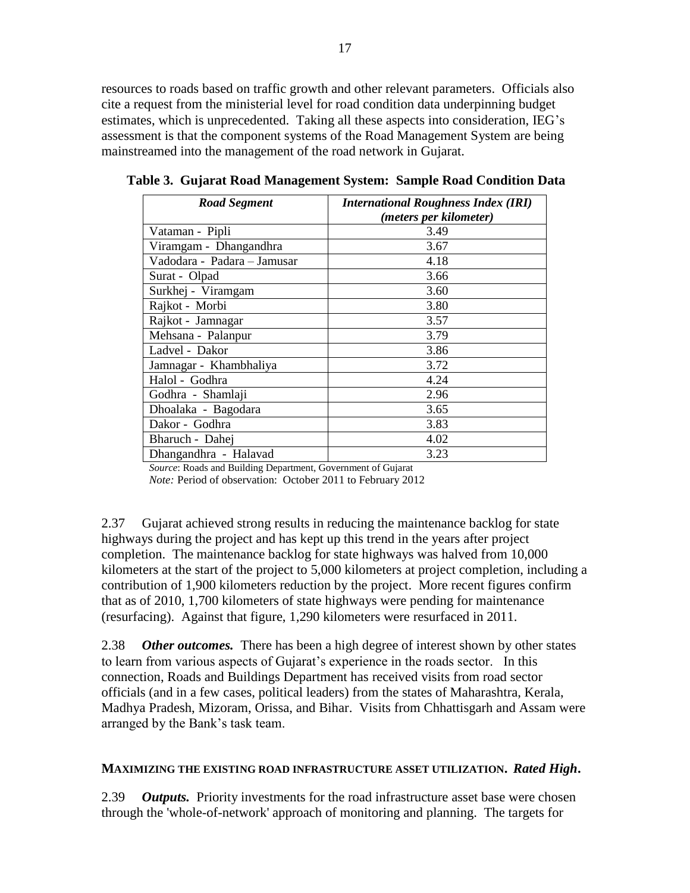resources to roads based on traffic growth and other relevant parameters. Officials also cite a request from the ministerial level for road condition data underpinning budget estimates, which is unprecedented. Taking all these aspects into consideration, IEG's assessment is that the component systems of the Road Management System are being mainstreamed into the management of the road network in Gujarat.

**Table 3. Gujarat Road Management System: Sample Road Condition Data**

| *Road Segment* | *International Roughness Index (IRI) (meters per kilometer)* |
|---|---|
| Vataman - Pipli | 3.49 |
| Viramgam - Dhangandhra | 3.67 |
| Vadodara - Padara – Jamusar | 4.18 |
| Surat - Olpad | 3.66 |
| Surkhej - Viramgam | 3.60 |
| Rajkot - Morbi | 3.80 |
| Rajkot - Jamnagar | 3.57 |
| Mehsana - Palanpur | 3.79 |
| Ladvel - Dakor | 3.86 |
| Jamnagar - Khambhaliya | 3.72 |
| Halol - Godhra | 4.24 |
| Godhra - Shamlaji | 2.96 |
| Dhoalaka - Bagodara | 3.65 |
| Dakor - Godhra | 3.83 |
| Bharuch - Dahej | 4.02 |
| Dhangandhra - Halavad | 3.23 |

*Source*: Roads and Building Department, Government of Gujarat
*Note:* Period of observation: October 2011 to February 2012

2.37 Gujarat achieved strong results in reducing the maintenance backlog for state highways during the project and has kept up this trend in the years after project completion. The maintenance backlog for state highways was halved from 10,000 kilometers at the start of the project to 5,000 kilometers at project completion, including a contribution of 1,900 kilometers reduction by the project. More recent figures confirm that as of 2010, 1,700 kilometers of state highways were pending for maintenance (resurfacing). Against that figure, 1,290 kilometers were resurfaced in 2011.

2.38 ***Other outcomes.*** There has been a high degree of interest shown by other states to learn from various aspects of Gujarat's experience in the roads sector. In this connection, Roads and Buildings Department has received visits from road sector officials (and in a few cases, political leaders) from the states of Maharashtra, Kerala, Madhya Pradesh, Mizoram, Orissa, and Bihar. Visits from Chhattisgarh and Assam were arranged by the Bank's task team.

**MAXIMIZING THE EXISTING ROAD INFRASTRUCTURE ASSET UTILIZATION. *Rated High*.**

2.39 ***Outputs.*** Priority investments for the road infrastructure asset base were chosen through the 'whole-of-network' approach of monitoring and planning. The targets for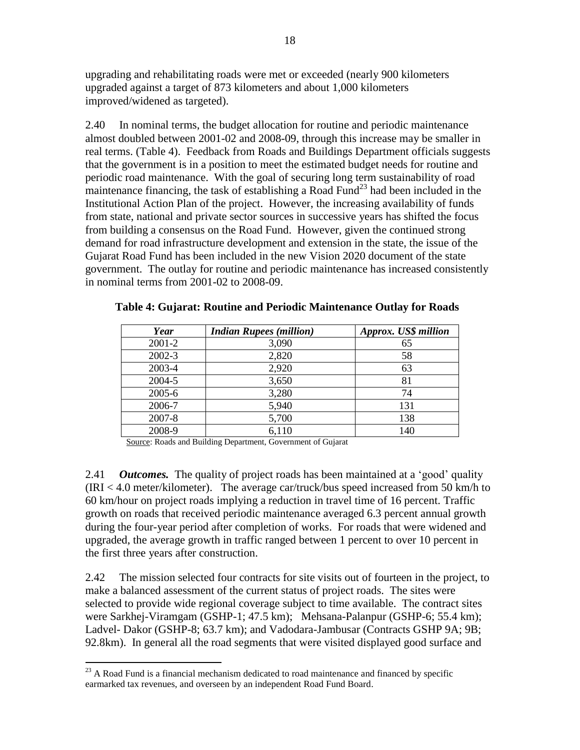upgrading and rehabilitating roads were met or exceeded (nearly 900 kilometers upgraded against a target of 873 kilometers and about 1,000 kilometers improved/widened as targeted).

2.40 In nominal terms, the budget allocation for routine and periodic maintenance almost doubled between 2001-02 and 2008-09, through this increase may be smaller in real terms. (Table 4). Feedback from Roads and Buildings Department officials suggests that the government is in a position to meet the estimated budget needs for routine and periodic road maintenance. With the goal of securing long term sustainability of road maintenance financing, the task of establishing a Road Fund[23] had been included in the Institutional Action Plan of the project. However, the increasing availability of funds from state, national and private sector sources in successive years has shifted the focus from building a consensus on the Road Fund. However, given the continued strong demand for road infrastructure development and extension in the state, the issue of the Gujarat Road Fund has been included in the new Vision 2020 document of the state government. The outlay for routine and periodic maintenance has increased consistently in nominal terms from 2001-02 to 2008-09.

**Table 4: Gujarat: Routine and Periodic Maintenance Outlay for Roads**

| *Year* | *Indian Rupees (million)* | *Approx. US$ million* |
|---|---|---|
| 2001-2 | 3,090 | 65 |
| 2002-3 | 2,820 | 58 |
| 2003-4 | 2,920 | 63 |
| 2004-5 | 3,650 | 81 |
| 2005-6 | 3,280 | 74 |
| 2006-7 | 5,940 | 131 |
| 2007-8 | 5,700 | 138 |
| 2008-9 | 6,110 | 140 |

Source: Roads and Building Department, Government of Gujarat

2.41 ***Outcomes.*** The quality of project roads has been maintained at a 'good' quality (IRI < 4.0 meter/kilometer). The average car/truck/bus speed increased from 50 km/h to 60 km/hour on project roads implying a reduction in travel time of 16 percent. Traffic growth on roads that received periodic maintenance averaged 6.3 percent annual growth during the four-year period after completion of works. For roads that were widened and upgraded, the average growth in traffic ranged between 1 percent to over 10 percent in the first three years after construction.

2.42 The mission selected four contracts for site visits out of fourteen in the project, to make a balanced assessment of the current status of project roads. The sites were selected to provide wide regional coverage subject to time available. The contract sites were Sarkhej-Viramgam (GSHP-1; 47.5 km); Mehsana-Palanpur (GSHP-6; 55.4 km); Ladvel- Dakor (GSHP-8; 63.7 km); and Vadodara-Jambusar (Contracts GSHP 9A; 9B; 92.8km). In general all the road segments that were visited displayed good surface and

[23] A Road Fund is a financial mechanism dedicated to road maintenance and financed by specific earmarked tax revenues, and overseen by an independent Road Fund Board.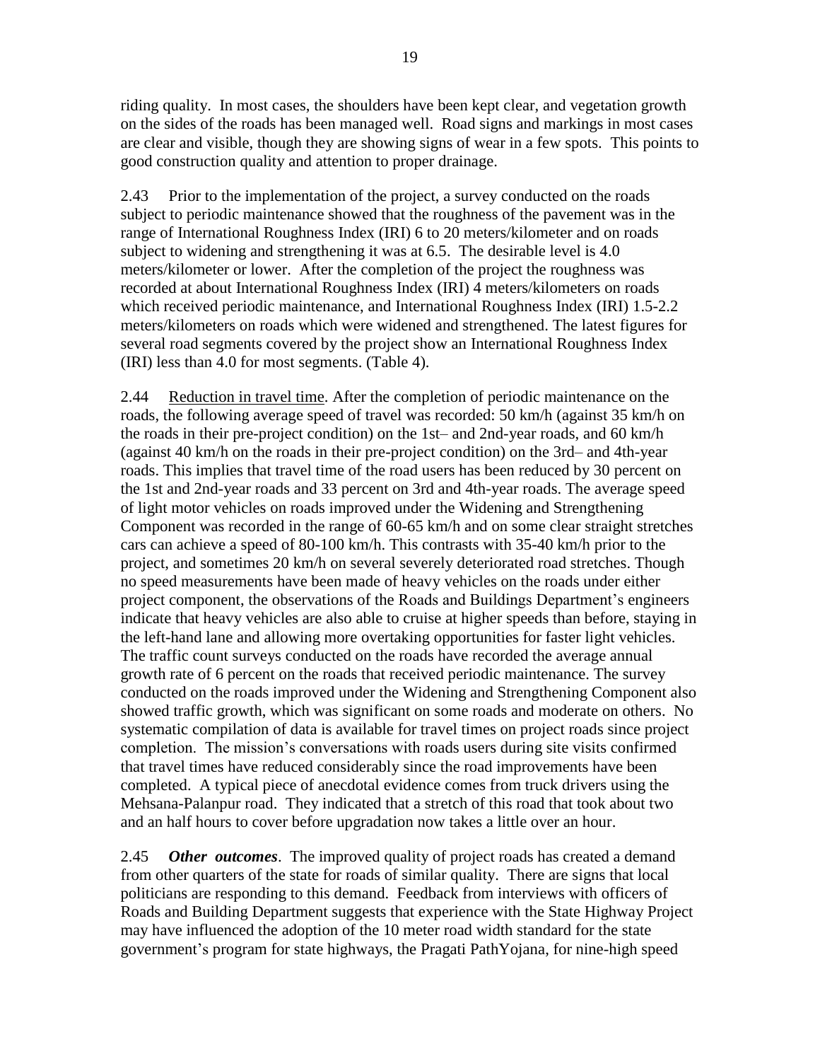riding quality. In most cases, the shoulders have been kept clear, and vegetation growth on the sides of the roads has been managed well. Road signs and markings in most cases are clear and visible, though they are showing signs of wear in a few spots. This points to good construction quality and attention to proper drainage.

2.43 Prior to the implementation of the project, a survey conducted on the roads subject to periodic maintenance showed that the roughness of the pavement was in the range of International Roughness Index (IRI) 6 to 20 meters/kilometer and on roads subject to widening and strengthening it was at 6.5. The desirable level is 4.0 meters/kilometer or lower. After the completion of the project the roughness was recorded at about International Roughness Index (IRI) 4 meters/kilometers on roads which received periodic maintenance, and International Roughness Index (IRI) 1.5-2.2 meters/kilometers on roads which were widened and strengthened. The latest figures for several road segments covered by the project show an International Roughness Index (IRI) less than 4.0 for most segments. (Table 4).

2.44 Reduction in travel time. After the completion of periodic maintenance on the roads, the following average speed of travel was recorded: 50 km/h (against 35 km/h on the roads in their pre-project condition) on the 1st– and 2nd-year roads, and 60 km/h (against 40 km/h on the roads in their pre-project condition) on the 3rd– and 4th-year roads. This implies that travel time of the road users has been reduced by 30 percent on the 1st and 2nd-year roads and 33 percent on 3rd and 4th-year roads. The average speed of light motor vehicles on roads improved under the Widening and Strengthening Component was recorded in the range of 60-65 km/h and on some clear straight stretches cars can achieve a speed of 80-100 km/h. This contrasts with 35-40 km/h prior to the project, and sometimes 20 km/h on several severely deteriorated road stretches. Though no speed measurements have been made of heavy vehicles on the roads under either project component, the observations of the Roads and Buildings Department's engineers indicate that heavy vehicles are also able to cruise at higher speeds than before, staying in the left-hand lane and allowing more overtaking opportunities for faster light vehicles. The traffic count surveys conducted on the roads have recorded the average annual growth rate of 6 percent on the roads that received periodic maintenance. The survey conducted on the roads improved under the Widening and Strengthening Component also showed traffic growth, which was significant on some roads and moderate on others. No systematic compilation of data is available for travel times on project roads since project completion. The mission's conversations with roads users during site visits confirmed that travel times have reduced considerably since the road improvements have been completed. A typical piece of anecdotal evidence comes from truck drivers using the Mehsana-Palanpur road. They indicated that a stretch of this road that took about two and an half hours to cover before upgradation now takes a little over an hour.

2.45 ***Other outcomes***. The improved quality of project roads has created a demand from other quarters of the state for roads of similar quality. There are signs that local politicians are responding to this demand. Feedback from interviews with officers of Roads and Building Department suggests that experience with the State Highway Project may have influenced the adoption of the 10 meter road width standard for the state government's program for state highways, the Pragati PathYojana, for nine-high speed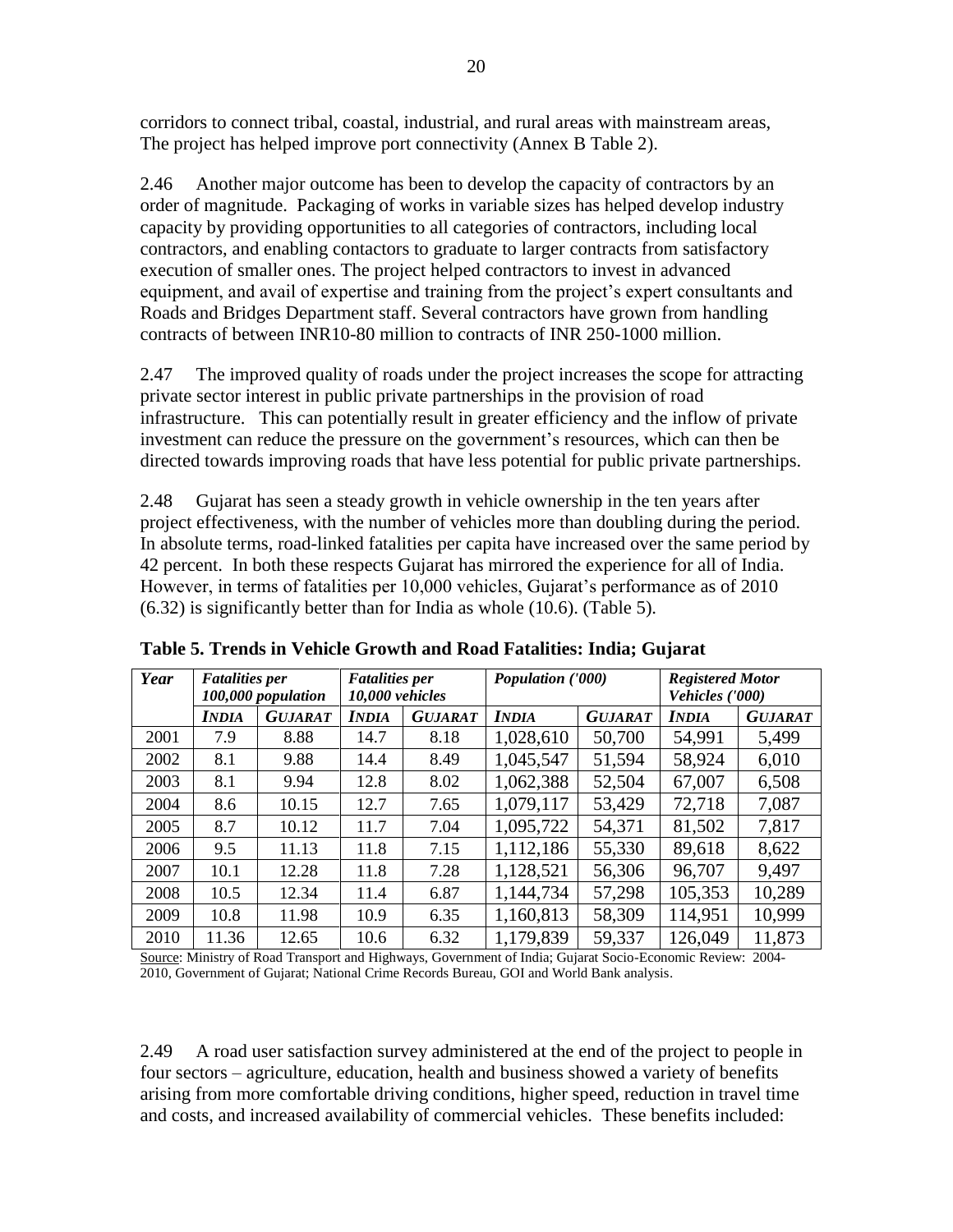corridors to connect tribal, coastal, industrial, and rural areas with mainstream areas, The project has helped improve port connectivity (Annex B Table 2).

2.46 Another major outcome has been to develop the capacity of contractors by an order of magnitude. Packaging of works in variable sizes has helped develop industry capacity by providing opportunities to all categories of contractors, including local contractors, and enabling contactors to graduate to larger contracts from satisfactory execution of smaller ones. The project helped contractors to invest in advanced equipment, and avail of expertise and training from the project's expert consultants and Roads and Bridges Department staff. Several contractors have grown from handling contracts of between INR10-80 million to contracts of INR 250-1000 million.

2.47 The improved quality of roads under the project increases the scope for attracting private sector interest in public private partnerships in the provision of road infrastructure. This can potentially result in greater efficiency and the inflow of private investment can reduce the pressure on the government's resources, which can then be directed towards improving roads that have less potential for public private partnerships.

2.48 Gujarat has seen a steady growth in vehicle ownership in the ten years after project effectiveness, with the number of vehicles more than doubling during the period. In absolute terms, road-linked fatalities per capita have increased over the same period by 42 percent. In both these respects Gujarat has mirrored the experience for all of India. However, in terms of fatalities per 10,000 vehicles, Gujarat's performance as of 2010 (6.32) is significantly better than for India as whole (10.6). (Table 5).

**Table 5. Trends in Vehicle Growth and Road Fatalities: India; Gujarat**

| *Year* | *Fatalities per 100,000 population* | | *Fatalities per 10,000 vehicles* | | *Population ('000)* | | *Registered Motor Vehicles ('000)* | |
|---|---|---|---|---|---|---|---|---|
| | *INDIA* | *GUJARAT* | *INDIA* | *GUJARAT* | *INDIA* | *GUJARAT* | *INDIA* | *GUJARAT* |
| 2001 | 7.9 | 8.88 | 14.7 | 8.18 | 1,028,610 | 50,700 | 54,991 | 5,499 |
| 2002 | 8.1 | 9.88 | 14.4 | 8.49 | 1,045,547 | 51,594 | 58,924 | 6,010 |
| 2003 | 8.1 | 9.94 | 12.8 | 8.02 | 1,062,388 | 52,504 | 67,007 | 6,508 |
| 2004 | 8.6 | 10.15 | 12.7 | 7.65 | 1,079,117 | 53,429 | 72,718 | 7,087 |
| 2005 | 8.7 | 10.12 | 11.7 | 7.04 | 1,095,722 | 54,371 | 81,502 | 7,817 |
| 2006 | 9.5 | 11.13 | 11.8 | 7.15 | 1,112,186 | 55,330 | 89,618 | 8,622 |
| 2007 | 10.1 | 12.28 | 11.8 | 7.28 | 1,128,521 | 56,306 | 96,707 | 9,497 |
| 2008 | 10.5 | 12.34 | 11.4 | 6.87 | 1,144,734 | 57,298 | 105,353 | 10,289 |
| 2009 | 10.8 | 11.98 | 10.9 | 6.35 | 1,160,813 | 58,309 | 114,951 | 10,999 |
| 2010 | 11.36 | 12.65 | 10.6 | 6.32 | 1,179,839 | 59,337 | 126,049 | 11,873 |

Source: Ministry of Road Transport and Highways, Government of India; Gujarat Socio-Economic Review: 2004-2010, Government of Gujarat; National Crime Records Bureau, GOI and World Bank analysis.

2.49 A road user satisfaction survey administered at the end of the project to people in four sectors – agriculture, education, health and business showed a variety of benefits arising from more comfortable driving conditions, higher speed, reduction in travel time and costs, and increased availability of commercial vehicles. These benefits included: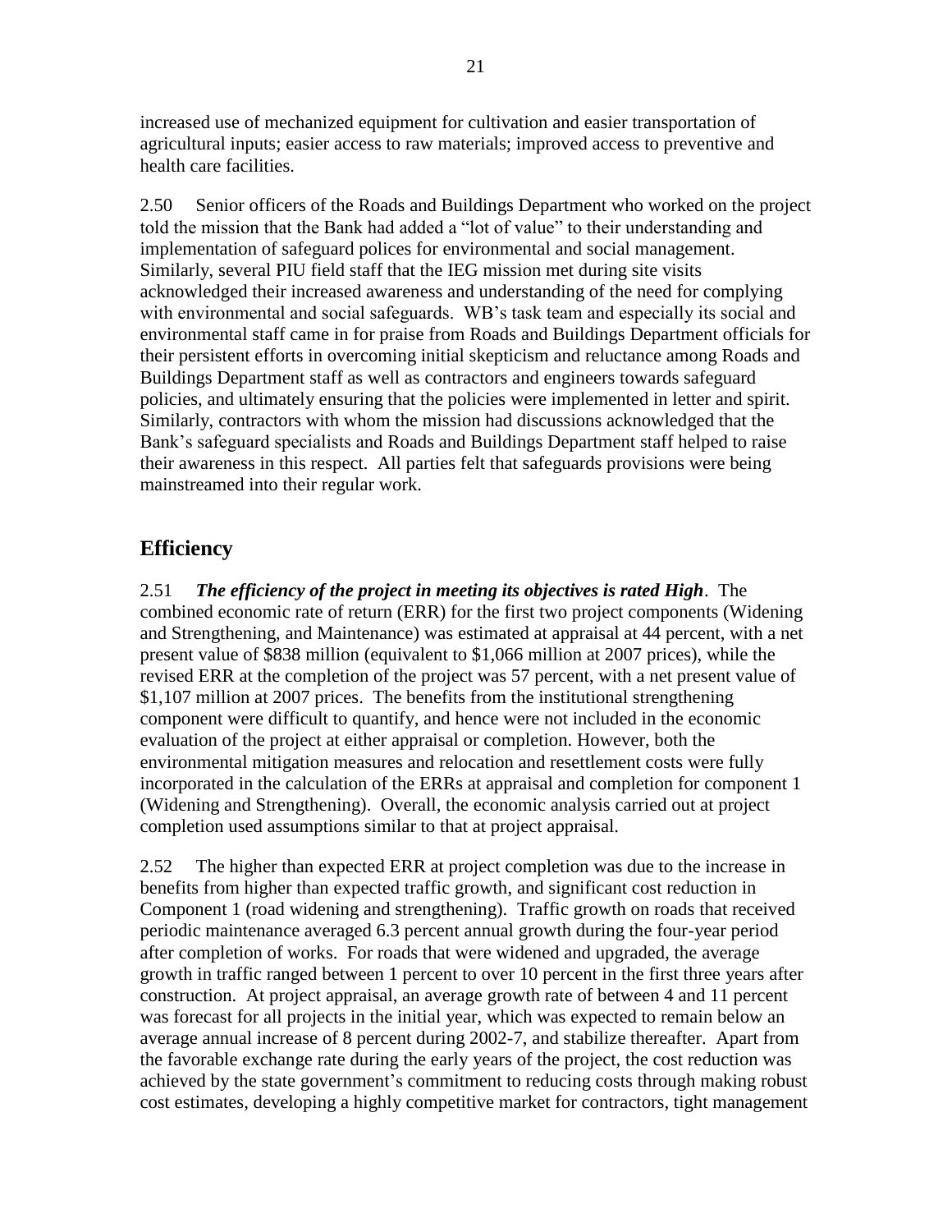increased use of mechanized equipment for cultivation and easier transportation of agricultural inputs; easier access to raw materials; improved access to preventive and health care facilities.

2.50 Senior officers of the Roads and Buildings Department who worked on the project told the mission that the Bank had added a "lot of value" to their understanding and implementation of safeguard polices for environmental and social management. Similarly, several PIU field staff that the IEG mission met during site visits acknowledged their increased awareness and understanding of the need for complying with environmental and social safeguards. WB's task team and especially its social and environmental staff came in for praise from Roads and Buildings Department officials for their persistent efforts in overcoming initial skepticism and reluctance among Roads and Buildings Department staff as well as contractors and engineers towards safeguard policies, and ultimately ensuring that the policies were implemented in letter and spirit. Similarly, contractors with whom the mission had discussions acknowledged that the Bank's safeguard specialists and Roads and Buildings Department staff helped to raise their awareness in this respect. All parties felt that safeguards provisions were being mainstreamed into their regular work.

## Efficiency

2.51 ***The efficiency of the project in meeting its objectives is rated High***. The combined economic rate of return (ERR) for the first two project components (Widening and Strengthening, and Maintenance) was estimated at appraisal at 44 percent, with a net present value of \$838 million (equivalent to \$1,066 million at 2007 prices), while the revised ERR at the completion of the project was 57 percent, with a net present value of \$1,107 million at 2007 prices. The benefits from the institutional strengthening component were difficult to quantify, and hence were not included in the economic evaluation of the project at either appraisal or completion. However, both the environmental mitigation measures and relocation and resettlement costs were fully incorporated in the calculation of the ERRs at appraisal and completion for component 1 (Widening and Strengthening). Overall, the economic analysis carried out at project completion used assumptions similar to that at project appraisal.

2.52 The higher than expected ERR at project completion was due to the increase in benefits from higher than expected traffic growth, and significant cost reduction in Component 1 (road widening and strengthening). Traffic growth on roads that received periodic maintenance averaged 6.3 percent annual growth during the four-year period after completion of works. For roads that were widened and upgraded, the average growth in traffic ranged between 1 percent to over 10 percent in the first three years after construction. At project appraisal, an average growth rate of between 4 and 11 percent was forecast for all projects in the initial year, which was expected to remain below an average annual increase of 8 percent during 2002-7, and stabilize thereafter. Apart from the favorable exchange rate during the early years of the project, the cost reduction was achieved by the state government's commitment to reducing costs through making robust cost estimates, developing a highly competitive market for contractors, tight management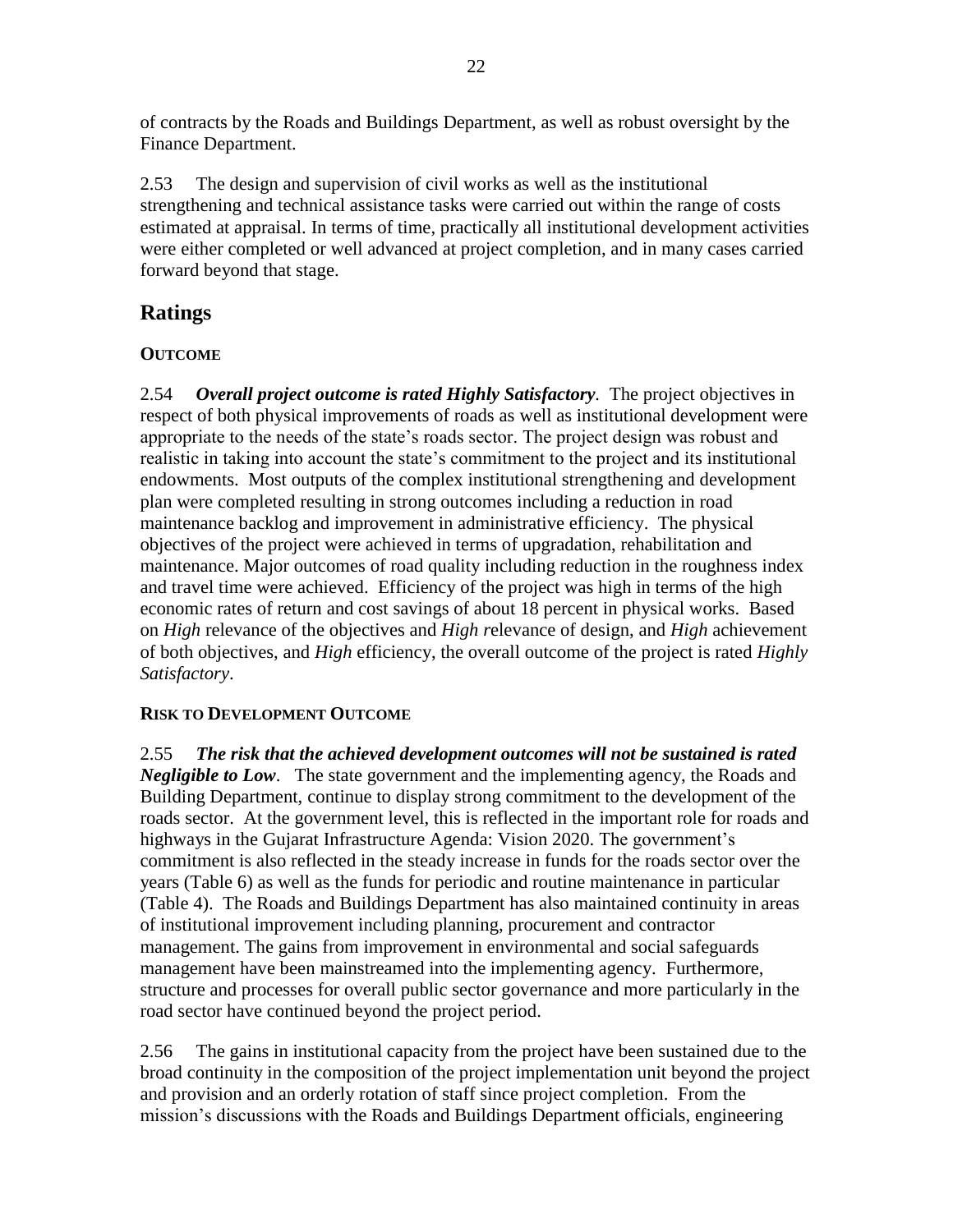of contracts by the Roads and Buildings Department, as well as robust oversight by the Finance Department.

2.53 The design and supervision of civil works as well as the institutional strengthening and technical assistance tasks were carried out within the range of costs estimated at appraisal. In terms of time, practically all institutional development activities were either completed or well advanced at project completion, and in many cases carried forward beyond that stage.

## Ratings

### OUTCOME

2.54 ***Overall project outcome is rated Highly Satisfactory***. The project objectives in respect of both physical improvements of roads as well as institutional development were appropriate to the needs of the state's roads sector. The project design was robust and realistic in taking into account the state's commitment to the project and its institutional endowments. Most outputs of the complex institutional strengthening and development plan were completed resulting in strong outcomes including a reduction in road maintenance backlog and improvement in administrative efficiency. The physical objectives of the project were achieved in terms of upgradation, rehabilitation and maintenance. Major outcomes of road quality including reduction in the roughness index and travel time were achieved. Efficiency of the project was high in terms of the high economic rates of return and cost savings of about 18 percent in physical works. Based on *High* relevance of the objectives and *High r*elevance of design, and *High* achievement of both objectives, and *High* efficiency, the overall outcome of the project is rated *Highly Satisfactory*.

### RISK TO DEVELOPMENT OUTCOME

2.55 ***The risk that the achieved development outcomes will not be sustained is rated Negligible to Low***. The state government and the implementing agency, the Roads and Building Department, continue to display strong commitment to the development of the roads sector. At the government level, this is reflected in the important role for roads and highways in the Gujarat Infrastructure Agenda: Vision 2020. The government's commitment is also reflected in the steady increase in funds for the roads sector over the years (Table 6) as well as the funds for periodic and routine maintenance in particular (Table 4). The Roads and Buildings Department has also maintained continuity in areas of institutional improvement including planning, procurement and contractor management. The gains from improvement in environmental and social safeguards management have been mainstreamed into the implementing agency. Furthermore, structure and processes for overall public sector governance and more particularly in the road sector have continued beyond the project period.

2.56 The gains in institutional capacity from the project have been sustained due to the broad continuity in the composition of the project implementation unit beyond the project and provision and an orderly rotation of staff since project completion. From the mission's discussions with the Roads and Buildings Department officials, engineering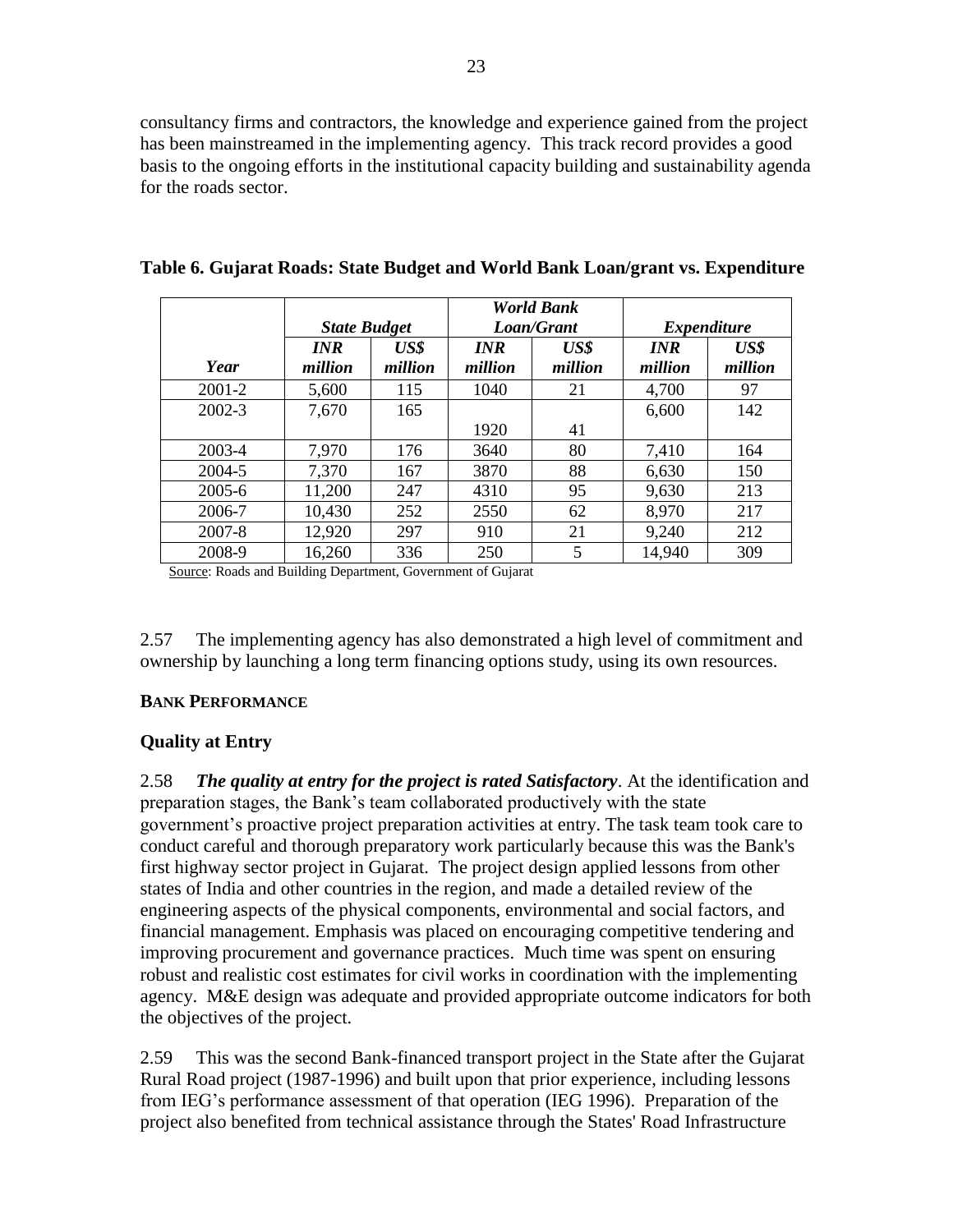consultancy firms and contractors, the knowledge and experience gained from the project has been mainstreamed in the implementing agency. This track record provides a good basis to the ongoing efforts in the institutional capacity building and sustainability agenda for the roads sector.

**Table 6. Gujarat Roads: State Budget and World Bank Loan/grant vs. Expenditure**

| | ***State Budget*** | | ***World Bank Loan/Grant*** | | ***Expenditure*** | |
|---|---|---|---|---|---|---|
| ***Year*** | ***INR million*** | ***US$ million*** | ***INR million*** | ***US$ million*** | ***INR million*** | ***US$ million*** |
| 2001-2 | 5,600 | 115 | 1040 | 21 | 4,700 | 97 |
| 2002-3 | 7,670 | 165 | 1920 | 41 | 6,600 | 142 |
| 2003-4 | 7,970 | 176 | 3640 | 80 | 7,410 | 164 |
| 2004-5 | 7,370 | 167 | 3870 | 88 | 6,630 | 150 |
| 2005-6 | 11,200 | 247 | 4310 | 95 | 9,630 | 213 |
| 2006-7 | 10,430 | 252 | 2550 | 62 | 8,970 | 217 |
| 2007-8 | 12,920 | 297 | 910 | 21 | 9,240 | 212 |
| 2008-9 | 16,260 | 336 | 250 | 5 | 14,940 | 309 |

Source: Roads and Building Department, Government of Gujarat

2.57 The implementing agency has also demonstrated a high level of commitment and ownership by launching a long term financing options study, using its own resources.

## BANK PERFORMANCE

### Quality at Entry

2.58 ***The quality at entry for the project is rated Satisfactory***. At the identification and preparation stages, the Bank's team collaborated productively with the state government's proactive project preparation activities at entry. The task team took care to conduct careful and thorough preparatory work particularly because this was the Bank's first highway sector project in Gujarat. The project design applied lessons from other states of India and other countries in the region, and made a detailed review of the engineering aspects of the physical components, environmental and social factors, and financial management. Emphasis was placed on encouraging competitive tendering and improving procurement and governance practices. Much time was spent on ensuring robust and realistic cost estimates for civil works in coordination with the implementing agency. M&E design was adequate and provided appropriate outcome indicators for both the objectives of the project.

2.59 This was the second Bank-financed transport project in the State after the Gujarat Rural Road project (1987-1996) and built upon that prior experience, including lessons from IEG's performance assessment of that operation (IEG 1996). Preparation of the project also benefited from technical assistance through the States' Road Infrastructure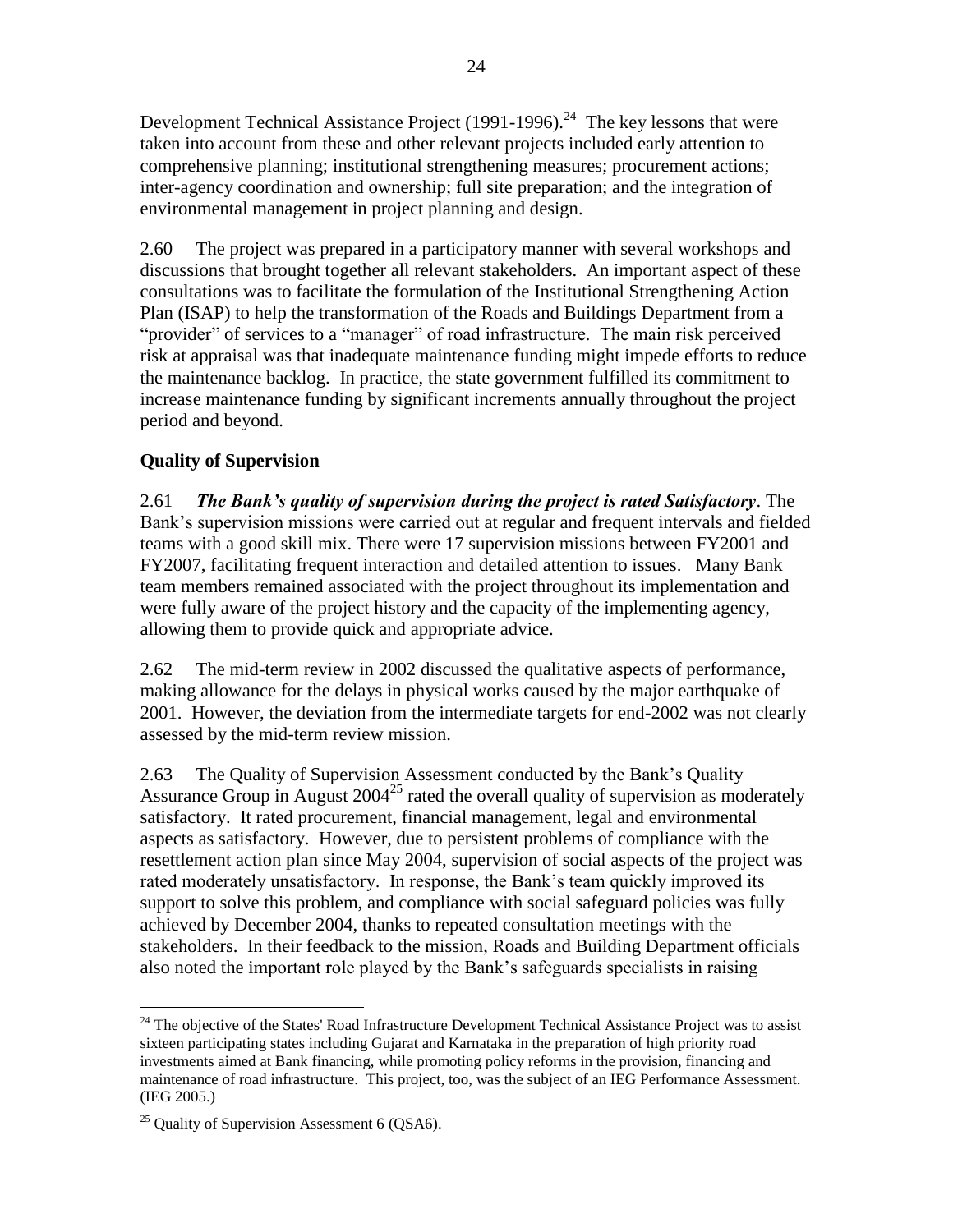Development Technical Assistance Project (1991-1996).[24] The key lessons that were taken into account from these and other relevant projects included early attention to comprehensive planning; institutional strengthening measures; procurement actions; inter-agency coordination and ownership; full site preparation; and the integration of environmental management in project planning and design.

2.60 The project was prepared in a participatory manner with several workshops and discussions that brought together all relevant stakeholders. An important aspect of these consultations was to facilitate the formulation of the Institutional Strengthening Action Plan (ISAP) to help the transformation of the Roads and Buildings Department from a "provider" of services to a "manager" of road infrastructure. The main risk perceived risk at appraisal was that inadequate maintenance funding might impede efforts to reduce the maintenance backlog. In practice, the state government fulfilled its commitment to increase maintenance funding by significant increments annually throughout the project period and beyond.

### Quality of Supervision

2.61 ***The Bank's quality of supervision during the project is rated Satisfactory***. The Bank's supervision missions were carried out at regular and frequent intervals and fielded teams with a good skill mix. There were 17 supervision missions between FY2001 and FY2007, facilitating frequent interaction and detailed attention to issues. Many Bank team members remained associated with the project throughout its implementation and were fully aware of the project history and the capacity of the implementing agency, allowing them to provide quick and appropriate advice.

2.62 The mid-term review in 2002 discussed the qualitative aspects of performance, making allowance for the delays in physical works caused by the major earthquake of 2001. However, the deviation from the intermediate targets for end-2002 was not clearly assessed by the mid-term review mission.

2.63 The Quality of Supervision Assessment conducted by the Bank's Quality Assurance Group in August 2004[25] rated the overall quality of supervision as moderately satisfactory. It rated procurement, financial management, legal and environmental aspects as satisfactory. However, due to persistent problems of compliance with the resettlement action plan since May 2004, supervision of social aspects of the project was rated moderately unsatisfactory. In response, the Bank's team quickly improved its support to solve this problem, and compliance with social safeguard policies was fully achieved by December 2004, thanks to repeated consultation meetings with the stakeholders. In their feedback to the mission, Roads and Building Department officials also noted the important role played by the Bank's safeguards specialists in raising

---

[24] The objective of the States' Road Infrastructure Development Technical Assistance Project was to assist sixteen participating states including Gujarat and Karnataka in the preparation of high priority road investments aimed at Bank financing, while promoting policy reforms in the provision, financing and maintenance of road infrastructure. This project, too, was the subject of an IEG Performance Assessment. (IEG 2005.)

[25] Quality of Supervision Assessment 6 (QSA6).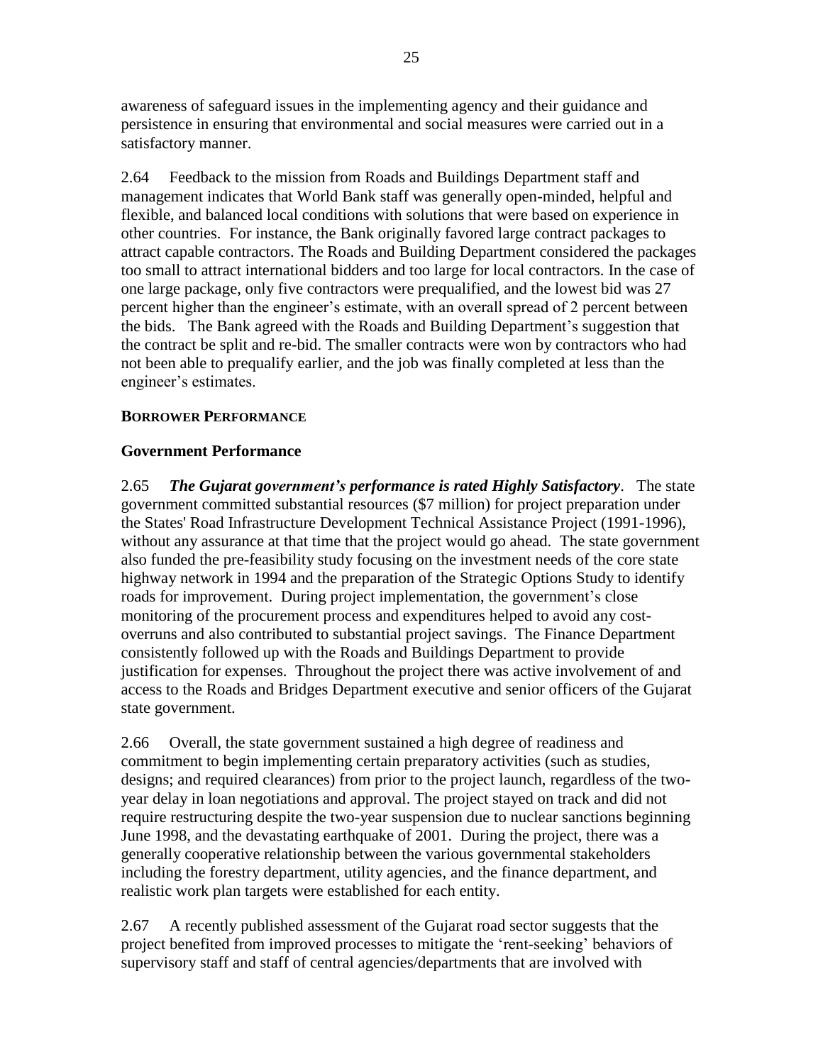awareness of safeguard issues in the implementing agency and their guidance and persistence in ensuring that environmental and social measures were carried out in a satisfactory manner.

2.64 Feedback to the mission from Roads and Buildings Department staff and management indicates that World Bank staff was generally open-minded, helpful and flexible, and balanced local conditions with solutions that were based on experience in other countries. For instance, the Bank originally favored large contract packages to attract capable contractors. The Roads and Building Department considered the packages too small to attract international bidders and too large for local contractors. In the case of one large package, only five contractors were prequalified, and the lowest bid was 27 percent higher than the engineer's estimate, with an overall spread of 2 percent between the bids. The Bank agreed with the Roads and Building Department's suggestion that the contract be split and re-bid. The smaller contracts were won by contractors who had not been able to prequalify earlier, and the job was finally completed at less than the engineer's estimates.

### BORROWER PERFORMANCE

### Government Performance

2.65 ***The Gujarat government's performance is rated Highly Satisfactory***. The state government committed substantial resources ($7 million) for project preparation under the States' Road Infrastructure Development Technical Assistance Project (1991-1996), without any assurance at that time that the project would go ahead. The state government also funded the pre-feasibility study focusing on the investment needs of the core state highway network in 1994 and the preparation of the Strategic Options Study to identify roads for improvement. During project implementation, the government's close monitoring of the procurement process and expenditures helped to avoid any cost-overruns and also contributed to substantial project savings. The Finance Department consistently followed up with the Roads and Buildings Department to provide justification for expenses. Throughout the project there was active involvement of and access to the Roads and Bridges Department executive and senior officers of the Gujarat state government.

2.66 Overall, the state government sustained a high degree of readiness and commitment to begin implementing certain preparatory activities (such as studies, designs; and required clearances) from prior to the project launch, regardless of the two-year delay in loan negotiations and approval. The project stayed on track and did not require restructuring despite the two-year suspension due to nuclear sanctions beginning June 1998, and the devastating earthquake of 2001. During the project, there was a generally cooperative relationship between the various governmental stakeholders including the forestry department, utility agencies, and the finance department, and realistic work plan targets were established for each entity.

2.67 A recently published assessment of the Gujarat road sector suggests that the project benefited from improved processes to mitigate the 'rent-seeking' behaviors of supervisory staff and staff of central agencies/departments that are involved with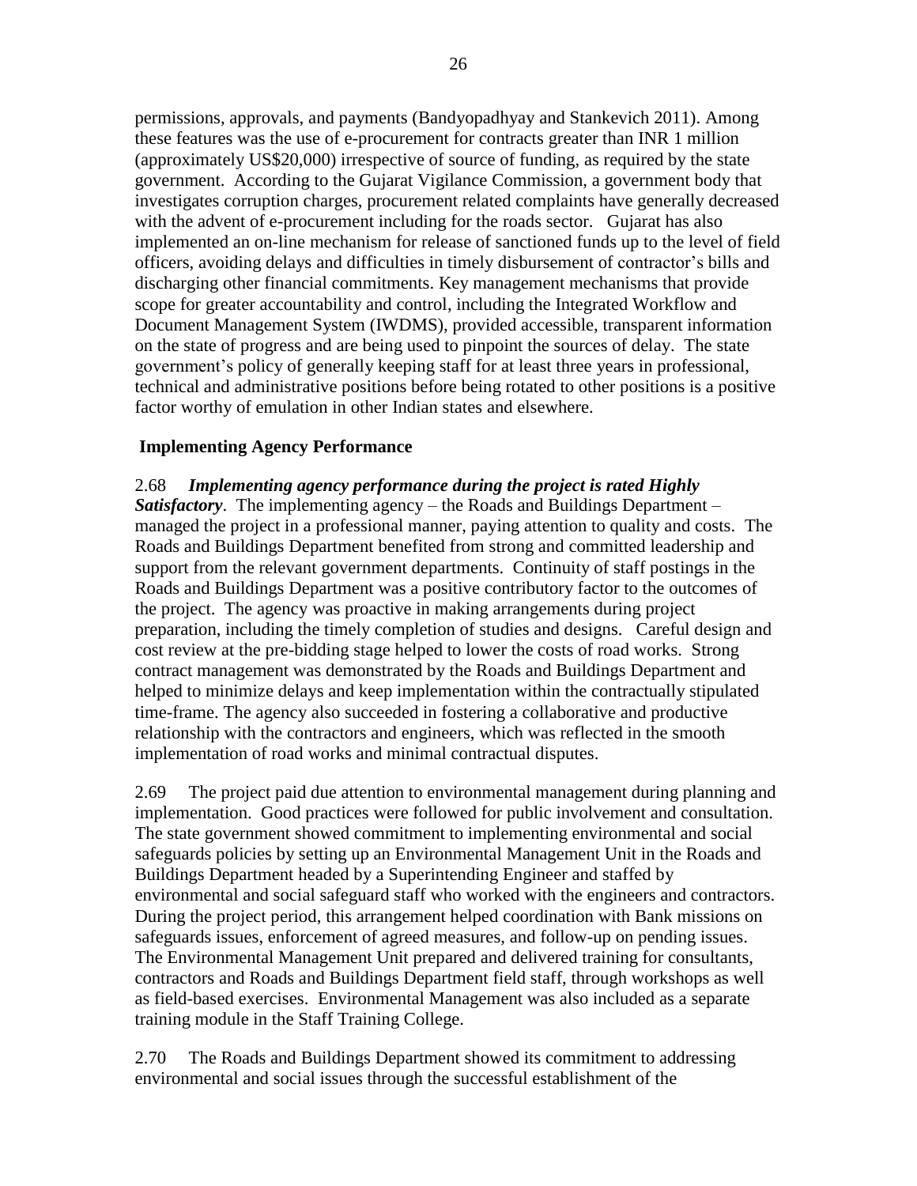permissions, approvals, and payments (Bandyopadhyay and Stankevich 2011). Among these features was the use of e-procurement for contracts greater than INR 1 million (approximately US$20,000) irrespective of source of funding, as required by the state government. According to the Gujarat Vigilance Commission, a government body that investigates corruption charges, procurement related complaints have generally decreased with the advent of e-procurement including for the roads sector. Gujarat has also implemented an on-line mechanism for release of sanctioned funds up to the level of field officers, avoiding delays and difficulties in timely disbursement of contractor's bills and discharging other financial commitments. Key management mechanisms that provide scope for greater accountability and control, including the Integrated Workflow and Document Management System (IWDMS), provided accessible, transparent information on the state of progress and are being used to pinpoint the sources of delay. The state government's policy of generally keeping staff for at least three years in professional, technical and administrative positions before being rotated to other positions is a positive factor worthy of emulation in other Indian states and elsewhere.

### Implementing Agency Performance

2.68 ***Implementing agency performance during the project is rated Highly Satisfactory***. The implementing agency – the Roads and Buildings Department – managed the project in a professional manner, paying attention to quality and costs. The Roads and Buildings Department benefited from strong and committed leadership and support from the relevant government departments. Continuity of staff postings in the Roads and Buildings Department was a positive contributory factor to the outcomes of the project. The agency was proactive in making arrangements during project preparation, including the timely completion of studies and designs. Careful design and cost review at the pre-bidding stage helped to lower the costs of road works. Strong contract management was demonstrated by the Roads and Buildings Department and helped to minimize delays and keep implementation within the contractually stipulated time-frame. The agency also succeeded in fostering a collaborative and productive relationship with the contractors and engineers, which was reflected in the smooth implementation of road works and minimal contractual disputes.

2.69 The project paid due attention to environmental management during planning and implementation. Good practices were followed for public involvement and consultation. The state government showed commitment to implementing environmental and social safeguards policies by setting up an Environmental Management Unit in the Roads and Buildings Department headed by a Superintending Engineer and staffed by environmental and social safeguard staff who worked with the engineers and contractors. During the project period, this arrangement helped coordination with Bank missions on safeguards issues, enforcement of agreed measures, and follow-up on pending issues. The Environmental Management Unit prepared and delivered training for consultants, contractors and Roads and Buildings Department field staff, through workshops as well as field-based exercises. Environmental Management was also included as a separate training module in the Staff Training College.

2.70 The Roads and Buildings Department showed its commitment to addressing environmental and social issues through the successful establishment of the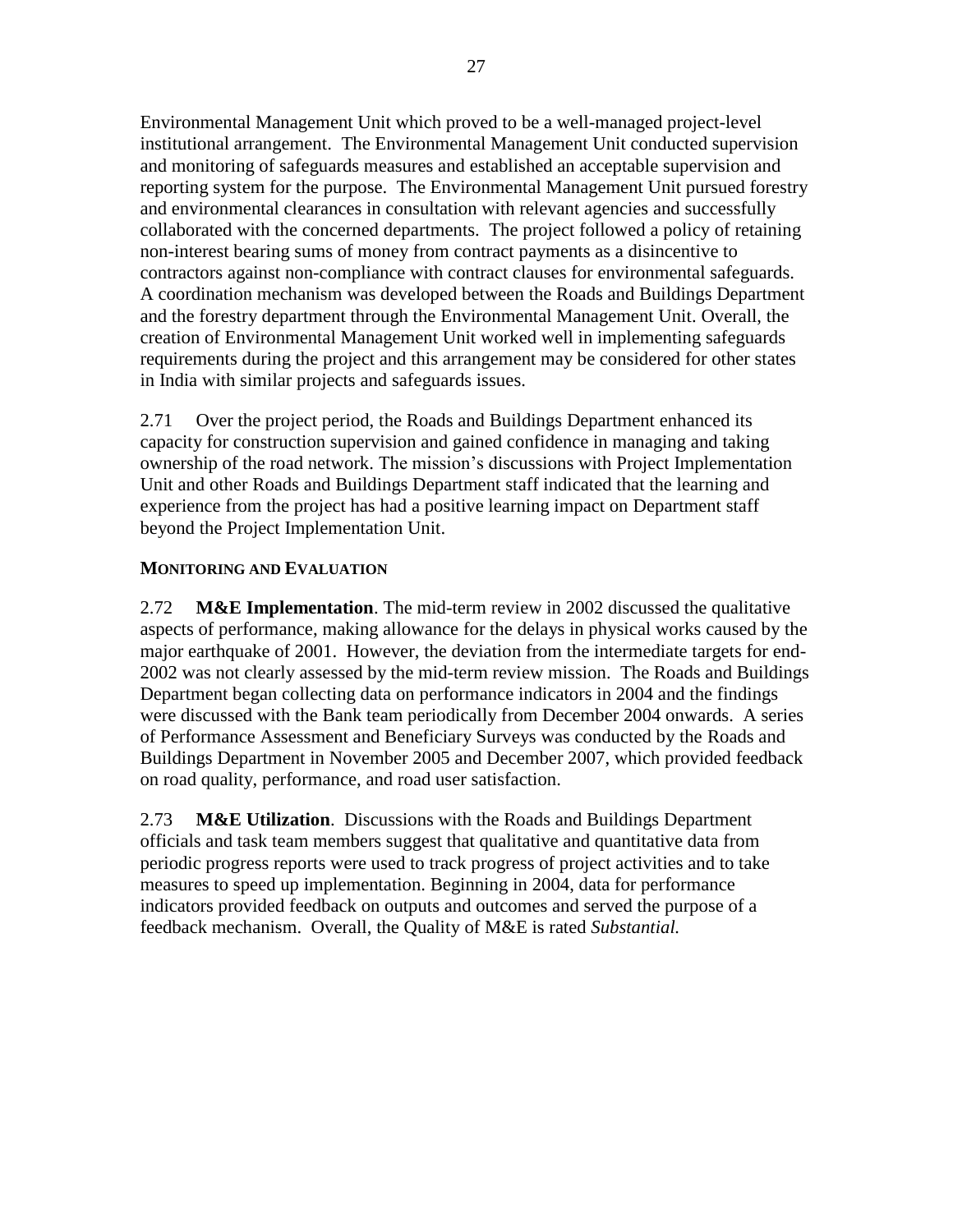Environmental Management Unit which proved to be a well-managed project-level institutional arrangement. The Environmental Management Unit conducted supervision and monitoring of safeguards measures and established an acceptable supervision and reporting system for the purpose. The Environmental Management Unit pursued forestry and environmental clearances in consultation with relevant agencies and successfully collaborated with the concerned departments. The project followed a policy of retaining non-interest bearing sums of money from contract payments as a disincentive to contractors against non-compliance with contract clauses for environmental safeguards. A coordination mechanism was developed between the Roads and Buildings Department and the forestry department through the Environmental Management Unit. Overall, the creation of Environmental Management Unit worked well in implementing safeguards requirements during the project and this arrangement may be considered for other states in India with similar projects and safeguards issues.

2.71 Over the project period, the Roads and Buildings Department enhanced its capacity for construction supervision and gained confidence in managing and taking ownership of the road network. The mission's discussions with Project Implementation Unit and other Roads and Buildings Department staff indicated that the learning and experience from the project has had a positive learning impact on Department staff beyond the Project Implementation Unit.

### MONITORING AND EVALUATION

2.72 **M&E Implementation**. The mid-term review in 2002 discussed the qualitative aspects of performance, making allowance for the delays in physical works caused by the major earthquake of 2001. However, the deviation from the intermediate targets for end-2002 was not clearly assessed by the mid-term review mission. The Roads and Buildings Department began collecting data on performance indicators in 2004 and the findings were discussed with the Bank team periodically from December 2004 onwards. A series of Performance Assessment and Beneficiary Surveys was conducted by the Roads and Buildings Department in November 2005 and December 2007, which provided feedback on road quality, performance, and road user satisfaction.

2.73 **M&E Utilization**. Discussions with the Roads and Buildings Department officials and task team members suggest that qualitative and quantitative data from periodic progress reports were used to track progress of project activities and to take measures to speed up implementation. Beginning in 2004, data for performance indicators provided feedback on outputs and outcomes and served the purpose of a feedback mechanism. Overall, the Quality of M&E is rated *Substantial.*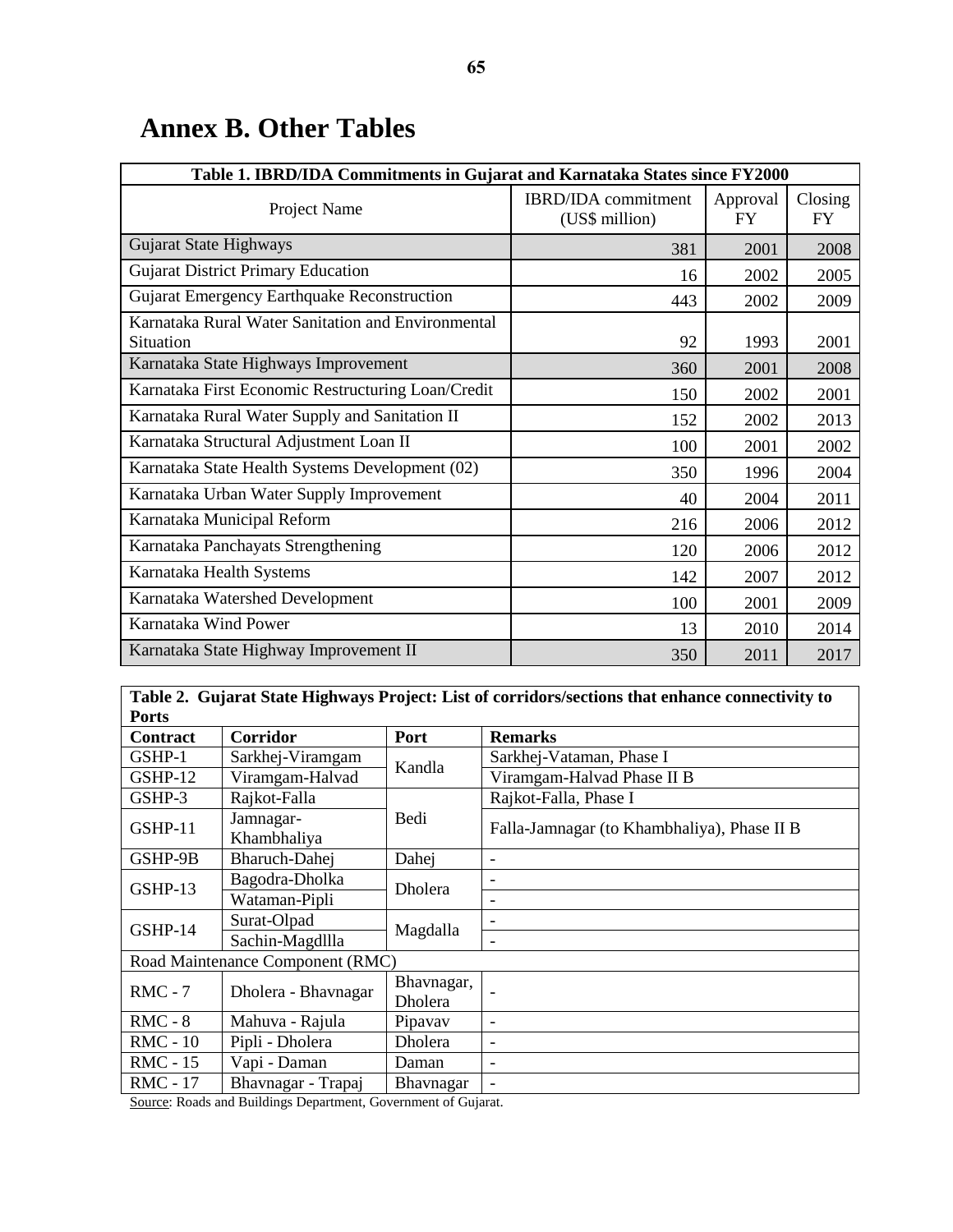# Annex B. Other Tables

| Table 1. IBRD/IDA Commitments in Gujarat and Karnataka States since FY2000 | | | |
|---|---|---|---|
| Project Name | IBRD/IDA commitment (US$ million) | Approval FY | Closing FY |
| Gujarat State Highways | 381 | 2001 | 2008 |
| Gujarat District Primary Education | 16 | 2002 | 2005 |
| Gujarat Emergency Earthquake Reconstruction | 443 | 2002 | 2009 |
| Karnataka Rural Water Sanitation and Environmental Situation | 92 | 1993 | 2001 |
| Karnataka State Highways Improvement | 360 | 2001 | 2008 |
| Karnataka First Economic Restructuring Loan/Credit | 150 | 2002 | 2001 |
| Karnataka Rural Water Supply and Sanitation II | 152 | 2002 | 2013 |
| Karnataka Structural Adjustment Loan II | 100 | 2001 | 2002 |
| Karnataka State Health Systems Development (02) | 350 | 1996 | 2004 |
| Karnataka Urban Water Supply Improvement | 40 | 2004 | 2011 |
| Karnataka Municipal Reform | 216 | 2006 | 2012 |
| Karnataka Panchayats Strengthening | 120 | 2006 | 2012 |
| Karnataka Health Systems | 142 | 2007 | 2012 |
| Karnataka Watershed Development | 100 | 2001 | 2009 |
| Karnataka Wind Power | 13 | 2010 | 2014 |
| Karnataka State Highway Improvement II | 350 | 2011 | 2017 |

| Table 2. Gujarat State Highways Project: List of corridors/sections that enhance connectivity to Ports | | | |
|---|---|---|---|
| **Contract** | **Corridor** | **Port** | **Remarks** |
| GSHP-1 | Sarkhej-Viramgam | Kandla | Sarkhej-Vataman, Phase I |
| GSHP-12 | Viramgam-Halvad | | Viramgam-Halvad Phase II B |
| GSHP-3 | Rajkot-Falla | Bedi | Rajkot-Falla, Phase I |
| GSHP-11 | Jamnagar-Khambhaliya | | Falla-Jamnagar (to Khambhaliya), Phase II B |
| GSHP-9B | Bharuch-Dahej | Dahej | - |
| GSHP-13 | Bagodra-Dholka | Dholera | - |
| | Wataman-Pipli | | - |
| GSHP-14 | Surat-Olpad | Magdalla | - |
| | Sachin-Magdllla | | - |
| Road Maintenance Component (RMC) | | | |
| RMC - 7 | Dholera - Bhavnagar | Bhavnagar, Dholera | - |
| RMC - 8 | Mahuva - Rajula | Pipavav | - |
| RMC - 10 | Pipli - Dholera | Dholera | - |
| RMC - 15 | Vapi - Daman | Daman | - |
| RMC - 17 | Bhavnagar - Trapaj | Bhavnagar | - |

Source: Roads and Buildings Department, Government of Gujarat.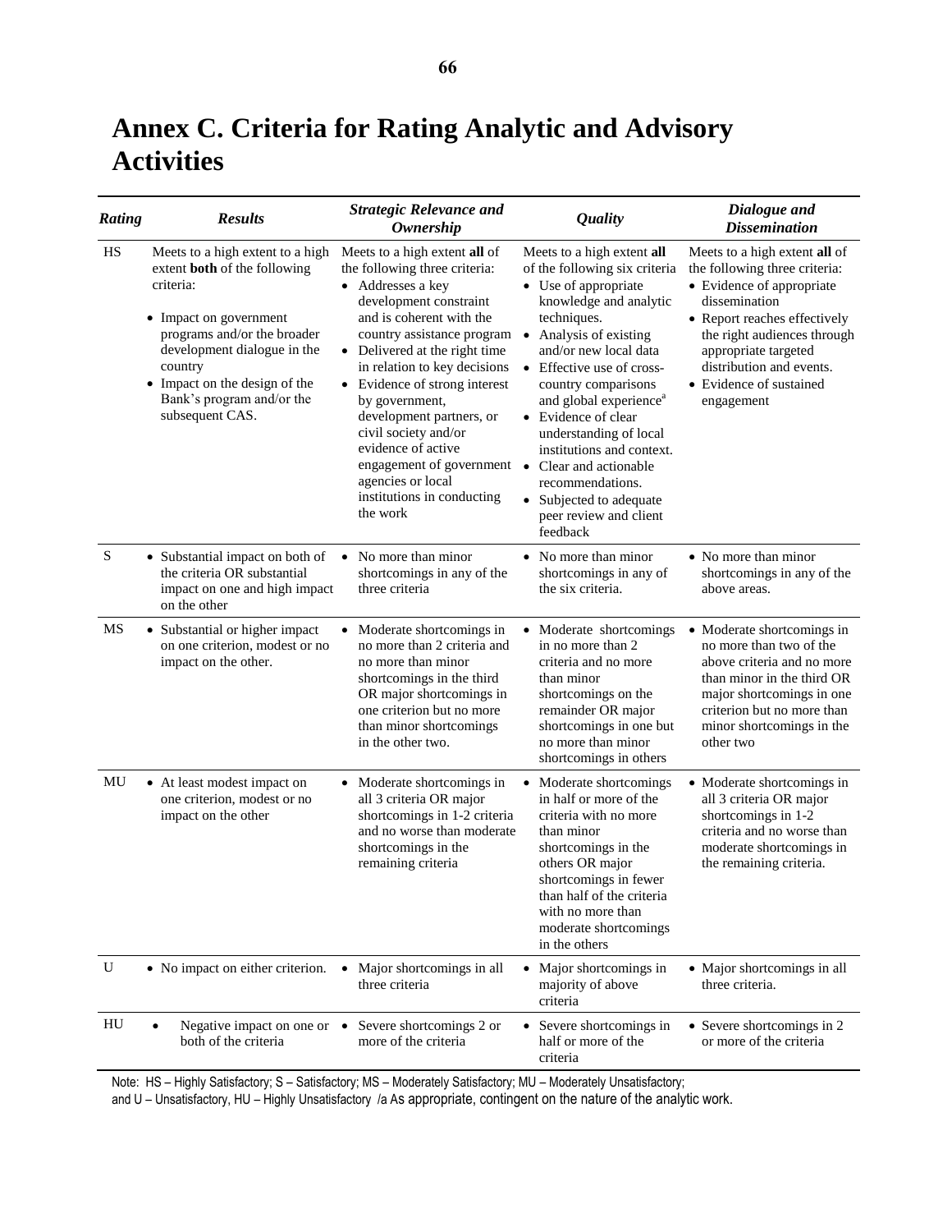# Annex C. Criteria for Rating Analytic and Advisory Activities

| *Rating* | *Results* | *Strategic Relevance and Ownership* | *Quality* | *Dialogue and Dissemination* |
|---|---|---|---|---|
| HS | Meets to a high extent to a high extent **both** of the following criteria: <br>• Impact on government programs and/or the broader development dialogue in the country <br>• Impact on the design of the Bank's program and/or the subsequent CAS. | Meets to a high extent **all** of the following three criteria: <br>• Addresses a key development constraint and is coherent with the country assistance program <br>• Delivered at the right time in relation to key decisions <br>• Evidence of strong interest by government, development partners, or civil society and/or evidence of active engagement of government agencies or local institutions in conducting the work | Meets to a high extent **all** of the following six criteria <br>• Use of appropriate knowledge and analytic techniques. <br>• Analysis of existing and/or new local data <br>• Effective use of cross-country comparisons and global experience[a] <br>• Evidence of clear understanding of local institutions and context. <br>• Clear and actionable recommendations. <br>• Subjected to adequate peer review and client feedback | Meets to a high extent **all** of the following three criteria: <br>• Evidence of appropriate dissemination <br>• Report reaches effectively the right audiences through appropriate targeted distribution and events. <br>• Evidence of sustained engagement |
| S | • Substantial impact on both of the criteria OR substantial impact on one and high impact on the other | • No more than minor shortcomings in any of the three criteria | • No more than minor shortcomings in any of the six criteria. | • No more than minor shortcomings in any of the above areas. |
| MS | • Substantial or higher impact on one criterion, modest or no impact on the other. | • Moderate shortcomings in no more than 2 criteria and no more than minor shortcomings in the third OR major shortcomings in one criterion but no more than minor shortcomings in the other two. | • Moderate shortcomings in no more than 2 criteria and no more than minor shortcomings on the remainder OR major shortcomings in one but no more than minor shortcomings in others | • Moderate shortcomings in no more than two of the above criteria and no more than minor in the third OR major shortcomings in one criterion but no more than minor shortcomings in the other two |
| MU | • At least modest impact on one criterion, modest or no impact on the other | • Moderate shortcomings in all 3 criteria OR major shortcomings in 1-2 criteria and no worse than moderate shortcomings in the remaining criteria | • Moderate shortcomings in half or more of the criteria with no more than minor shortcomings in the others OR major shortcomings in fewer than half of the criteria with no more than moderate shortcomings in the others | • Moderate shortcomings in all 3 criteria OR major shortcomings in 1-2 criteria and no worse than moderate shortcomings in the remaining criteria. |
| U | • No impact on either criterion. | • Major shortcomings in all three criteria | • Major shortcomings in majority of above criteria | • Major shortcomings in all three criteria. |
| HU | • Negative impact on one or both of the criteria | • Severe shortcomings 2 or more of the criteria | • Severe shortcomings in half or more of the criteria | • Severe shortcomings in 2 or more of the criteria |

Note: HS – Highly Satisfactory; S – Satisfactory; MS – Moderately Satisfactory; MU – Moderately Unsatisfactory; and U – Unsatisfactory, HU – Highly Unsatisfactory /a As appropriate, contingent on the nature of the analytic work.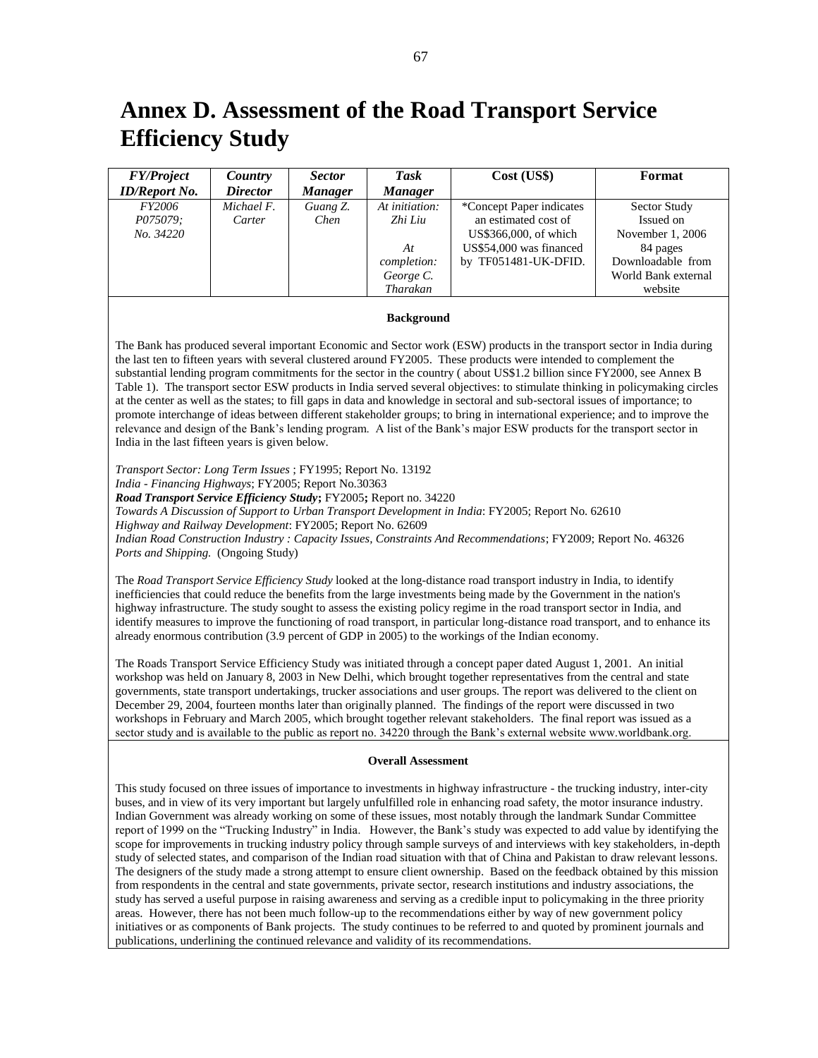# Annex D. Assessment of the Road Transport Service Efficiency Study

| *FY/Project ID/Report No.* | *Country Director* | *Sector Manager* | *Task Manager* | Cost (US$) | Format |
|---|---|---|---|---|---|
| *FY2006 P075079; No. 34220* | *Michael F. Carter* | *Guang Z. Chen* | *At initiation: Zhi Liu*<br><br>*At completion: George C. Tharakan* | *Concept Paper indicates an estimated cost of US$366,000, of which US$54,000 was financed by TF051481-UK-DFID. | Sector Study Issued on November 1, 2006 84 pages Downloadable from World Bank external website |

**Background**

The Bank has produced several important Economic and Sector work (ESW) products in the transport sector in India during the last ten to fifteen years with several clustered around FY2005. These products were intended to complement the substantial lending program commitments for the sector in the country ( about US$1.2 billion since FY2000, see Annex B Table 1). The transport sector ESW products in India served several objectives: to stimulate thinking in policymaking circles at the center as well as the states; to fill gaps in data and knowledge in sectoral and sub-sectoral issues of importance; to promote interchange of ideas between different stakeholder groups; to bring in international experience; and to improve the relevance and design of the Bank's lending program. A list of the Bank's major ESW products for the transport sector in India in the last fifteen years is given below.

*Transport Sector: Long Term Issues* ; FY1995; Report No. 13192
*India - Financing Highways*; FY2005; Report No.30363
***Road Transport Service Efficiency Study*; FY2005; Report no. 34220**
*Towards A Discussion of Support to Urban Transport Development in India*: FY2005; Report No. 62610
*Highway and Railway Development*: FY2005; Report No. 62609
*Indian Road Construction Industry : Capacity Issues, Constraints And Recommendations*; FY2009; Report No. 46326
*Ports and Shipping.* (Ongoing Study)

The *Road Transport Service Efficiency Study* looked at the long-distance road transport industry in India, to identify inefficiencies that could reduce the benefits from the large investments being made by the Government in the nation's highway infrastructure. The study sought to assess the existing policy regime in the road transport sector in India, and identify measures to improve the functioning of road transport, in particular long-distance road transport, and to enhance its already enormous contribution (3.9 percent of GDP in 2005) to the workings of the Indian economy.

The Roads Transport Service Efficiency Study was initiated through a concept paper dated August 1, 2001. An initial workshop was held on January 8, 2003 in New Delhi, which brought together representatives from the central and state governments, state transport undertakings, trucker associations and user groups. The report was delivered to the client on December 29, 2004, fourteen months later than originally planned. The findings of the report were discussed in two workshops in February and March 2005, which brought together relevant stakeholders. The final report was issued as a sector study and is available to the public as report no. 34220 through the Bank's external website www.worldbank.org.

**Overall Assessment**

This study focused on three issues of importance to investments in highway infrastructure - the trucking industry, inter-city buses, and in view of its very important but largely unfulfilled role in enhancing road safety, the motor insurance industry. Indian Government was already working on some of these issues, most notably through the landmark Sundar Committee report of 1999 on the "Trucking Industry" in India. However, the Bank's study was expected to add value by identifying the scope for improvements in trucking industry policy through sample surveys of and interviews with key stakeholders, in-depth study of selected states, and comparison of the Indian road situation with that of China and Pakistan to draw relevant lessons. The designers of the study made a strong attempt to ensure client ownership. Based on the feedback obtained by this mission from respondents in the central and state governments, private sector, research institutions and industry associations, the study has served a useful purpose in raising awareness and serving as a credible input to policymaking in the three priority areas. However, there has not been much follow-up to the recommendations either by way of new government policy initiatives or as components of Bank projects. The study continues to be referred to and quoted by prominent journals and publications, underlining the continued relevance and validity of its recommendations.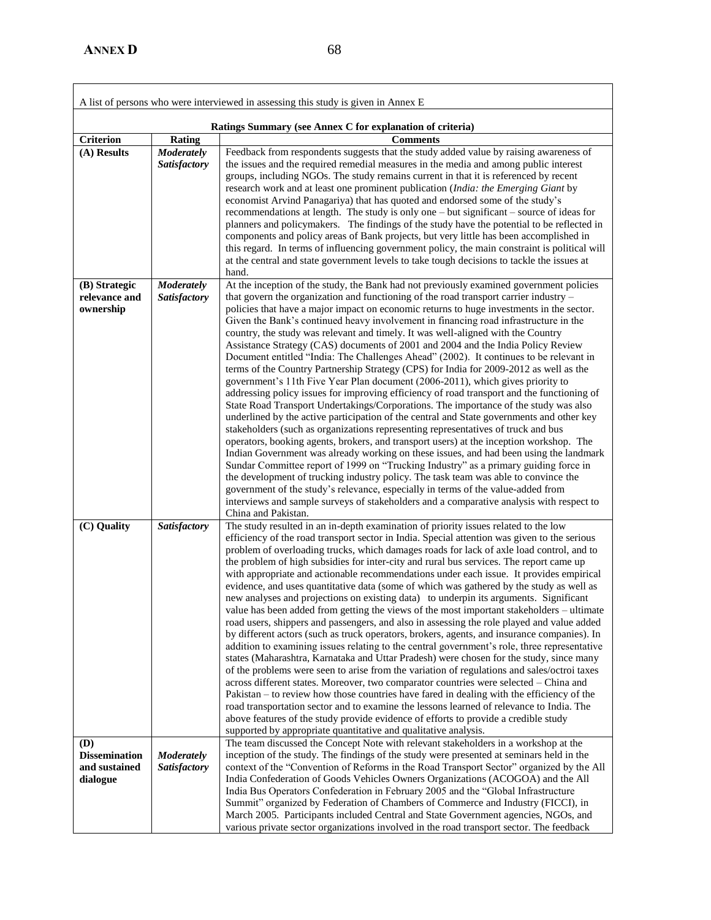A list of persons who were interviewed in assessing this study is given in Annex E

**Ratings Summary (see Annex C for explanation of criteria)**

| Criterion | Rating | Comments |
|---|---|---|
| **(A) Results** | ***Moderately Satisfactory*** | Feedback from respondents suggests that the study added value by raising awareness of the issues and the required remedial measures in the media and among public interest groups, including NGOs. The study remains current in that it is referenced by recent research work and at least one prominent publication (*India: the Emerging Giant* by economist Arvind Panagariya) that has quoted and endorsed some of the study's recommendations at length. The study is only one – but significant – source of ideas for planners and policymakers. The findings of the study have the potential to be reflected in components and policy areas of Bank projects, but very little has been accomplished in this regard. In terms of influencing government policy, the main constraint is political will at the central and state government levels to take tough decisions to tackle the issues at hand. |
| **(B) Strategic relevance and ownership** | ***Moderately Satisfactory*** | At the inception of the study, the Bank had not previously examined government policies that govern the organization and functioning of the road transport carrier industry – policies that have a major impact on economic returns to huge investments in the sector. Given the Bank's continued heavy involvement in financing road infrastructure in the country, the study was relevant and timely. It was well-aligned with the Country Assistance Strategy (CAS) documents of 2001 and 2004 and the India Policy Review Document entitled "India: The Challenges Ahead" (2002). It continues to be relevant in terms of the Country Partnership Strategy (CPS) for India for 2009-2012 as well as the government's 11th Five Year Plan document (2006-2011), which gives priority to addressing policy issues for improving efficiency of road transport and the functioning of State Road Transport Undertakings/Corporations. The importance of the study was also underlined by the active participation of the central and State governments and other key stakeholders (such as organizations representing representatives of truck and bus operators, booking agents, brokers, and transport users) at the inception workshop. The Indian Government was already working on these issues, and had been using the landmark Sundar Committee report of 1999 on "Trucking Industry" as a primary guiding force in the development of trucking industry policy. The task team was able to convince the government of the study's relevance, especially in terms of the value-added from interviews and sample surveys of stakeholders and a comparative analysis with respect to China and Pakistan. |
| **(C) Quality** | ***Satisfactory*** | The study resulted in an in-depth examination of priority issues related to the low efficiency of the road transport sector in India. Special attention was given to the serious problem of overloading trucks, which damages roads for lack of axle load control, and to the problem of high subsidies for inter-city and rural bus services. The report came up with appropriate and actionable recommendations under each issue. It provides empirical evidence, and uses quantitative data (some of which was gathered by the study as well as new analyses and projections on existing data) to underpin its arguments. Significant value has been added from getting the views of the most important stakeholders – ultimate road users, shippers and passengers, and also in assessing the role played and value added by different actors (such as truck operators, brokers, agents, and insurance companies). In addition to examining issues relating to the central government's role, three representative states (Maharashtra, Karnataka and Uttar Pradesh) were chosen for the study, since many of the problems were seen to arise from the variation of regulations and sales/octroi taxes across different states. Moreover, two comparator countries were selected – China and Pakistan – to review how those countries have fared in dealing with the efficiency of the road transportation sector and to examine the lessons learned of relevance to India. The above features of the study provide evidence of efforts to provide a credible study supported by appropriate quantitative and qualitative analysis. |
| **(D) Dissemination and sustained dialogue** | ***Moderately Satisfactory*** | The team discussed the Concept Note with relevant stakeholders in a workshop at the inception of the study. The findings of the study were presented at seminars held in the context of the "Convention of Reforms in the Road Transport Sector" organized by the All India Confederation of Goods Vehicles Owners Organizations (ACOGOA) and the All India Bus Operators Confederation in February 2005 and the "Global Infrastructure Summit" organized by Federation of Chambers of Commerce and Industry (FICCI), in March 2005. Participants included Central and State Government agencies, NGOs, and various private sector organizations involved in the road transport sector. The feedback |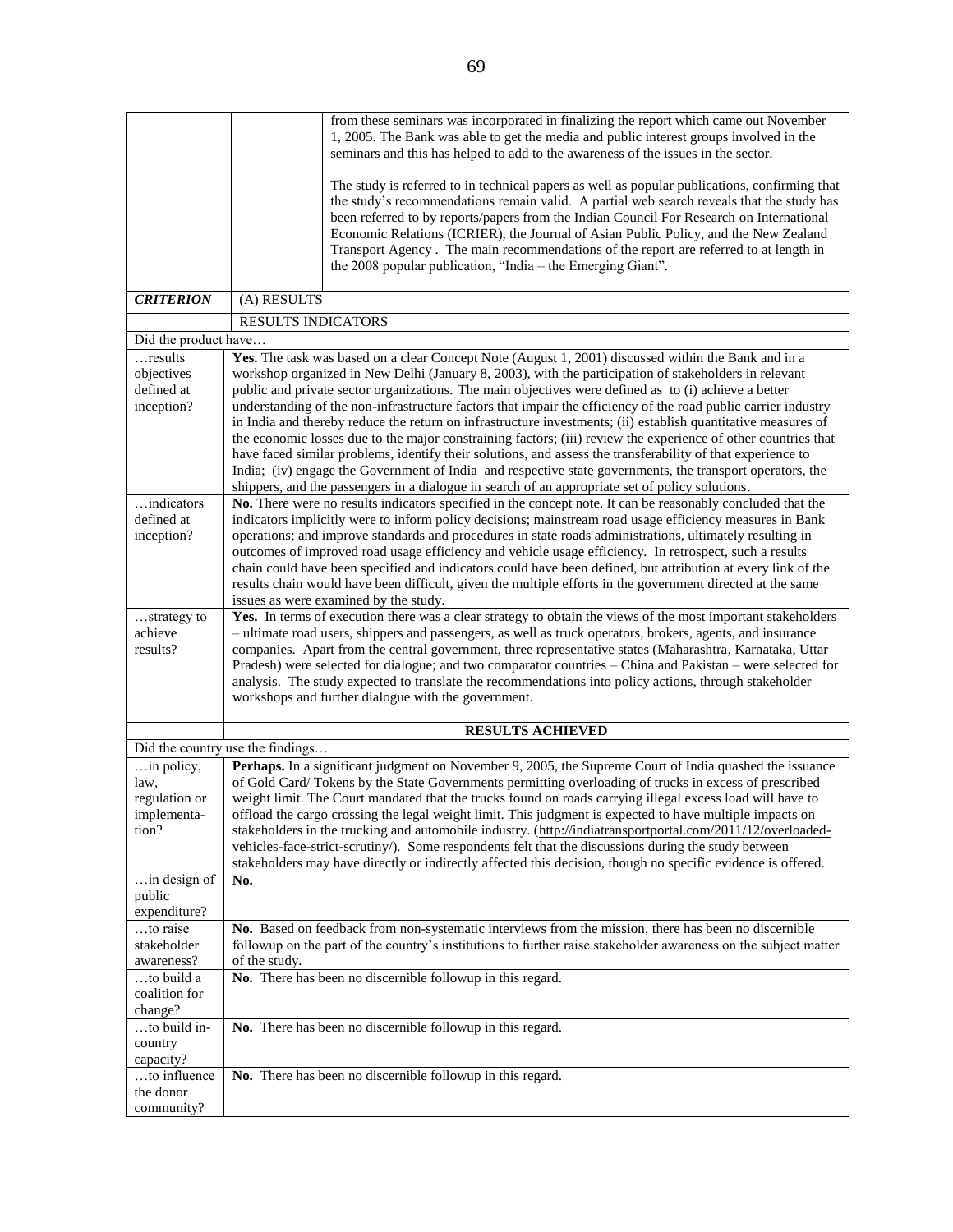|  |  |  |
|---|---|---|
|  |  | from these seminars was incorporated in finalizing the report which came out November 1, 2005. The Bank was able to get the media and public interest groups involved in the seminars and this has helped to add to the awareness of the issues in the sector.<br><br>The study is referred to in technical papers as well as popular publications, confirming that the study's recommendations remain valid. A partial web search reveals that the study has been referred to by reports/papers from the Indian Council For Research on International Economic Relations (ICRIER), the Journal of Asian Public Policy, and the New Zealand Transport Agency . The main recommendations of the report are referred to at length in the 2008 popular publication, "India – the Emerging Giant". |
|  |  |  |
| ***CRITERION*** | (A) RESULTS |  |
|  | RESULTS INDICATORS |  |
| Did the product have… |  |  |
| …results objectives defined at inception? | **Yes.** The task was based on a clear Concept Note (August 1, 2001) discussed within the Bank and in a workshop organized in New Delhi (January 8, 2003), with the participation of stakeholders in relevant public and private sector organizations. The main objectives were defined as to (i) achieve a better understanding of the non-infrastructure factors that impair the efficiency of the road public carrier industry in India and thereby reduce the return on infrastructure investments; (ii) establish quantitative measures of the economic losses due to the major constraining factors; (iii) review the experience of other countries that have faced similar problems, identify their solutions, and assess the transferability of that experience to India; (iv) engage the Government of India and respective state governments, the transport operators, the shippers, and the passengers in a dialogue in search of an appropriate set of policy solutions. |  |
| …indicators defined at inception? | **No.** There were no results indicators specified in the concept note. It can be reasonably concluded that the indicators implicitly were to inform policy decisions; mainstream road usage efficiency measures in Bank operations; and improve standards and procedures in state roads administrations, ultimately resulting in outcomes of improved road usage efficiency and vehicle usage efficiency. In retrospect, such a results chain could have been specified and indicators could have been defined, but attribution at every link of the results chain would have been difficult, given the multiple efforts in the government directed at the same issues as were examined by the study. |  |
| …strategy to achieve results? | **Yes.** In terms of execution there was a clear strategy to obtain the views of the most important stakeholders – ultimate road users, shippers and passengers, as well as truck operators, brokers, agents, and insurance companies. Apart from the central government, three representative states (Maharashtra, Karnataka, Uttar Pradesh) were selected for dialogue; and two comparator countries – China and Pakistan – were selected for analysis. The study expected to translate the recommendations into policy actions, through stakeholder workshops and further dialogue with the government. |  |
|  | **RESULTS ACHIEVED** |  |
| Did the country use the findings… |  |  |
| …in policy, law, regulation or implementation? | **Perhaps.** In a significant judgment on November 9, 2005, the Supreme Court of India quashed the issuance of Gold Card/ Tokens by the State Governments permitting overloading of trucks in excess of prescribed weight limit. The Court mandated that the trucks found on roads carrying illegal excess load will have to offload the cargo crossing the legal weight limit. This judgment is expected to have multiple impacts on stakeholders in the trucking and automobile industry. (http://indiatransportportal.com/2011/12/overloaded-vehicles-face-strict-scrutiny/). Some respondents felt that the discussions during the study between stakeholders may have directly or indirectly affected this decision, though no specific evidence is offered. |  |
| …in design of public expenditure? | **No.** |  |
| …to raise stakeholder awareness? | **No.** Based on feedback from non-systematic interviews from the mission, there has been no discernible followup on the part of the country's institutions to further raise stakeholder awareness on the subject matter of the study. |  |
| …to build a coalition for change? | **No.** There has been no discernible followup in this regard. |  |
| …to build in-country capacity? | **No.** There has been no discernible followup in this regard. |  |
| …to influence the donor community? | **No.** There has been no discernible followup in this regard. |  |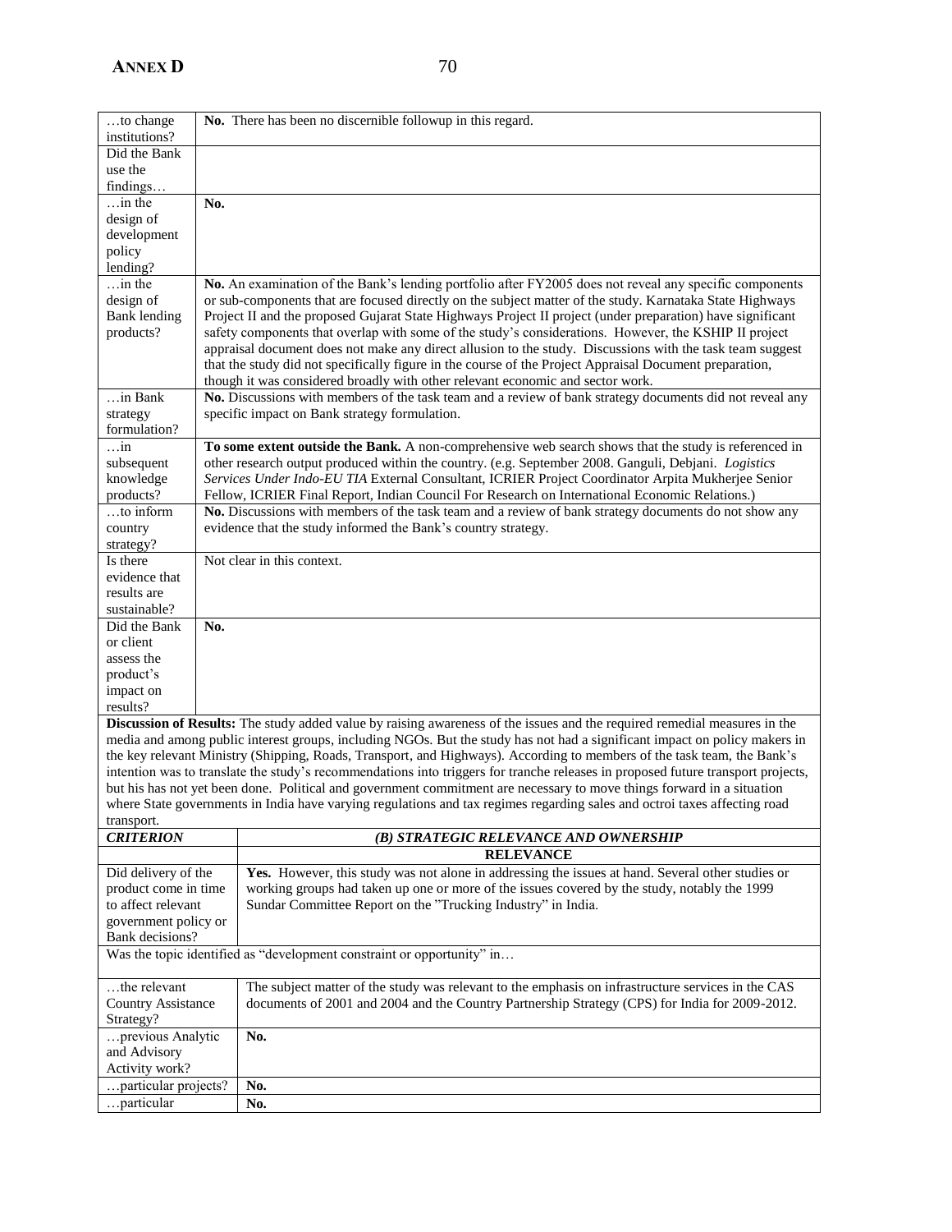| | |
|---|---|
| …to change institutions? | **No.** There has been no discernible followup in this regard. |
| Did the Bank use the findings… | |
| …in the design of development policy lending? | **No.** |
| …in the design of Bank lending products? | **No.** An examination of the Bank's lending portfolio after FY2005 does not reveal any specific components or sub-components that are focused directly on the subject matter of the study. Karnataka State Highways Project II and the proposed Gujarat State Highways Project II project (under preparation) have significant safety components that overlap with some of the study's considerations. However, the KSHIP II project appraisal document does not make any direct allusion to the study. Discussions with the task team suggest that the study did not specifically figure in the course of the Project Appraisal Document preparation, though it was considered broadly with other relevant economic and sector work. |
| …in Bank strategy formulation? | **No.** Discussions with members of the task team and a review of bank strategy documents did not reveal any specific impact on Bank strategy formulation. |
| …in subsequent knowledge products? | **To some extent outside the Bank.** A non-comprehensive web search shows that the study is referenced in other research output produced within the country. (e.g. September 2008. Ganguli, Debjani. *Logistics Services Under Indo-EU TIA* External Consultant, ICRIER Project Coordinator Arpita Mukherjee Senior Fellow, ICRIER Final Report, Indian Council For Research on International Economic Relations.) |
| …to inform country strategy? | **No.** Discussions with members of the task team and a review of bank strategy documents do not show any evidence that the study informed the Bank's country strategy. |
| Is there evidence that results are sustainable? | Not clear in this context. |
| Did the Bank or client assess the product's impact on results? | **No.** |

**Discussion of Results:** The study added value by raising awareness of the issues and the required remedial measures in the media and among public interest groups, including NGOs. But the study has not had a significant impact on policy makers in the key relevant Ministry (Shipping, Roads, Transport, and Highways). According to members of the task team, the Bank's intention was to translate the study's recommendations into triggers for tranche releases in proposed future transport projects, but his has not yet been done. Political and government commitment are necessary to move things forward in a situation where State governments in India have varying regulations and tax regimes regarding sales and octroi taxes affecting road transport.

| ***CRITERION*** | ***(B) STRATEGIC RELEVANCE AND OWNERSHIP*** |
|---|---|
| | **RELEVANCE** |
| Did delivery of the product come in time to affect relevant government policy or Bank decisions? | **Yes.** However, this study was not alone in addressing the issues at hand. Several other studies or working groups had taken up one or more of the issues covered by the study, notably the 1999 Sundar Committee Report on the "Trucking Industry" in India. |
| Was the topic identified as "development constraint or opportunity" in… | |
| …the relevant Country Assistance Strategy? | The subject matter of the study was relevant to the emphasis on infrastructure services in the CAS documents of 2001 and 2004 and the Country Partnership Strategy (CPS) for India for 2009-2012. |
| …previous Analytic and Advisory Activity work? | **No.** |
| …particular projects? | **No.** |
| …particular | **No.** |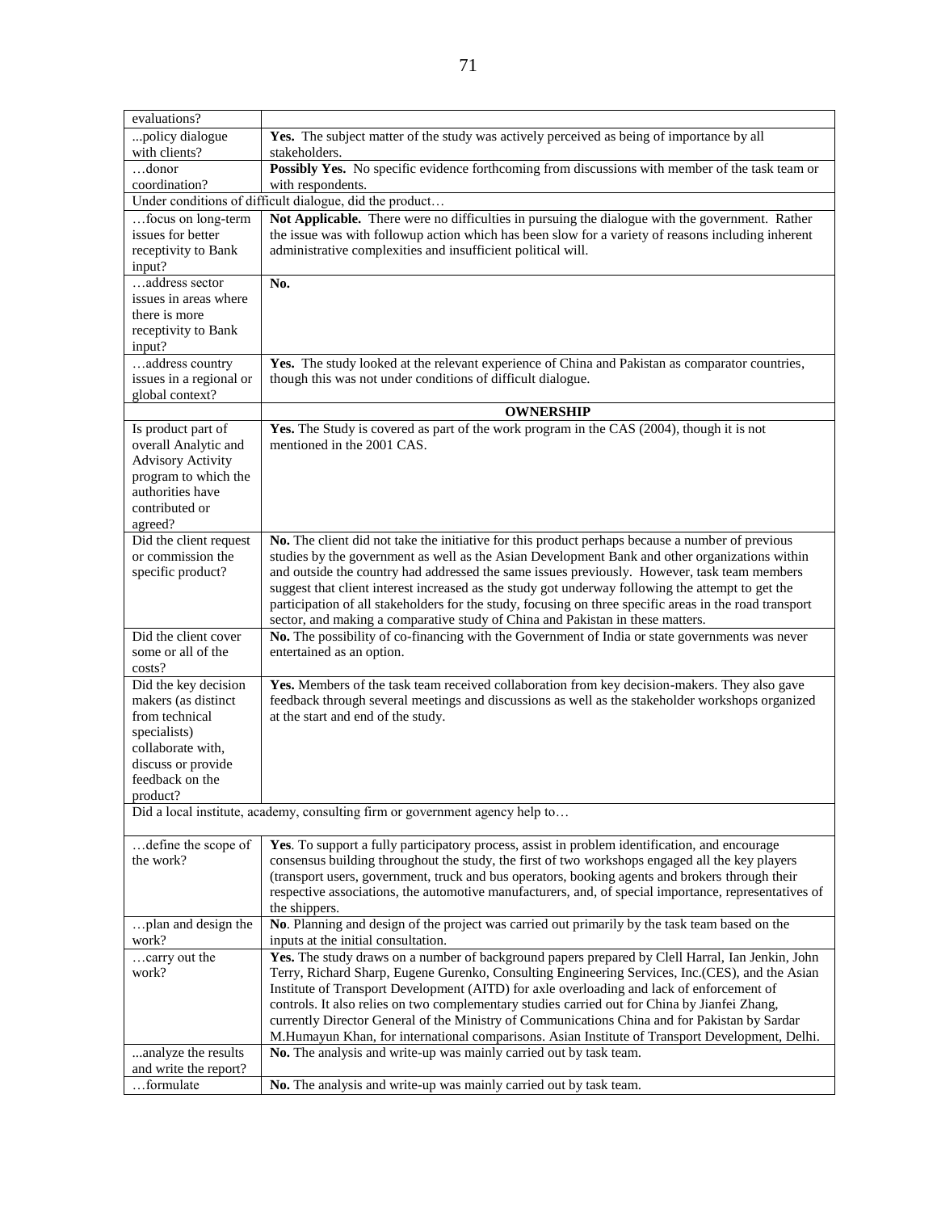| evaluations? | |
|---|---|
| ...policy dialogue with clients? | **Yes.** The subject matter of the study was actively perceived as being of importance by all stakeholders. |
| …donor coordination? | **Possibly Yes.** No specific evidence forthcoming from discussions with member of the task team or with respondents. |
| Under conditions of difficult dialogue, did the product… | |
| …focus on long-term issues for better receptivity to Bank input? | **Not Applicable.** There were no difficulties in pursuing the dialogue with the government. Rather the issue was with followup action which has been slow for a variety of reasons including inherent administrative complexities and insufficient political will. |
| …address sector issues in areas where there is more receptivity to Bank input? | **No.** |
| …address country issues in a regional or global context? | **Yes.** The study looked at the relevant experience of China and Pakistan as comparator countries, though this was not under conditions of difficult dialogue. |
| | **OWNERSHIP** |
| Is product part of overall Analytic and Advisory Activity program to which the authorities have contributed or agreed? | **Yes.** The Study is covered as part of the work program in the CAS (2004), though it is not mentioned in the 2001 CAS. |
| Did the client request or commission the specific product? | **No.** The client did not take the initiative for this product perhaps because a number of previous studies by the government as well as the Asian Development Bank and other organizations within and outside the country had addressed the same issues previously. However, task team members suggest that client interest increased as the study got underway following the attempt to get the participation of all stakeholders for the study, focusing on three specific areas in the road transport sector, and making a comparative study of China and Pakistan in these matters. |
| Did the client cover some or all of the costs? | **No.** The possibility of co-financing with the Government of India or state governments was never entertained as an option. |
| Did the key decision makers (as distinct from technical specialists) collaborate with, discuss or provide feedback on the product? | **Yes.** Members of the task team received collaboration from key decision-makers. They also gave feedback through several meetings and discussions as well as the stakeholder workshops organized at the start and end of the study. |
| Did a local institute, academy, consulting firm or government agency help to… | |
| …define the scope of the work? | **Yes**. To support a fully participatory process, assist in problem identification, and encourage consensus building throughout the study, the first of two workshops engaged all the key players (transport users, government, truck and bus operators, booking agents and brokers through their respective associations, the automotive manufacturers, and, of special importance, representatives of the shippers. |
| …plan and design the work? | **No**. Planning and design of the project was carried out primarily by the task team based on the inputs at the initial consultation. |
| …carry out the work? | **Yes.** The study draws on a number of background papers prepared by Clell Harral, Ian Jenkin, John Terry, Richard Sharp, Eugene Gurenko, Consulting Engineering Services, Inc.(CES), and the Asian Institute of Transport Development (AITD) for axle overloading and lack of enforcement of controls. It also relies on two complementary studies carried out for China by Jianfei Zhang, currently Director General of the Ministry of Communications China and for Pakistan by Sardar M.Humayun Khan, for international comparisons. Asian Institute of Transport Development, Delhi. |
| ...analyze the results and write the report? | **No.** The analysis and write-up was mainly carried out by task team. |
| …formulate | **No.** The analysis and write-up was mainly carried out by task team. |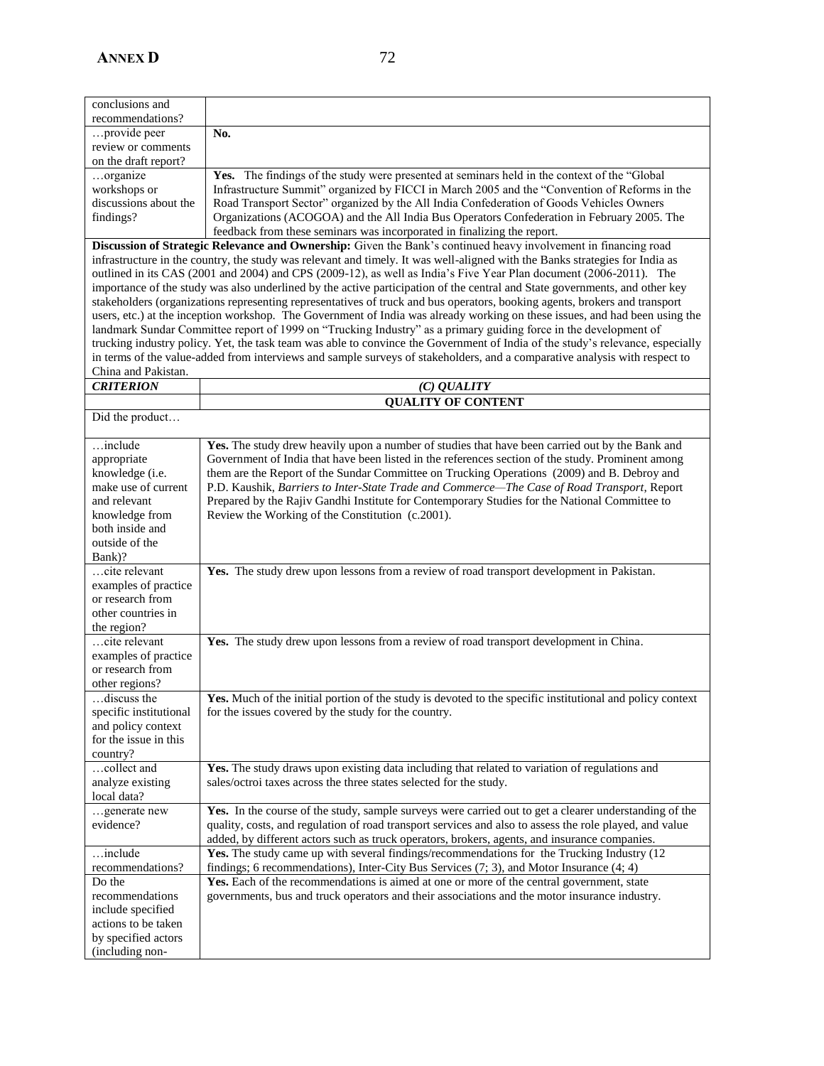| | |
|---|---|
| conclusions and recommendations? | |
| …provide peer review or comments on the draft report? | **No.** |
| …organize workshops or discussions about the findings? | **Yes.** The findings of the study were presented at seminars held in the context of the "Global Infrastructure Summit" organized by FICCI in March 2005 and the "Convention of Reforms in the Road Transport Sector" organized by the All India Confederation of Goods Vehicles Owners Organizations (ACOGOA) and the All India Bus Operators Confederation in February 2005. The feedback from these seminars was incorporated in finalizing the report. |
| **Discussion of Strategic Relevance and Ownership:** Given the Bank's continued heavy involvement in financing road infrastructure in the country, the study was relevant and timely. It was well-aligned with the Banks strategies for India as outlined in its CAS (2001 and 2004) and CPS (2009-12), as well as India's Five Year Plan document (2006-2011). The importance of the study was also underlined by the active participation of the central and State governments, and other key stakeholders (organizations representing representatives of truck and bus operators, booking agents, brokers and transport users, etc.) at the inception workshop. The Government of India was already working on these issues, and had been using the landmark Sundar Committee report of 1999 on "Trucking Industry" as a primary guiding force in the development of trucking industry policy. Yet, the task team was able to convince the Government of India of the study's relevance, especially in terms of the value-added from interviews and sample surveys of stakeholders, and a comparative analysis with respect to China and Pakistan. | |
| ***CRITERION*** | ***(C) QUALITY*** |
| | **QUALITY OF CONTENT** |
| Did the product… | |
| …include appropriate knowledge (i.e. make use of current and relevant knowledge from both inside and outside of the Bank)? | **Yes.** The study drew heavily upon a number of studies that have been carried out by the Bank and Government of India that have been listed in the references section of the study. Prominent among them are the Report of the Sundar Committee on Trucking Operations (2009) and B. Debroy and P.D. Kaushik, *Barriers to Inter-State Trade and Commerce—The Case of Road Transport*, Report Prepared by the Rajiv Gandhi Institute for Contemporary Studies for the National Committee to Review the Working of the Constitution (c.2001). |
| …cite relevant examples of practice or research from other countries in the region? | **Yes.** The study drew upon lessons from a review of road transport development in Pakistan. |
| …cite relevant examples of practice or research from other regions? | **Yes.** The study drew upon lessons from a review of road transport development in China. |
| …discuss the specific institutional and policy context for the issue in this country? | **Yes.** Much of the initial portion of the study is devoted to the specific institutional and policy context for the issues covered by the study for the country. |
| …collect and analyze existing local data? | **Yes.** The study draws upon existing data including that related to variation of regulations and sales/octroi taxes across the three states selected for the study. |
| …generate new evidence? | **Yes.** In the course of the study, sample surveys were carried out to get a clearer understanding of the quality, costs, and regulation of road transport services and also to assess the role played, and value added, by different actors such as truck operators, brokers, agents, and insurance companies. |
| …include recommendations? | **Yes.** The study came up with several findings/recommendations for the Trucking Industry (12 findings; 6 recommendations), Inter-City Bus Services (7; 3), and Motor Insurance (4; 4) |
| Do the recommendations include specified actions to be taken by specified actors (including non- | **Yes.** Each of the recommendations is aimed at one or more of the central government, state governments, bus and truck operators and their associations and the motor insurance industry. |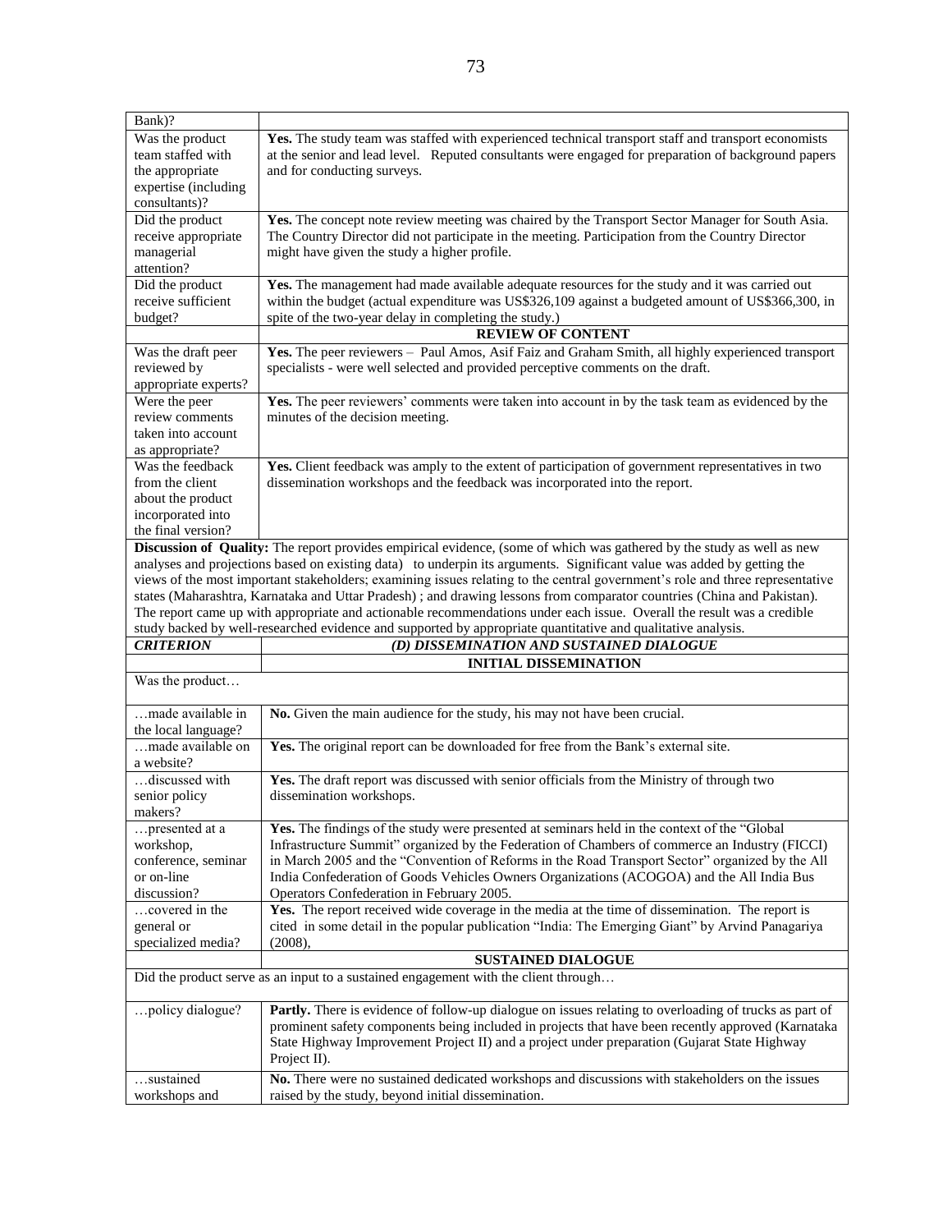| | |
|---|---|
| Bank)? | |
| Was the product team staffed with the appropriate expertise (including consultants)? | **Yes.** The study team was staffed with experienced technical transport staff and transport economists at the senior and lead level. Reputed consultants were engaged for preparation of background papers and for conducting surveys. |
| Did the product receive appropriate managerial attention? | **Yes.** The concept note review meeting was chaired by the Transport Sector Manager for South Asia. The Country Director did not participate in the meeting. Participation from the Country Director might have given the study a higher profile. |
| Did the product receive sufficient budget? | **Yes.** The management had made available adequate resources for the study and it was carried out within the budget (actual expenditure was US$326,109 against a budgeted amount of US$366,300, in spite of the two-year delay in completing the study.) |
| | **REVIEW OF CONTENT** |
| Was the draft peer reviewed by appropriate experts? | **Yes.** The peer reviewers – Paul Amos, Asif Faiz and Graham Smith, all highly experienced transport specialists - were well selected and provided perceptive comments on the draft. |
| Were the peer review comments taken into account as appropriate? | **Yes.** The peer reviewers' comments were taken into account in by the task team as evidenced by the minutes of the decision meeting. |
| Was the feedback from the client about the product incorporated into the final version? | **Yes.** Client feedback was amply to the extent of participation of government representatives in two dissemination workshops and the feedback was incorporated into the report. |
| **Discussion of Quality:** The report provides empirical evidence, (some of which was gathered by the study as well as new analyses and projections based on existing data) to underpin its arguments. Significant value was added by getting the views of the most important stakeholders; examining issues relating to the central government's role and three representative states (Maharashtra, Karnataka and Uttar Pradesh) ; and drawing lessons from comparator countries (China and Pakistan). The report came up with appropriate and actionable recommendations under each issue. Overall the result was a credible study backed by well-researched evidence and supported by appropriate quantitative and qualitative analysis. | |
| ***CRITERION*** | ***(D) DISSEMINATION AND SUSTAINED DIALOGUE*** |
| | **INITIAL DISSEMINATION** |
| Was the product… | |
| …made available in the local language? | **No.** Given the main audience for the study, his may not have been crucial. |
| …made available on a website? | **Yes.** The original report can be downloaded for free from the Bank's external site. |
| …discussed with senior policy makers? | **Yes.** The draft report was discussed with senior officials from the Ministry of through two dissemination workshops. |
| …presented at a workshop, conference, seminar or on-line discussion? | **Yes.** The findings of the study were presented at seminars held in the context of the "Global Infrastructure Summit" organized by the Federation of Chambers of commerce an Industry (FICCI) in March 2005 and the "Convention of Reforms in the Road Transport Sector" organized by the All India Confederation of Goods Vehicles Owners Organizations (ACOGOA) and the All India Bus Operators Confederation in February 2005. |
| …covered in the general or specialized media? | **Yes.** The report received wide coverage in the media at the time of dissemination. The report is cited in some detail in the popular publication "India: The Emerging Giant" by Arvind Panagariya (2008), |
| | **SUSTAINED DIALOGUE** |
| Did the product serve as an input to a sustained engagement with the client through… | |
| …policy dialogue? | **Partly.** There is evidence of follow-up dialogue on issues relating to overloading of trucks as part of prominent safety components being included in projects that have been recently approved (Karnataka State Highway Improvement Project II) and a project under preparation (Gujarat State Highway Project II). |
| …sustained workshops and | **No.** There were no sustained dedicated workshops and discussions with stakeholders on the issues raised by the study, beyond initial dissemination. |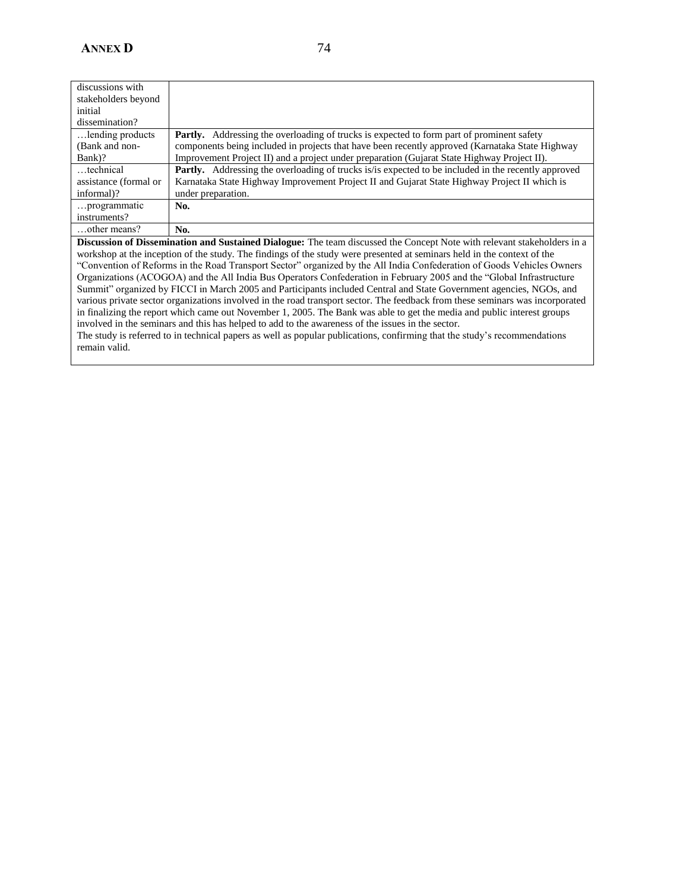| discussions with stakeholders beyond initial dissemination? | |
|---|---|
| …lending products (Bank and non-Bank)? | **Partly.** Addressing the overloading of trucks is expected to form part of prominent safety components being included in projects that have been recently approved (Karnataka State Highway Improvement Project II) and a project under preparation (Gujarat State Highway Project II). |
| …technical assistance (formal or informal)? | **Partly.** Addressing the overloading of trucks is/is expected to be included in the recently approved Karnataka State Highway Improvement Project II and Gujarat State Highway Project II which is under preparation. |
| …programmatic instruments? | **No.** |
| …other means? | **No.** |

**Discussion of Dissemination and Sustained Dialogue:** The team discussed the Concept Note with relevant stakeholders in a workshop at the inception of the study. The findings of the study were presented at seminars held in the context of the "Convention of Reforms in the Road Transport Sector" organized by the All India Confederation of Goods Vehicles Owners Organizations (ACOGOA) and the All India Bus Operators Confederation in February 2005 and the "Global Infrastructure Summit" organized by FICCI in March 2005 and Participants included Central and State Government agencies, NGOs, and various private sector organizations involved in the road transport sector. The feedback from these seminars was incorporated in finalizing the report which came out November 1, 2005. The Bank was able to get the media and public interest groups involved in the seminars and this has helped to add to the awareness of the issues in the sector.
The study is referred to in technical papers as well as popular publications, confirming that the study's recommendations remain valid.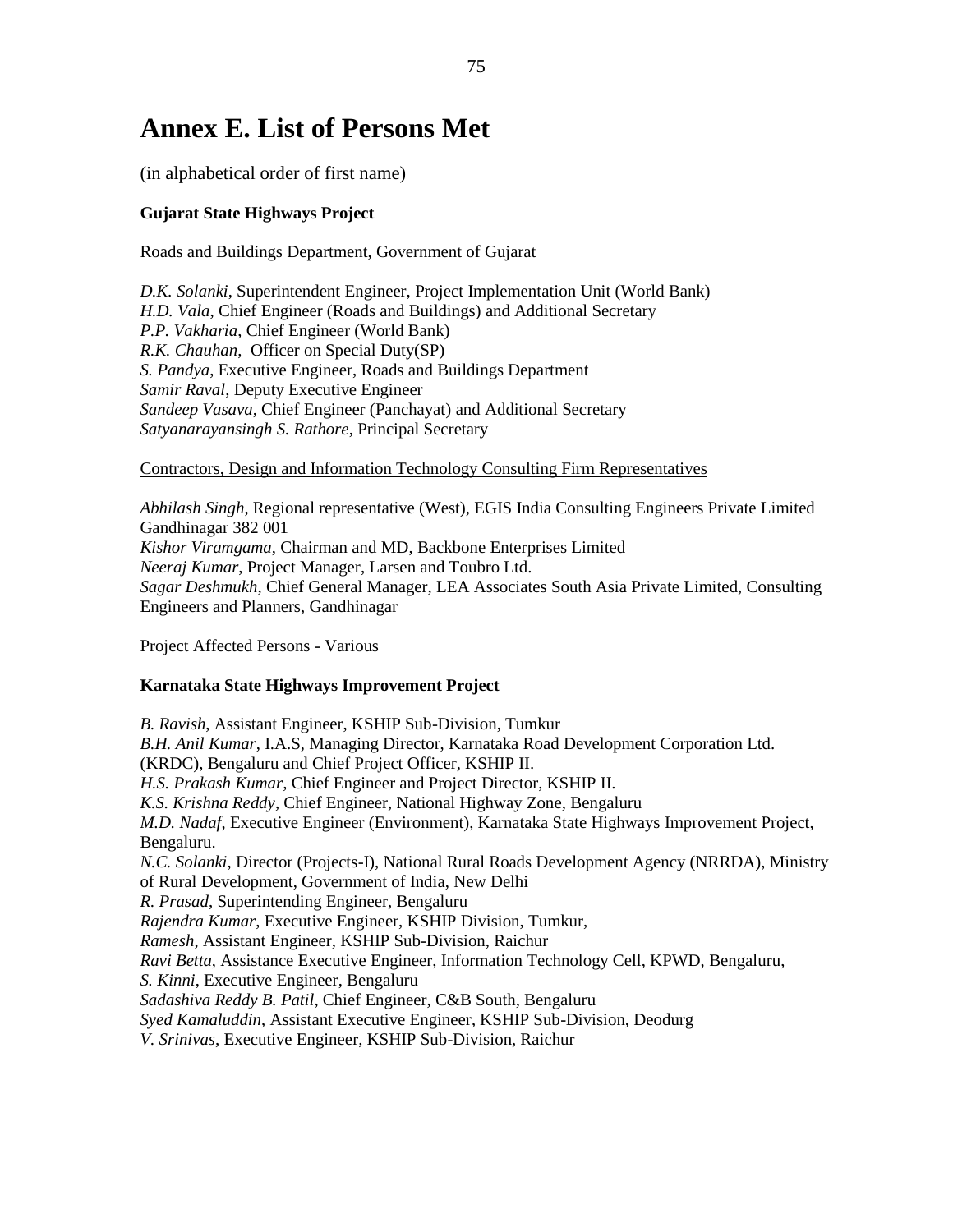# Annex E. List of Persons Met

(in alphabetical order of first name)

**Gujarat State Highways Project**

Roads and Buildings Department, Government of Gujarat

*D.K. Solanki*, Superintendent Engineer, Project Implementation Unit (World Bank)
*H.D. Vala*, Chief Engineer (Roads and Buildings) and Additional Secretary
*P.P. Vakharia*, Chief Engineer (World Bank)
*R.K. Chauhan*, Officer on Special Duty(SP)
*S. Pandya*, Executive Engineer, Roads and Buildings Department
*Samir Raval*, Deputy Executive Engineer
*Sandeep Vasava*, Chief Engineer (Panchayat) and Additional Secretary
*Satyanarayansingh S. Rathore*, Principal Secretary

Contractors, Design and Information Technology Consulting Firm Representatives

*Abhilash Singh*, Regional representative (West), EGIS India Consulting Engineers Private Limited Gandhinagar 382 001
*Kishor Viramgama*, Chairman and MD, Backbone Enterprises Limited
*Neeraj Kumar*, Project Manager, Larsen and Toubro Ltd.
*Sagar Deshmukh*, Chief General Manager, LEA Associates South Asia Private Limited, Consulting Engineers and Planners, Gandhinagar

Project Affected Persons - Various

**Karnataka State Highways Improvement Project**

*B. Ravish*, Assistant Engineer, KSHIP Sub-Division, Tumkur
*B.H. Anil Kumar*, I.A.S, Managing Director, Karnataka Road Development Corporation Ltd. (KRDC), Bengaluru and Chief Project Officer, KSHIP II.
*H.S. Prakash Kumar*, Chief Engineer and Project Director, KSHIP II.
*K.S. Krishna Reddy*, Chief Engineer, National Highway Zone, Bengaluru
*M.D. Nadaf*, Executive Engineer (Environment), Karnataka State Highways Improvement Project, Bengaluru.
*N.C. Solanki*, Director (Projects-I), National Rural Roads Development Agency (NRRDA), Ministry of Rural Development, Government of India, New Delhi
*R. Prasad*, Superintending Engineer, Bengaluru
*Rajendra Kumar*, Executive Engineer, KSHIP Division, Tumkur,
*Ramesh*, Assistant Engineer, KSHIP Sub-Division, Raichur
*Ravi Betta*, Assistance Executive Engineer, Information Technology Cell, KPWD, Bengaluru,
*S. Kinni*, Executive Engineer, Bengaluru
*Sadashiva Reddy B. Patil*, Chief Engineer, C&B South, Bengaluru
*Syed Kamaluddin*, Assistant Executive Engineer, KSHIP Sub-Division, Deodurg
*V. Srinivas*, Executive Engineer, KSHIP Sub-Division, Raichur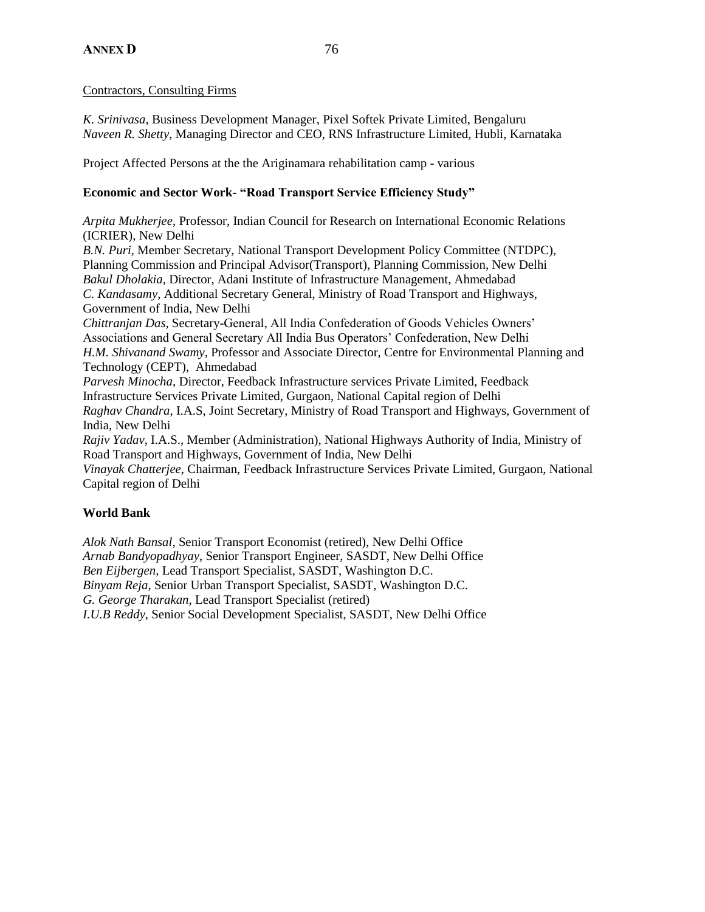Contractors, Consulting Firms

*K. Srinivasa*, Business Development Manager, Pixel Softek Private Limited, Bengaluru
*Naveen R. Shetty*, Managing Director and CEO, RNS Infrastructure Limited, Hubli, Karnataka

Project Affected Persons at the the Ariginamara rehabilitation camp - various

**Economic and Sector Work- "Road Transport Service Efficiency Study"**

*Arpita Mukherjee*, Professor, Indian Council for Research on International Economic Relations (ICRIER), New Delhi
*B.N. Puri*, Member Secretary, National Transport Development Policy Committee (NTDPC), Planning Commission and Principal Advisor(Transport), Planning Commission, New Delhi
*Bakul Dholakia*, Director, Adani Institute of Infrastructure Management, Ahmedabad
*C. Kandasamy*, Additional Secretary General, Ministry of Road Transport and Highways, Government of India, New Delhi
*Chittranjan Das*, Secretary-General, All India Confederation of Goods Vehicles Owners' Associations and General Secretary All India Bus Operators' Confederation, New Delhi
*H.M. Shivanand Swamy*, Professor and Associate Director, Centre for Environmental Planning and Technology (CEPT), Ahmedabad
*Parvesh Minocha*, Director, Feedback Infrastructure services Private Limited, Feedback Infrastructure Services Private Limited, Gurgaon, National Capital region of Delhi
*Raghav Chandra*, I.A.S, Joint Secretary, Ministry of Road Transport and Highways, Government of India, New Delhi
*Rajiv Yadav*, I.A.S., Member (Administration), National Highways Authority of India, Ministry of Road Transport and Highways, Government of India, New Delhi
*Vinayak Chatterjee*, Chairman, Feedback Infrastructure Services Private Limited, Gurgaon, National Capital region of Delhi

**World Bank**

*Alok Nath Bansal*, Senior Transport Economist (retired), New Delhi Office
*Arnab Bandyopadhyay*, Senior Transport Engineer, SASDT, New Delhi Office
*Ben Eijbergen*, Lead Transport Specialist, SASDT, Washington D.C.
*Binyam Reja*, Senior Urban Transport Specialist, SASDT, Washington D.C.
*G. George Tharakan*, Lead Transport Specialist (retired)
*I.U.B Reddy*, Senior Social Development Specialist, SASDT, New Delhi Office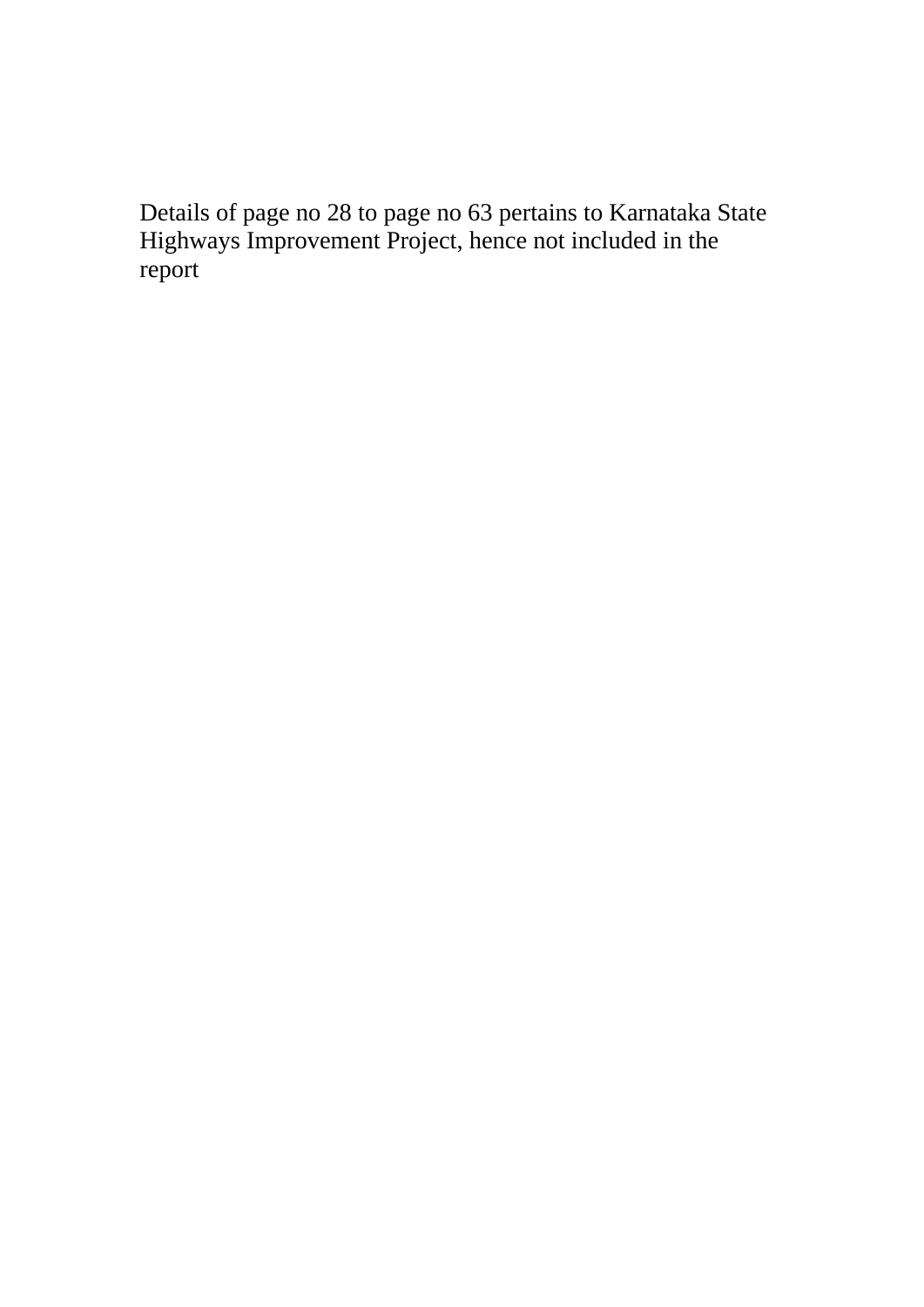Details of page no 28 to page no 63 pertains to Karnataka State Highways Improvement Project, hence not included in the report